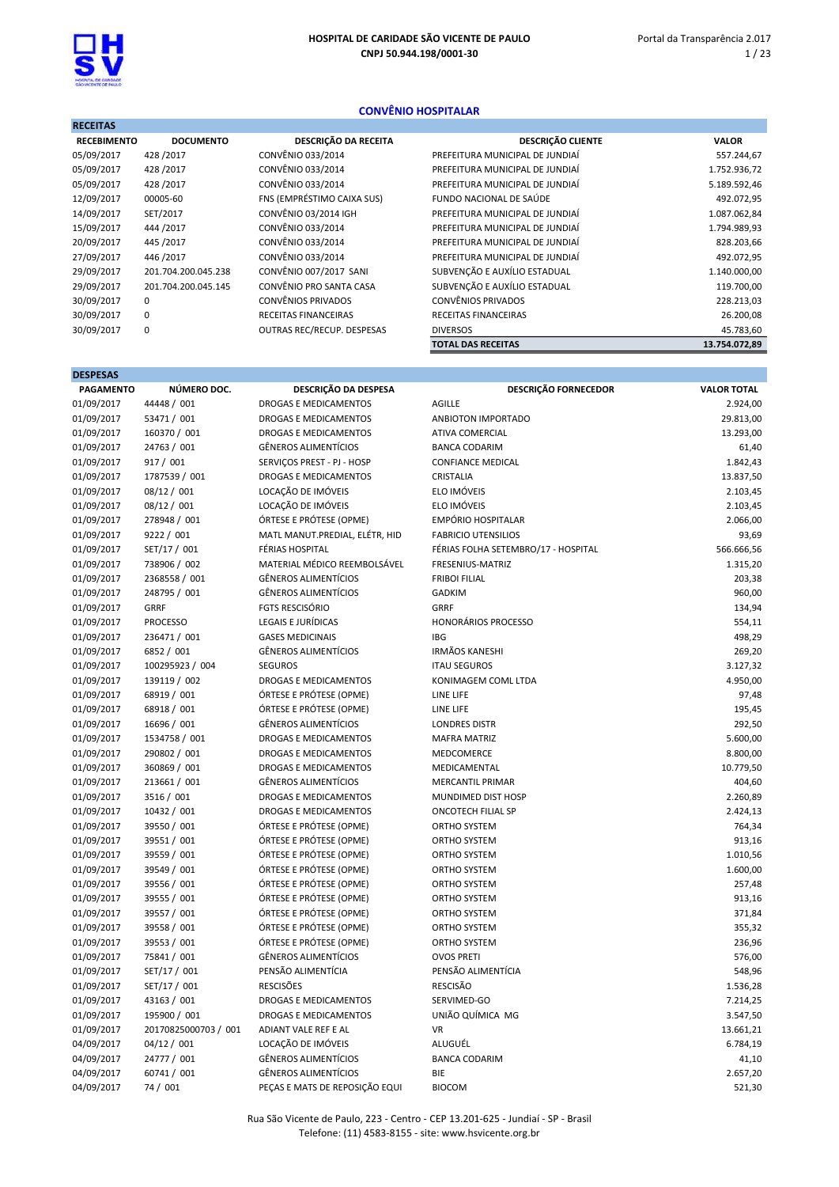# HOSPITAL DE CARIDADE SÃO VICENTE DE PAULO
**CNPJ 50.944.198/0001-30**

Portal da Transparência 2.017

## CONVÊNIO HOSPITALAR

### RECEITAS

| RECEBIMENTO | DOCUMENTO | DESCRIÇÃO DA RECEITA | DESCRIÇÃO CLIENTE | VALOR |
|---|---|---|---|---|
| 05/09/2017 | 428 /2017 | CONVÊNIO 033/2014 | PREFEITURA MUNICIPAL DE JUNDIAÍ | 557.244,67 |
| 05/09/2017 | 428 /2017 | CONVÊNIO 033/2014 | PREFEITURA MUNICIPAL DE JUNDIAÍ | 1.752.936,72 |
| 05/09/2017 | 428 /2017 | CONVÊNIO 033/2014 | PREFEITURA MUNICIPAL DE JUNDIAÍ | 5.189.592,46 |
| 12/09/2017 | 00005-60 | FNS (EMPRÉSTIMO CAIXA SUS) | FUNDO NACIONAL DE SAÚDE | 492.072,95 |
| 14/09/2017 | SET/2017 | CONVÊNIO 03/2014 IGH | PREFEITURA MUNICIPAL DE JUNDIAÍ | 1.087.062,84 |
| 15/09/2017 | 444 /2017 | CONVÊNIO 033/2014 | PREFEITURA MUNICIPAL DE JUNDIAÍ | 1.794.989,93 |
| 20/09/2017 | 445 /2017 | CONVÊNIO 033/2014 | PREFEITURA MUNICIPAL DE JUNDIAÍ | 828.203,66 |
| 27/09/2017 | 446 /2017 | CONVÊNIO 033/2014 | PREFEITURA MUNICIPAL DE JUNDIAÍ | 492.072,95 |
| 29/09/2017 | 201.704.200.045.238 | CONVÊNIO 007/2017 SANI | SUBVENÇÃO E AUXÍLIO ESTADUAL | 1.140.000,00 |
| 29/09/2017 | 201.704.200.045.145 | CONVÊNIO PRO SANTA CASA | SUBVENÇÃO E AUXÍLIO ESTADUAL | 119.700,00 |
| 30/09/2017 | 0 | CONVÊNIOS PRIVADOS | CONVÊNIOS PRIVADOS | 228.213,03 |
| 30/09/2017 | 0 | RECEITAS FINANCEIRAS | RECEITAS FINANCEIRAS | 26.200,08 |
| 30/09/2017 | 0 | OUTRAS REC/RECUP. DESPESAS | DIVERSOS | 45.783,60 |
| | | | **TOTAL DAS RECEITAS** | **13.754.072,89** |

### DESPESAS

| PAGAMENTO | NÚMERO DOC. | DESCRIÇÃO DA DESPESA | DESCRIÇÃO FORNECEDOR | VALOR TOTAL |
|---|---|---|---|---|
| 01/09/2017 | 44448 / 001 | DROGAS E MEDICAMENTOS | AGILLE | 2.924,00 |
| 01/09/2017 | 53471 / 001 | DROGAS E MEDICAMENTOS | ANBIOTON IMPORTADO | 29.813,00 |
| 01/09/2017 | 160370 / 001 | DROGAS E MEDICAMENTOS | ATIVA COMERCIAL | 13.293,00 |
| 01/09/2017 | 24763 / 001 | GÊNEROS ALIMENTÍCIOS | BANCA CODARIM | 61,40 |
| 01/09/2017 | 917 / 001 | SERVIÇOS PREST - PJ - HOSP | CONFIANCE MEDICAL | 1.842,43 |
| 01/09/2017 | 1787539 / 001 | DROGAS E MEDICAMENTOS | CRISTALIA | 13.837,50 |
| 01/09/2017 | 08/12 / 001 | LOCAÇÃO DE IMÓVEIS | ELO IMÓVEIS | 2.103,45 |
| 01/09/2017 | 08/12 / 001 | LOCAÇÃO DE IMÓVEIS | ELO IMÓVEIS | 2.103,45 |
| 01/09/2017 | 278948 / 001 | ÓRTESE E PRÓTESE (OPME) | EMPÓRIO HOSPITALAR | 2.066,00 |
| 01/09/2017 | 9222 / 001 | MATL MANUT.PREDIAL, ELÉTR, HID | FABRICIO UTENSILIOS | 93,69 |
| 01/09/2017 | SET/17 / 001 | FÉRIAS HOSPITAL | FÉRIAS FOLHA SETEMBRO/17 - HOSPITAL | 566.666,56 |
| 01/09/2017 | 738906 / 002 | MATERIAL MÉDICO REEMBOLSÁVEL | FRESENIUS-MATRIZ | 1.315,20 |
| 01/09/2017 | 2368558 / 001 | GÊNEROS ALIMENTÍCIOS | FRIBOI FILIAL | 203,38 |
| 01/09/2017 | 248795 / 001 | GÊNEROS ALIMENTÍCIOS | GADKIM | 960,00 |
| 01/09/2017 | GRRF | FGTS RESCISÓRIO | GRRF | 134,94 |
| 01/09/2017 | PROCESSO | LEGAIS E JURÍDICAS | HONORÁRIOS PROCESSO | 554,11 |
| 01/09/2017 | 236471 / 001 | GASES MEDICINAIS | IBG | 498,29 |
| 01/09/2017 | 6852 / 001 | GÊNEROS ALIMENTÍCIOS | IRMÃOS KANESHI | 269,20 |
| 01/09/2017 | 100295923 / 004 | SEGUROS | ITAU SEGUROS | 3.127,32 |
| 01/09/2017 | 139119 / 002 | DROGAS E MEDICAMENTOS | KONIMAGEM COML LTDA | 4.950,00 |
| 01/09/2017 | 68919 / 001 | ÓRTESE E PRÓTESE (OPME) | LINE LIFE | 97,48 |
| 01/09/2017 | 68918 / 001 | ÓRTESE E PRÓTESE (OPME) | LINE LIFE | 195,45 |
| 01/09/2017 | 16696 / 001 | GÊNEROS ALIMENTÍCIOS | LONDRES DISTR | 292,50 |
| 01/09/2017 | 1534758 / 001 | DROGAS E MEDICAMENTOS | MAFRA MATRIZ | 5.600,00 |
| 01/09/2017 | 290802 / 001 | DROGAS E MEDICAMENTOS | MEDCOMERCE | 8.800,00 |
| 01/09/2017 | 360869 / 001 | DROGAS E MEDICAMENTOS | MEDICAMENTAL | 10.779,50 |
| 01/09/2017 | 213661 / 001 | GÊNEROS ALIMENTÍCIOS | MERCANTIL PRIMAR | 404,60 |
| 01/09/2017 | 3516 / 001 | DROGAS E MEDICAMENTOS | MUNDIMED DIST HOSP | 2.260,89 |
| 01/09/2017 | 10432 / 001 | DROGAS E MEDICAMENTOS | ONCOTECH FILIAL SP | 2.424,13 |
| 01/09/2017 | 39550 / 001 | ÓRTESE E PRÓTESE (OPME) | ORTHO SYSTEM | 764,34 |
| 01/09/2017 | 39551 / 001 | ÓRTESE E PRÓTESE (OPME) | ORTHO SYSTEM | 913,16 |
| 01/09/2017 | 39559 / 001 | ÓRTESE E PRÓTESE (OPME) | ORTHO SYSTEM | 1.010,56 |
| 01/09/2017 | 39549 / 001 | ÓRTESE E PRÓTESE (OPME) | ORTHO SYSTEM | 1.600,00 |
| 01/09/2017 | 39556 / 001 | ÓRTESE E PRÓTESE (OPME) | ORTHO SYSTEM | 257,48 |
| 01/09/2017 | 39555 / 001 | ÓRTESE E PRÓTESE (OPME) | ORTHO SYSTEM | 913,16 |
| 01/09/2017 | 39557 / 001 | ÓRTESE E PRÓTESE (OPME) | ORTHO SYSTEM | 371,84 |
| 01/09/2017 | 39558 / 001 | ÓRTESE E PRÓTESE (OPME) | ORTHO SYSTEM | 355,32 |
| 01/09/2017 | 39553 / 001 | ÓRTESE E PRÓTESE (OPME) | ORTHO SYSTEM | 236,96 |
| 01/09/2017 | 75841 / 001 | GÊNEROS ALIMENTÍCIOS | OVOS PRETI | 576,00 |
| 01/09/2017 | SET/17 / 001 | PENSÃO ALIMENTÍCIA | PENSÃO ALIMENTÍCIA | 548,96 |
| 01/09/2017 | SET/17 / 001 | RESCISÕES | RESCISÃO | 1.536,28 |
| 01/09/2017 | 43163 / 001 | DROGAS E MEDICAMENTOS | SERVIMED-GO | 7.214,25 |
| 01/09/2017 | 195900 / 001 | DROGAS E MEDICAMENTOS | UNIÃO QUÍMICA MG | 3.547,50 |
| 01/09/2017 | 20170825000703 / 001 | ADIANT VALE REF E AL | VR | 13.661,21 |
| 04/09/2017 | 04/12 / 001 | LOCAÇÃO DE IMÓVEIS | ALUGUÉL | 6.784,19 |
| 04/09/2017 | 24777 / 001 | GÊNEROS ALIMENTÍCIOS | BANCA CODARIM | 41,10 |
| 04/09/2017 | 60741 / 001 | GÊNEROS ALIMENTÍCIOS | BIE | 2.657,20 |
| 04/09/2017 | 74 / 001 | PEÇAS E MATS DE REPOSIÇÃO EQUI | BIOCOM | 521,30 |

Rua São Vicente de Paulo, 223 - Centro - CEP 13.201-625 - Jundiaí - SP - Brasil
Telefone: (11) 4583-8155 - site: www.hsvicente.org.br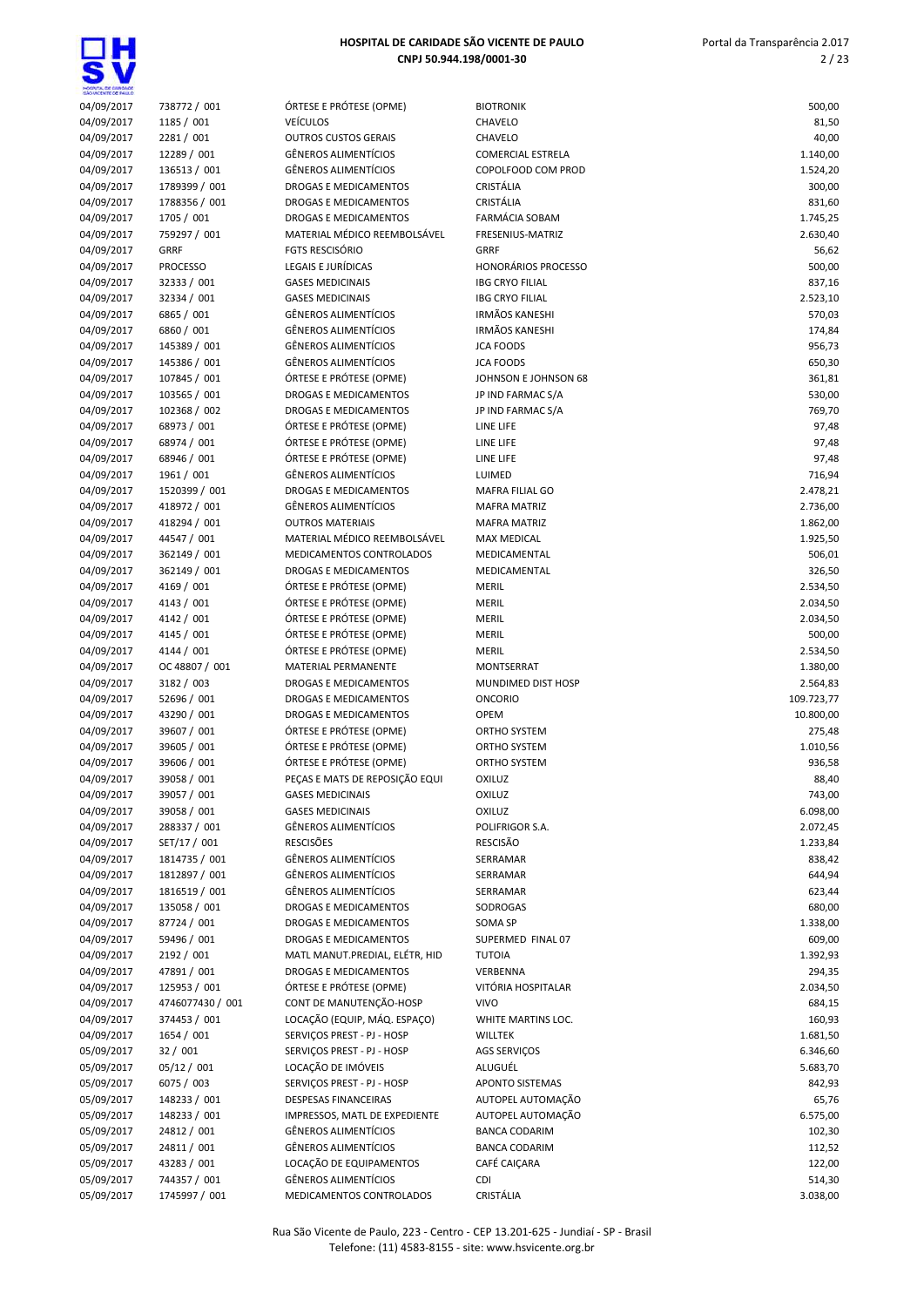| Data | Documento | Categoria | Fornecedor | Valor |
|---|---|---|---|---|
| 04/09/2017 | 738772 / 001 | ÓRTESE E PRÓTESE (OPME) | BIOTRONIK | 500,00 |
| 04/09/2017 | 1185 / 001 | VEÍCULOS | CHAVELO | 81,50 |
| 04/09/2017 | 2281 / 001 | OUTROS CUSTOS GERAIS | CHAVELO | 40,00 |
| 04/09/2017 | 12289 / 001 | GÊNEROS ALIMENTÍCIOS | COMERCIAL ESTRELA | 1.140,00 |
| 04/09/2017 | 136513 / 001 | GÊNEROS ALIMENTÍCIOS | COPOLFOOD COM PROD | 1.524,20 |
| 04/09/2017 | 1789399 / 001 | DROGAS E MEDICAMENTOS | CRISTÁLIA | 300,00 |
| 04/09/2017 | 1788356 / 001 | DROGAS E MEDICAMENTOS | CRISTÁLIA | 831,60 |
| 04/09/2017 | 1705 / 001 | DROGAS E MEDICAMENTOS | FARMÁCIA SOBAM | 1.745,25 |
| 04/09/2017 | 759297 / 001 | MATERIAL MÉDICO REEMBOLSÁVEL | FRESENIUS-MATRIZ | 2.630,40 |
| 04/09/2017 | GRRF | FGTS RESCISÓRIO | GRRF | 56,62 |
| 04/09/2017 | PROCESSO | LEGAIS E JURÍDICAS | HONORÁRIOS PROCESSO | 500,00 |
| 04/09/2017 | 32333 / 001 | GASES MEDICINAIS | IBG CRYO FILIAL | 837,16 |
| 04/09/2017 | 32334 / 001 | GASES MEDICINAIS | IBG CRYO FILIAL | 2.523,10 |
| 04/09/2017 | 6865 / 001 | GÊNEROS ALIMENTÍCIOS | IRMÃOS KANESHI | 570,03 |
| 04/09/2017 | 6860 / 001 | GÊNEROS ALIMENTÍCIOS | IRMÃOS KANESHI | 174,84 |
| 04/09/2017 | 145389 / 001 | GÊNEROS ALIMENTÍCIOS | JCA FOODS | 956,73 |
| 04/09/2017 | 145386 / 001 | GÊNEROS ALIMENTÍCIOS | JCA FOODS | 650,30 |
| 04/09/2017 | 107845 / 001 | ÓRTESE E PRÓTESE (OPME) | JOHNSON E JOHNSON 68 | 361,81 |
| 04/09/2017 | 103565 / 001 | DROGAS E MEDICAMENTOS | JP IND FARMAC S/A | 530,00 |
| 04/09/2017 | 102368 / 002 | DROGAS E MEDICAMENTOS | JP IND FARMAC S/A | 769,70 |
| 04/09/2017 | 68973 / 001 | ÓRTESE E PRÓTESE (OPME) | LINE LIFE | 97,48 |
| 04/09/2017 | 68974 / 001 | ÓRTESE E PRÓTESE (OPME) | LINE LIFE | 97,48 |
| 04/09/2017 | 68946 / 001 | ÓRTESE E PRÓTESE (OPME) | LINE LIFE | 97,48 |
| 04/09/2017 | 1961 / 001 | GÊNEROS ALIMENTÍCIOS | LUIMED | 716,94 |
| 04/09/2017 | 1520399 / 001 | DROGAS E MEDICAMENTOS | MAFRA FILIAL GO | 2.478,21 |
| 04/09/2017 | 418972 / 001 | GÊNEROS ALIMENTÍCIOS | MAFRA MATRIZ | 2.736,00 |
| 04/09/2017 | 418294 / 001 | OUTROS MATERIAIS | MAFRA MATRIZ | 1.862,00 |
| 04/09/2017 | 44547 / 001 | MATERIAL MÉDICO REEMBOLSÁVEL | MAX MEDICAL | 1.925,50 |
| 04/09/2017 | 362149 / 001 | MEDICAMENTOS CONTROLADOS | MEDICAMENTAL | 506,01 |
| 04/09/2017 | 362149 / 001 | DROGAS E MEDICAMENTOS | MEDICAMENTAL | 326,50 |
| 04/09/2017 | 4169 / 001 | ÓRTESE E PRÓTESE (OPME) | MERIL | 2.534,50 |
| 04/09/2017 | 4143 / 001 | ÓRTESE E PRÓTESE (OPME) | MERIL | 2.034,50 |
| 04/09/2017 | 4142 / 001 | ÓRTESE E PRÓTESE (OPME) | MERIL | 2.034,50 |
| 04/09/2017 | 4145 / 001 | ÓRTESE E PRÓTESE (OPME) | MERIL | 500,00 |
| 04/09/2017 | 4144 / 001 | ÓRTESE E PRÓTESE (OPME) | MERIL | 2.534,50 |
| 04/09/2017 | OC 48807 / 001 | MATERIAL PERMANENTE | MONTSERRAT | 1.380,00 |
| 04/09/2017 | 3182 / 003 | DROGAS E MEDICAMENTOS | MUNDIMED DIST HOSP | 2.564,83 |
| 04/09/2017 | 52696 / 001 | DROGAS E MEDICAMENTOS | ONCORIO | 109.723,77 |
| 04/09/2017 | 43290 / 001 | DROGAS E MEDICAMENTOS | OPEM | 10.800,00 |
| 04/09/2017 | 39607 / 001 | ÓRTESE E PRÓTESE (OPME) | ORTHO SYSTEM | 275,48 |
| 04/09/2017 | 39605 / 001 | ÓRTESE E PRÓTESE (OPME) | ORTHO SYSTEM | 1.010,56 |
| 04/09/2017 | 39606 / 001 | ÓRTESE E PRÓTESE (OPME) | ORTHO SYSTEM | 936,58 |
| 04/09/2017 | 39058 / 001 | PEÇAS E MATS DE REPOSIÇÃO EQUI | OXILUZ | 88,40 |
| 04/09/2017 | 39057 / 001 | GASES MEDICINAIS | OXILUZ | 743,00 |
| 04/09/2017 | 39058 / 001 | GASES MEDICINAIS | OXILUZ | 6.098,00 |
| 04/09/2017 | 288337 / 001 | GÊNEROS ALIMENTÍCIOS | POLIFRIGOR S.A. | 2.072,45 |
| 04/09/2017 | SET/17 / 001 | RESCISÕES | RESCISÃO | 1.233,84 |
| 04/09/2017 | 1814735 / 001 | GÊNEROS ALIMENTÍCIOS | SERRAMAR | 838,42 |
| 04/09/2017 | 1812897 / 001 | GÊNEROS ALIMENTÍCIOS | SERRAMAR | 644,94 |
| 04/09/2017 | 1816519 / 001 | GÊNEROS ALIMENTÍCIOS | SERRAMAR | 623,44 |
| 04/09/2017 | 135058 / 001 | DROGAS E MEDICAMENTOS | SODROGAS | 680,00 |
| 04/09/2017 | 87724 / 001 | DROGAS E MEDICAMENTOS | SOMA SP | 1.338,00 |
| 04/09/2017 | 59496 / 001 | DROGAS E MEDICAMENTOS | SUPERMED FINAL 07 | 609,00 |
| 04/09/2017 | 2192 / 001 | MATL MANUT.PREDIAL, ELÉTR, HID | TUTOIA | 1.392,93 |
| 04/09/2017 | 47891 / 001 | DROGAS E MEDICAMENTOS | VERBENNA | 294,35 |
| 04/09/2017 | 125953 / 001 | ÓRTESE E PRÓTESE (OPME) | VITÓRIA HOSPITALAR | 2.034,50 |
| 04/09/2017 | 4746077430 / 001 | CONT DE MANUTENÇÃO-HOSP | VIVO | 684,15 |
| 04/09/2017 | 374453 / 001 | LOCAÇÃO (EQUIP, MÁQ. ESPAÇO) | WHITE MARTINS LOC. | 160,93 |
| 04/09/2017 | 1654 / 001 | SERVIÇOS PREST - PJ - HOSP | WILLTEK | 1.681,50 |
| 05/09/2017 | 32 / 001 | SERVIÇOS PREST - PJ - HOSP | AGS SERVIÇOS | 6.346,60 |
| 05/09/2017 | 05/12 / 001 | LOCAÇÃO DE IMÓVEIS | ALUGUÉL | 5.683,70 |
| 05/09/2017 | 6075 / 003 | SERVIÇOS PREST - PJ - HOSP | APONTO SISTEMAS | 842,93 |
| 05/09/2017 | 148233 / 001 | DESPESAS FINANCEIRAS | AUTOPEL AUTOMAÇÃO | 65,76 |
| 05/09/2017 | 148233 / 001 | IMPRESSOS, MATL DE EXPEDIENTE | AUTOPEL AUTOMAÇÃO | 6.575,00 |
| 05/09/2017 | 24812 / 001 | GÊNEROS ALIMENTÍCIOS | BANCA CODARIM | 102,30 |
| 05/09/2017 | 24811 / 001 | GÊNEROS ALIMENTÍCIOS | BANCA CODARIM | 112,52 |
| 05/09/2017 | 43283 / 001 | LOCAÇÃO DE EQUIPAMENTOS | CAFÉ CAIÇARA | 122,00 |
| 05/09/2017 | 744357 / 001 | GÊNEROS ALIMENTÍCIOS | CDI | 514,30 |
| 05/09/2017 | 1745997 / 001 | MEDICAMENTOS CONTROLADOS | CRISTÁLIA | 3.038,00 |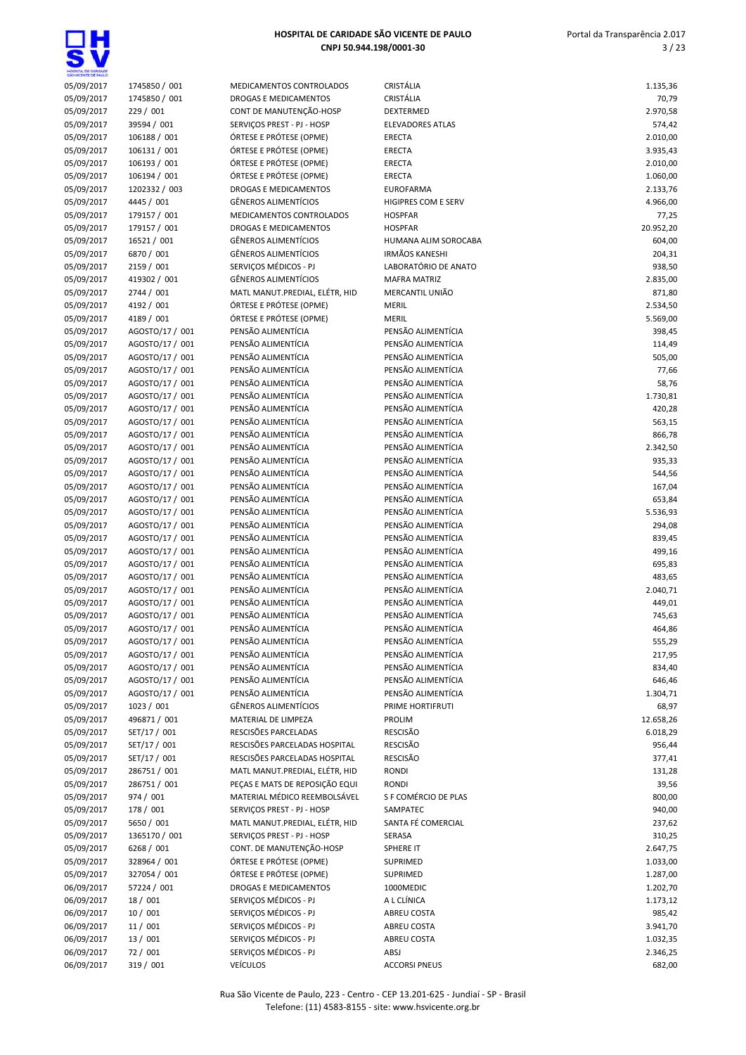| | | | | |
|---|---|---|---|---|
| 05/09/2017 | 1745850 / 001 | MEDICAMENTOS CONTROLADOS | CRISTÁLIA | 1.135,36 |
| 05/09/2017 | 1745850 / 001 | DROGAS E MEDICAMENTOS | CRISTÁLIA | 70,79 |
| 05/09/2017 | 229 / 001 | CONT DE MANUTENÇÃO-HOSP | DEXTERMED | 2.970,58 |
| 05/09/2017 | 39594 / 001 | SERVIÇOS PREST - PJ - HOSP | ELEVADORES ATLAS | 574,42 |
| 05/09/2017 | 106188 / 001 | ÓRTESE E PRÓTESE (OPME) | ERECTA | 2.010,00 |
| 05/09/2017 | 106131 / 001 | ÓRTESE E PRÓTESE (OPME) | ERECTA | 3.935,43 |
| 05/09/2017 | 106193 / 001 | ÓRTESE E PRÓTESE (OPME) | ERECTA | 2.010,00 |
| 05/09/2017 | 106194 / 001 | ÓRTESE E PRÓTESE (OPME) | ERECTA | 1.060,00 |
| 05/09/2017 | 1202332 / 003 | DROGAS E MEDICAMENTOS | EUROFARMA | 2.133,76 |
| 05/09/2017 | 4445 / 001 | GÊNEROS ALIMENTÍCIOS | HIGIPRES COM E SERV | 4.966,00 |
| 05/09/2017 | 179157 / 001 | MEDICAMENTOS CONTROLADOS | HOSPFAR | 77,25 |
| 05/09/2017 | 179157 / 001 | DROGAS E MEDICAMENTOS | HOSPFAR | 20.952,20 |
| 05/09/2017 | 16521 / 001 | GÊNEROS ALIMENTÍCIOS | HUMANA ALIM SOROCABA | 604,00 |
| 05/09/2017 | 6870 / 001 | GÊNEROS ALIMENTÍCIOS | IRMÃOS KANESHI | 204,31 |
| 05/09/2017 | 2159 / 001 | SERVIÇOS MÉDICOS - PJ | LABORATÓRIO DE ANATO | 938,50 |
| 05/09/2017 | 419302 / 001 | GÊNEROS ALIMENTÍCIOS | MAFRA MATRIZ | 2.835,00 |
| 05/09/2017 | 2744 / 001 | MATL MANUT.PREDIAL, ELÉTR, HID | MERCANTIL UNIÃO | 871,80 |
| 05/09/2017 | 4192 / 001 | ÓRTESE E PRÓTESE (OPME) | MERIL | 2.534,50 |
| 05/09/2017 | 4189 / 001 | ÓRTESE E PRÓTESE (OPME) | MERIL | 5.569,00 |
| 05/09/2017 | AGOSTO/17 / 001 | PENSÃO ALIMENTÍCIA | PENSÃO ALIMENTÍCIA | 398,45 |
| 05/09/2017 | AGOSTO/17 / 001 | PENSÃO ALIMENTÍCIA | PENSÃO ALIMENTÍCIA | 114,49 |
| 05/09/2017 | AGOSTO/17 / 001 | PENSÃO ALIMENTÍCIA | PENSÃO ALIMENTÍCIA | 505,00 |
| 05/09/2017 | AGOSTO/17 / 001 | PENSÃO ALIMENTÍCIA | PENSÃO ALIMENTÍCIA | 77,66 |
| 05/09/2017 | AGOSTO/17 / 001 | PENSÃO ALIMENTÍCIA | PENSÃO ALIMENTÍCIA | 58,76 |
| 05/09/2017 | AGOSTO/17 / 001 | PENSÃO ALIMENTÍCIA | PENSÃO ALIMENTÍCIA | 1.730,81 |
| 05/09/2017 | AGOSTO/17 / 001 | PENSÃO ALIMENTÍCIA | PENSÃO ALIMENTÍCIA | 420,28 |
| 05/09/2017 | AGOSTO/17 / 001 | PENSÃO ALIMENTÍCIA | PENSÃO ALIMENTÍCIA | 563,15 |
| 05/09/2017 | AGOSTO/17 / 001 | PENSÃO ALIMENTÍCIA | PENSÃO ALIMENTÍCIA | 866,78 |
| 05/09/2017 | AGOSTO/17 / 001 | PENSÃO ALIMENTÍCIA | PENSÃO ALIMENTÍCIA | 2.342,50 |
| 05/09/2017 | AGOSTO/17 / 001 | PENSÃO ALIMENTÍCIA | PENSÃO ALIMENTÍCIA | 935,33 |
| 05/09/2017 | AGOSTO/17 / 001 | PENSÃO ALIMENTÍCIA | PENSÃO ALIMENTÍCIA | 544,56 |
| 05/09/2017 | AGOSTO/17 / 001 | PENSÃO ALIMENTÍCIA | PENSÃO ALIMENTÍCIA | 167,04 |
| 05/09/2017 | AGOSTO/17 / 001 | PENSÃO ALIMENTÍCIA | PENSÃO ALIMENTÍCIA | 653,84 |
| 05/09/2017 | AGOSTO/17 / 001 | PENSÃO ALIMENTÍCIA | PENSÃO ALIMENTÍCIA | 5.536,93 |
| 05/09/2017 | AGOSTO/17 / 001 | PENSÃO ALIMENTÍCIA | PENSÃO ALIMENTÍCIA | 294,08 |
| 05/09/2017 | AGOSTO/17 / 001 | PENSÃO ALIMENTÍCIA | PENSÃO ALIMENTÍCIA | 839,45 |
| 05/09/2017 | AGOSTO/17 / 001 | PENSÃO ALIMENTÍCIA | PENSÃO ALIMENTÍCIA | 499,16 |
| 05/09/2017 | AGOSTO/17 / 001 | PENSÃO ALIMENTÍCIA | PENSÃO ALIMENTÍCIA | 695,83 |
| 05/09/2017 | AGOSTO/17 / 001 | PENSÃO ALIMENTÍCIA | PENSÃO ALIMENTÍCIA | 483,65 |
| 05/09/2017 | AGOSTO/17 / 001 | PENSÃO ALIMENTÍCIA | PENSÃO ALIMENTÍCIA | 2.040,71 |
| 05/09/2017 | AGOSTO/17 / 001 | PENSÃO ALIMENTÍCIA | PENSÃO ALIMENTÍCIA | 449,01 |
| 05/09/2017 | AGOSTO/17 / 001 | PENSÃO ALIMENTÍCIA | PENSÃO ALIMENTÍCIA | 745,63 |
| 05/09/2017 | AGOSTO/17 / 001 | PENSÃO ALIMENTÍCIA | PENSÃO ALIMENTÍCIA | 464,86 |
| 05/09/2017 | AGOSTO/17 / 001 | PENSÃO ALIMENTÍCIA | PENSÃO ALIMENTÍCIA | 555,29 |
| 05/09/2017 | AGOSTO/17 / 001 | PENSÃO ALIMENTÍCIA | PENSÃO ALIMENTÍCIA | 217,95 |
| 05/09/2017 | AGOSTO/17 / 001 | PENSÃO ALIMENTÍCIA | PENSÃO ALIMENTÍCIA | 834,40 |
| 05/09/2017 | AGOSTO/17 / 001 | PENSÃO ALIMENTÍCIA | PENSÃO ALIMENTÍCIA | 646,46 |
| 05/09/2017 | AGOSTO/17 / 001 | PENSÃO ALIMENTÍCIA | PENSÃO ALIMENTÍCIA | 1.304,71 |
| 05/09/2017 | 1023 / 001 | GÊNEROS ALIMENTÍCIOS | PRIME HORTIFRUTI | 68,97 |
| 05/09/2017 | 496871 / 001 | MATERIAL DE LIMPEZA | PROLIM | 12.658,26 |
| 05/09/2017 | SET/17 / 001 | RESCISÕES PARCELADAS | RESCISÃO | 6.018,29 |
| 05/09/2017 | SET/17 / 001 | RESCISÕES PARCELADAS HOSPITAL | RESCISÃO | 956,44 |
| 05/09/2017 | SET/17 / 001 | RESCISÕES PARCELADAS HOSPITAL | RESCISÃO | 377,41 |
| 05/09/2017 | 286751 / 001 | MATL MANUT.PREDIAL, ELÉTR, HID | RONDI | 131,28 |
| 05/09/2017 | 286751 / 001 | PEÇAS E MATS DE REPOSIÇÃO EQUI | RONDI | 39,56 |
| 05/09/2017 | 974 / 001 | MATERIAL MÉDICO REEMBOLSÁVEL | S F COMÉRCIO DE PLAS | 800,00 |
| 05/09/2017 | 178 / 001 | SERVIÇOS PREST - PJ - HOSP | SAMPATEC | 940,00 |
| 05/09/2017 | 5650 / 001 | MATL MANUT.PREDIAL, ELÉTR, HID | SANTA FÉ COMERCIAL | 237,62 |
| 05/09/2017 | 1365170 / 001 | SERVIÇOS PREST - PJ - HOSP | SERASA | 310,25 |
| 05/09/2017 | 6268 / 001 | CONT. DE MANUTENÇÃO-HOSP | SPHERE IT | 2.647,75 |
| 05/09/2017 | 328964 / 001 | ÓRTESE E PRÓTESE (OPME) | SUPRIMED | 1.033,00 |
| 05/09/2017 | 327054 / 001 | ÓRTESE E PRÓTESE (OPME) | SUPRIMED | 1.287,00 |
| 06/09/2017 | 57224 / 001 | DROGAS E MEDICAMENTOS | 1000MEDIC | 1.202,70 |
| 06/09/2017 | 18 / 001 | SERVIÇOS MÉDICOS - PJ | A L CLÍNICA | 1.173,12 |
| 06/09/2017 | 10 / 001 | SERVIÇOS MÉDICOS - PJ | ABREU COSTA | 985,42 |
| 06/09/2017 | 11 / 001 | SERVIÇOS MÉDICOS - PJ | ABREU COSTA | 3.941,70 |
| 06/09/2017 | 13 / 001 | SERVIÇOS MÉDICOS - PJ | ABREU COSTA | 1.032,35 |
| 06/09/2017 | 72 / 001 | SERVIÇOS MÉDICOS - PJ | ABSJ | 2.346,25 |
| 06/09/2017 | 319 / 001 | VEÍCULOS | ACCORSI PNEUS | 682,00 |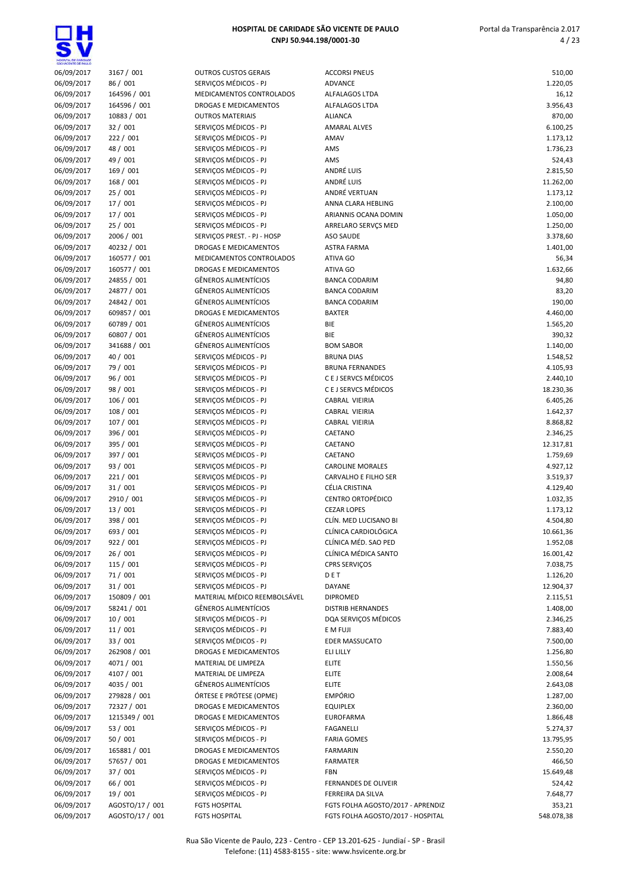| 06/09/2017 | 3167 / 001 | OUTROS CUSTOS GERAIS | ACCORSI PNEUS | 510,00 |
|---|---|---|---|---|
| 06/09/2017 | 86 / 001 | SERVIÇOS MÉDICOS - PJ | ADVANCE | 1.220,05 |
| 06/09/2017 | 164596 / 001 | MEDICAMENTOS CONTROLADOS | ALFALAGOS LTDA | 16,12 |
| 06/09/2017 | 164596 / 001 | DROGAS E MEDICAMENTOS | ALFALAGOS LTDA | 3.956,43 |
| 06/09/2017 | 10883 / 001 | OUTROS MATERIAIS | ALIANCA | 870,00 |
| 06/09/2017 | 32 / 001 | SERVIÇOS MÉDICOS - PJ | AMARAL ALVES | 6.100,25 |
| 06/09/2017 | 222 / 001 | SERVIÇOS MÉDICOS - PJ | AMAV | 1.173,12 |
| 06/09/2017 | 48 / 001 | SERVIÇOS MÉDICOS - PJ | AMS | 1.736,23 |
| 06/09/2017 | 49 / 001 | SERVIÇOS MÉDICOS - PJ | AMS | 524,43 |
| 06/09/2017 | 169 / 001 | SERVIÇOS MÉDICOS - PJ | ANDRÉ LUIS | 2.815,50 |
| 06/09/2017 | 168 / 001 | SERVIÇOS MÉDICOS - PJ | ANDRÉ LUIS | 11.262,00 |
| 06/09/2017 | 25 / 001 | SERVIÇOS MÉDICOS - PJ | ANDRÉ VERTUAN | 1.173,12 |
| 06/09/2017 | 17 / 001 | SERVIÇOS MÉDICOS - PJ | ANNA CLARA HEBLING | 2.100,00 |
| 06/09/2017 | 17 / 001 | SERVIÇOS MÉDICOS - PJ | ARIANNIS OCANA DOMIN | 1.050,00 |
| 06/09/2017 | 25 / 001 | SERVIÇOS MÉDICOS - PJ | ARRELARO SERVÇS MED | 1.250,00 |
| 06/09/2017 | 2006 / 001 | SERVIÇOS PREST. - PJ - HOSP | ASO SAUDE | 3.378,60 |
| 06/09/2017 | 40232 / 001 | DROGAS E MEDICAMENTOS | ASTRA FARMA | 1.401,00 |
| 06/09/2017 | 160577 / 001 | MEDICAMENTOS CONTROLADOS | ATIVA GO | 56,34 |
| 06/09/2017 | 160577 / 001 | DROGAS E MEDICAMENTOS | ATIVA GO | 1.632,66 |
| 06/09/2017 | 24855 / 001 | GÊNEROS ALIMENTÍCIOS | BANCA CODARIM | 94,80 |
| 06/09/2017 | 24877 / 001 | GÊNEROS ALIMENTÍCIOS | BANCA CODARIM | 83,20 |
| 06/09/2017 | 24842 / 001 | GÊNEROS ALIMENTÍCIOS | BANCA CODARIM | 190,00 |
| 06/09/2017 | 609857 / 001 | DROGAS E MEDICAMENTOS | BAXTER | 4.460,00 |
| 06/09/2017 | 60789 / 001 | GÊNEROS ALIMENTÍCIOS | BIE | 1.565,20 |
| 06/09/2017 | 60807 / 001 | GÊNEROS ALIMENTÍCIOS | BIE | 390,32 |
| 06/09/2017 | 341688 / 001 | GÊNEROS ALIMENTÍCIOS | BOM SABOR | 1.140,00 |
| 06/09/2017 | 40 / 001 | SERVIÇOS MÉDICOS - PJ | BRUNA DIAS | 1.548,52 |
| 06/09/2017 | 79 / 001 | SERVIÇOS MÉDICOS - PJ | BRUNA FERNANDES | 4.105,93 |
| 06/09/2017 | 96 / 001 | SERVIÇOS MÉDICOS - PJ | C E J SERVCS MÉDICOS | 2.440,10 |
| 06/09/2017 | 98 / 001 | SERVIÇOS MÉDICOS - PJ | C E J SERVCS MÉDICOS | 18.230,36 |
| 06/09/2017 | 106 / 001 | SERVIÇOS MÉDICOS - PJ | CABRAL VIEIRIA | 6.405,26 |
| 06/09/2017 | 108 / 001 | SERVIÇOS MÉDICOS - PJ | CABRAL VIEIRIA | 1.642,37 |
| 06/09/2017 | 107 / 001 | SERVIÇOS MÉDICOS - PJ | CABRAL VIEIRIA | 8.868,82 |
| 06/09/2017 | 396 / 001 | SERVIÇOS MÉDICOS - PJ | CAETANO | 2.346,25 |
| 06/09/2017 | 395 / 001 | SERVIÇOS MÉDICOS - PJ | CAETANO | 12.317,81 |
| 06/09/2017 | 397 / 001 | SERVIÇOS MÉDICOS - PJ | CAETANO | 1.759,69 |
| 06/09/2017 | 93 / 001 | SERVIÇOS MÉDICOS - PJ | CAROLINE MORALES | 4.927,12 |
| 06/09/2017 | 221 / 001 | SERVIÇOS MÉDICOS - PJ | CARVALHO E FILHO SER | 3.519,37 |
| 06/09/2017 | 31 / 001 | SERVIÇOS MÉDICOS - PJ | CÉLIA CRISTINA | 4.129,40 |
| 06/09/2017 | 2910 / 001 | SERVIÇOS MÉDICOS - PJ | CENTRO ORTOPÉDICO | 1.032,35 |
| 06/09/2017 | 13 / 001 | SERVIÇOS MÉDICOS - PJ | CEZAR LOPES | 1.173,12 |
| 06/09/2017 | 398 / 001 | SERVIÇOS MÉDICOS - PJ | CLÍN. MED LUCISANO BI | 4.504,80 |
| 06/09/2017 | 693 / 001 | SERVIÇOS MÉDICOS - PJ | CLÍNICA CARDIOLÓGICA | 10.661,36 |
| 06/09/2017 | 922 / 001 | SERVIÇOS MÉDICOS - PJ | CLÍNICA MÉD. SAO PED | 1.952,08 |
| 06/09/2017 | 26 / 001 | SERVIÇOS MÉDICOS - PJ | CLÍNICA MÉDICA SANTO | 16.001,42 |
| 06/09/2017 | 115 / 001 | SERVIÇOS MÉDICOS - PJ | CPRS SERVIÇOS | 7.038,75 |
| 06/09/2017 | 71 / 001 | SERVIÇOS MÉDICOS - PJ | D E T | 1.126,20 |
| 06/09/2017 | 31 / 001 | SERVIÇOS MÉDICOS - PJ | DAYANE | 12.904,37 |
| 06/09/2017 | 150809 / 001 | MATERIAL MÉDICO REEMBOLSÁVEL | DIPROMED | 2.115,51 |
| 06/09/2017 | 58241 / 001 | GÊNEROS ALIMENTÍCIOS | DISTRIB HERNANDES | 1.408,00 |
| 06/09/2017 | 10 / 001 | SERVIÇOS MÉDICOS - PJ | DQA SERVIÇOS MÉDICOS | 2.346,25 |
| 06/09/2017 | 11 / 001 | SERVIÇOS MÉDICOS - PJ | E M FUJI | 7.883,40 |
| 06/09/2017 | 33 / 001 | SERVIÇOS MÉDICOS - PJ | EDER MASSUCATO | 7.500,00 |
| 06/09/2017 | 262908 / 001 | DROGAS E MEDICAMENTOS | ELI LILLY | 1.256,80 |
| 06/09/2017 | 4071 / 001 | MATERIAL DE LIMPEZA | ELITE | 1.550,56 |
| 06/09/2017 | 4107 / 001 | MATERIAL DE LIMPEZA | ELITE | 2.008,64 |
| 06/09/2017 | 4035 / 001 | GÊNEROS ALIMENTÍCIOS | ELITE | 2.643,08 |
| 06/09/2017 | 279828 / 001 | ÓRTESE E PRÓTESE (OPME) | EMPÓRIO | 1.287,00 |
| 06/09/2017 | 72327 / 001 | DROGAS E MEDICAMENTOS | EQUIPLEX | 2.360,00 |
| 06/09/2017 | 1215349 / 001 | DROGAS E MEDICAMENTOS | EUROFARMA | 1.866,48 |
| 06/09/2017 | 53 / 001 | SERVIÇOS MÉDICOS - PJ | FAGANELLI | 5.274,37 |
| 06/09/2017 | 50 / 001 | SERVIÇOS MÉDICOS - PJ | FARIA GOMES | 13.795,95 |
| 06/09/2017 | 165881 / 001 | DROGAS E MEDICAMENTOS | FARMARIN | 2.550,20 |
| 06/09/2017 | 57657 / 001 | DROGAS E MEDICAMENTOS | FARMATER | 466,50 |
| 06/09/2017 | 37 / 001 | SERVIÇOS MÉDICOS - PJ | FBN | 15.649,48 |
| 06/09/2017 | 66 / 001 | SERVIÇOS MÉDICOS - PJ | FERNANDES DE OLIVEIR | 524,42 |
| 06/09/2017 | 19 / 001 | SERVIÇOS MÉDICOS - PJ | FERREIRA DA SILVA | 7.648,77 |
| 06/09/2017 | AGOSTO/17 / 001 | FGTS HOSPITAL | FGTS FOLHA AGOSTO/2017 - APRENDIZ | 353,21 |
| 06/09/2017 | AGOSTO/17 / 001 | FGTS HOSPITAL | FGTS FOLHA AGOSTO/2017 - HOSPITAL | 548.078,38 |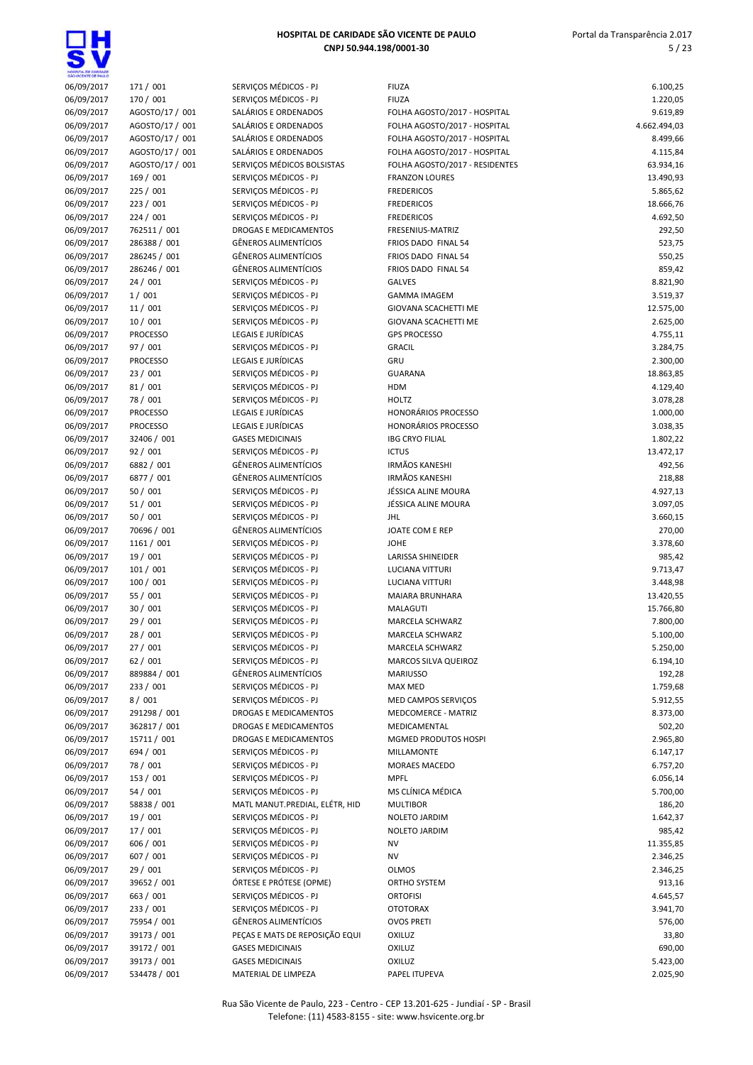| | | | | |
|---|---|---|---|---|
| 06/09/2017 | 171 / 001 | SERVIÇOS MÉDICOS - PJ | FIUZA | 6.100,25 |
| 06/09/2017 | 170 / 001 | SERVIÇOS MÉDICOS - PJ | FIUZA | 1.220,05 |
| 06/09/2017 | AGOSTO/17 / 001 | SALÁRIOS E ORDENADOS | FOLHA AGOSTO/2017 - HOSPITAL | 9.619,89 |
| 06/09/2017 | AGOSTO/17 / 001 | SALÁRIOS E ORDENADOS | FOLHA AGOSTO/2017 - HOSPITAL | 4.662.494,03 |
| 06/09/2017 | AGOSTO/17 / 001 | SALÁRIOS E ORDENADOS | FOLHA AGOSTO/2017 - HOSPITAL | 8.499,66 |
| 06/09/2017 | AGOSTO/17 / 001 | SALÁRIOS E ORDENADOS | FOLHA AGOSTO/2017 - HOSPITAL | 4.115,84 |
| 06/09/2017 | AGOSTO/17 / 001 | SERVIÇOS MÉDICOS BOLSISTAS | FOLHA AGOSTO/2017 - RESIDENTES | 63.934,16 |
| 06/09/2017 | 169 / 001 | SERVIÇOS MÉDICOS - PJ | FRANZON LOURES | 13.490,93 |
| 06/09/2017 | 225 / 001 | SERVIÇOS MÉDICOS - PJ | FREDERICOS | 5.865,62 |
| 06/09/2017 | 223 / 001 | SERVIÇOS MÉDICOS - PJ | FREDERICOS | 18.666,76 |
| 06/09/2017 | 224 / 001 | SERVIÇOS MÉDICOS - PJ | FREDERICOS | 4.692,50 |
| 06/09/2017 | 762511 / 001 | DROGAS E MEDICAMENTOS | FRESENIUS-MATRIZ | 292,50 |
| 06/09/2017 | 286388 / 001 | GÊNEROS ALIMENTÍCIOS | FRIOS DADO FINAL 54 | 523,75 |
| 06/09/2017 | 286245 / 001 | GÊNEROS ALIMENTÍCIOS | FRIOS DADO FINAL 54 | 550,25 |
| 06/09/2017 | 286246 / 001 | GÊNEROS ALIMENTÍCIOS | FRIOS DADO FINAL 54 | 859,42 |
| 06/09/2017 | 24 / 001 | SERVIÇOS MÉDICOS - PJ | GALVES | 8.821,90 |
| 06/09/2017 | 1 / 001 | SERVIÇOS MÉDICOS - PJ | GAMMA IMAGEM | 3.519,37 |
| 06/09/2017 | 11 / 001 | SERVIÇOS MÉDICOS - PJ | GIOVANA SCACHETTI ME | 12.575,00 |
| 06/09/2017 | 10 / 001 | SERVIÇOS MÉDICOS - PJ | GIOVANA SCACHETTI ME | 2.625,00 |
| 06/09/2017 | PROCESSO | LEGAIS E JURÍDICAS | GPS PROCESSO | 4.755,11 |
| 06/09/2017 | 97 / 001 | SERVIÇOS MÉDICOS - PJ | GRACIL | 3.284,75 |
| 06/09/2017 | PROCESSO | LEGAIS E JURÍDICAS | GRU | 2.300,00 |
| 06/09/2017 | 23 / 001 | SERVIÇOS MÉDICOS - PJ | GUARANA | 18.863,85 |
| 06/09/2017 | 81 / 001 | SERVIÇOS MÉDICOS - PJ | HDM | 4.129,40 |
| 06/09/2017 | 78 / 001 | SERVIÇOS MÉDICOS - PJ | HOLTZ | 3.078,28 |
| 06/09/2017 | PROCESSO | LEGAIS E JURÍDICAS | HONORÁRIOS PROCESSO | 1.000,00 |
| 06/09/2017 | PROCESSO | LEGAIS E JURÍDICAS | HONORÁRIOS PROCESSO | 3.038,35 |
| 06/09/2017 | 32406 / 001 | GASES MEDICINAIS | IBG CRYO FILIAL | 1.802,22 |
| 06/09/2017 | 92 / 001 | SERVIÇOS MÉDICOS - PJ | ICTUS | 13.472,17 |
| 06/09/2017 | 6882 / 001 | GÊNEROS ALIMENTÍCIOS | IRMÃOS KANESHI | 492,56 |
| 06/09/2017 | 6877 / 001 | GÊNEROS ALIMENTÍCIOS | IRMÃOS KANESHI | 218,88 |
| 06/09/2017 | 50 / 001 | SERVIÇOS MÉDICOS - PJ | JÉSSICA ALINE MOURA | 4.927,13 |
| 06/09/2017 | 51 / 001 | SERVIÇOS MÉDICOS - PJ | JÉSSICA ALINE MOURA | 3.097,05 |
| 06/09/2017 | 50 / 001 | SERVIÇOS MÉDICOS - PJ | JHL | 3.660,15 |
| 06/09/2017 | 70696 / 001 | GÊNEROS ALIMENTÍCIOS | JOATE COM E REP | 270,00 |
| 06/09/2017 | 1161 / 001 | SERVIÇOS MÉDICOS - PJ | JOHE | 3.378,60 |
| 06/09/2017 | 19 / 001 | SERVIÇOS MÉDICOS - PJ | LARISSA SHINEIDER | 985,42 |
| 06/09/2017 | 101 / 001 | SERVIÇOS MÉDICOS - PJ | LUCIANA VITTURI | 9.713,47 |
| 06/09/2017 | 100 / 001 | SERVIÇOS MÉDICOS - PJ | LUCIANA VITTURI | 3.448,98 |
| 06/09/2017 | 55 / 001 | SERVIÇOS MÉDICOS - PJ | MAIARA BRUNHARA | 13.420,55 |
| 06/09/2017 | 30 / 001 | SERVIÇOS MÉDICOS - PJ | MALAGUTI | 15.766,80 |
| 06/09/2017 | 29 / 001 | SERVIÇOS MÉDICOS - PJ | MARCELA SCHWARZ | 7.800,00 |
| 06/09/2017 | 28 / 001 | SERVIÇOS MÉDICOS - PJ | MARCELA SCHWARZ | 5.100,00 |
| 06/09/2017 | 27 / 001 | SERVIÇOS MÉDICOS - PJ | MARCELA SCHWARZ | 5.250,00 |
| 06/09/2017 | 62 / 001 | SERVIÇOS MÉDICOS - PJ | MARCOS SILVA QUEIROZ | 6.194,10 |
| 06/09/2017 | 889884 / 001 | GÊNEROS ALIMENTÍCIOS | MARIUSSO | 192,28 |
| 06/09/2017 | 233 / 001 | SERVIÇOS MÉDICOS - PJ | MAX MED | 1.759,68 |
| 06/09/2017 | 8 / 001 | SERVIÇOS MÉDICOS - PJ | MED CAMPOS SERVIÇOS | 5.912,55 |
| 06/09/2017 | 291298 / 001 | DROGAS E MEDICAMENTOS | MEDCOMERCE - MATRIZ | 8.373,00 |
| 06/09/2017 | 362817 / 001 | DROGAS E MEDICAMENTOS | MEDICAMENTAL | 502,20 |
| 06/09/2017 | 15711 / 001 | DROGAS E MEDICAMENTOS | MGMED PRODUTOS HOSPI | 2.965,80 |
| 06/09/2017 | 694 / 001 | SERVIÇOS MÉDICOS - PJ | MILLAMONTE | 6.147,17 |
| 06/09/2017 | 78 / 001 | SERVIÇOS MÉDICOS - PJ | MORAES MACEDO | 6.757,20 |
| 06/09/2017 | 153 / 001 | SERVIÇOS MÉDICOS - PJ | MPFL | 6.056,14 |
| 06/09/2017 | 54 / 001 | SERVIÇOS MÉDICOS - PJ | MS CLÍNICA MÉDICA | 5.700,00 |
| 06/09/2017 | 58838 / 001 | MATL MANUT.PREDIAL, ELÉTR, HID | MULTIBOR | 186,20 |
| 06/09/2017 | 19 / 001 | SERVIÇOS MÉDICOS - PJ | NOLETO JARDIM | 1.642,37 |
| 06/09/2017 | 17 / 001 | SERVIÇOS MÉDICOS - PJ | NOLETO JARDIM | 985,42 |
| 06/09/2017 | 606 / 001 | SERVIÇOS MÉDICOS - PJ | NV | 11.355,85 |
| 06/09/2017 | 607 / 001 | SERVIÇOS MÉDICOS - PJ | NV | 2.346,25 |
| 06/09/2017 | 29 / 001 | SERVIÇOS MÉDICOS - PJ | OLMOS | 2.346,25 |
| 06/09/2017 | 39652 / 001 | ÓRTESE E PRÓTESE (OPME) | ORTHO SYSTEM | 913,16 |
| 06/09/2017 | 663 / 001 | SERVIÇOS MÉDICOS - PJ | ORTOFISI | 4.645,57 |
| 06/09/2017 | 233 / 001 | SERVIÇOS MÉDICOS - PJ | OTOTORAX | 3.941,70 |
| 06/09/2017 | 75954 / 001 | GÊNEROS ALIMENTÍCIOS | OVOS PRETI | 576,00 |
| 06/09/2017 | 39173 / 001 | PEÇAS E MATS DE REPOSIÇÃO EQUI | OXILUZ | 33,80 |
| 06/09/2017 | 39172 / 001 | GASES MEDICINAIS | OXILUZ | 690,00 |
| 06/09/2017 | 39173 / 001 | GASES MEDICINAIS | OXILUZ | 5.423,00 |
| 06/09/2017 | 534478 / 001 | MATERIAL DE LIMPEZA | PAPEL ITUPEVA | 2.025,90 |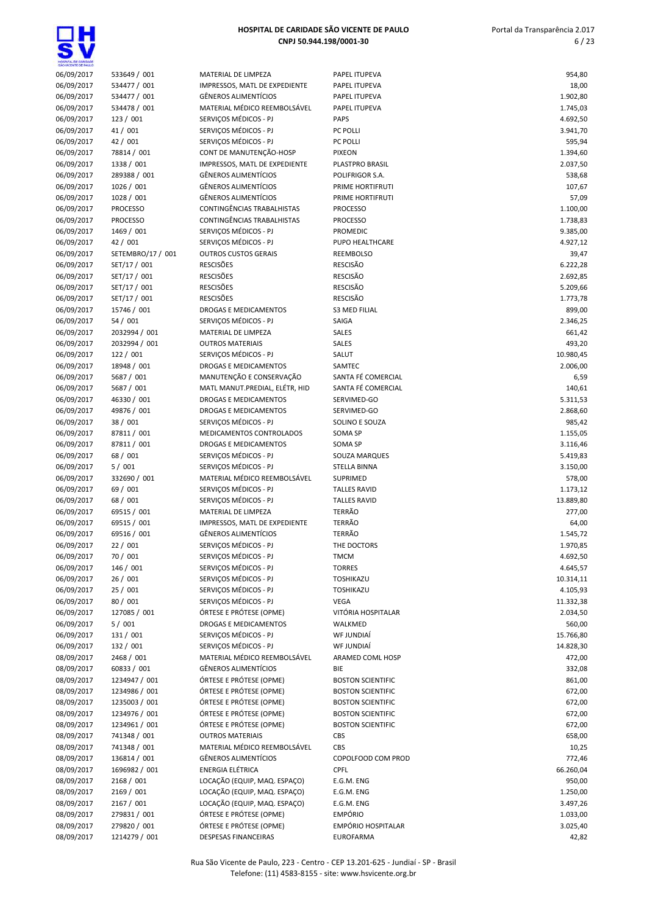| | | | | |
|---|---|---|---|---|
| 06/09/2017 | 533649 / 001 | MATERIAL DE LIMPEZA | PAPEL ITUPEVA | 954,80 |
| 06/09/2017 | 534477 / 001 | IMPRESSOS, MATL DE EXPEDIENTE | PAPEL ITUPEVA | 18,00 |
| 06/09/2017 | 534477 / 001 | GÊNEROS ALIMENTÍCIOS | PAPEL ITUPEVA | 1.902,80 |
| 06/09/2017 | 534478 / 001 | MATERIAL MÉDICO REEMBOLSÁVEL | PAPEL ITUPEVA | 1.745,03 |
| 06/09/2017 | 123 / 001 | SERVIÇOS MÉDICOS - PJ | PAPS | 4.692,50 |
| 06/09/2017 | 41 / 001 | SERVIÇOS MÉDICOS - PJ | PC POLLI | 3.941,70 |
| 06/09/2017 | 42 / 001 | SERVIÇOS MÉDICOS - PJ | PC POLLI | 595,94 |
| 06/09/2017 | 78814 / 001 | CONT DE MANUTENÇÃO-HOSP | PIXEON | 1.394,60 |
| 06/09/2017 | 1338 / 001 | IMPRESSOS, MATL DE EXPEDIENTE | PLASTPRO BRASIL | 2.037,50 |
| 06/09/2017 | 289388 / 001 | GÊNEROS ALIMENTÍCIOS | POLIFRIGOR S.A. | 538,68 |
| 06/09/2017 | 1026 / 001 | GÊNEROS ALIMENTÍCIOS | PRIME HORTIFRUTI | 107,67 |
| 06/09/2017 | 1028 / 001 | GÊNEROS ALIMENTÍCIOS | PRIME HORTIFRUTI | 57,09 |
| 06/09/2017 | PROCESSO | CONTINGÊNCIAS TRABALHISTAS | PROCESSO | 1.100,00 |
| 06/09/2017 | PROCESSO | CONTINGÊNCIAS TRABALHISTAS | PROCESSO | 1.738,83 |
| 06/09/2017 | 1469 / 001 | SERVIÇOS MÉDICOS - PJ | PROMEDIC | 9.385,00 |
| 06/09/2017 | 42 / 001 | SERVIÇOS MÉDICOS - PJ | PUPO HEALTHCARE | 4.927,12 |
| 06/09/2017 | SETEMBRO/17 / 001 | OUTROS CUSTOS GERAIS | REEMBOLSO | 39,47 |
| 06/09/2017 | SET/17 / 001 | RESCISÕES | RESCISÃO | 6.222,28 |
| 06/09/2017 | SET/17 / 001 | RESCISÕES | RESCISÃO | 2.692,85 |
| 06/09/2017 | SET/17 / 001 | RESCISÕES | RESCISÃO | 5.209,66 |
| 06/09/2017 | SET/17 / 001 | RESCISÕES | RESCISÃO | 1.773,78 |
| 06/09/2017 | 15746 / 001 | DROGAS E MEDICAMENTOS | S3 MED FILIAL | 899,00 |
| 06/09/2017 | 54 / 001 | SERVIÇOS MÉDICOS - PJ | SAIGA | 2.346,25 |
| 06/09/2017 | 2032994 / 001 | MATERIAL DE LIMPEZA | SALES | 661,42 |
| 06/09/2017 | 2032994 / 001 | OUTROS MATERIAIS | SALES | 493,20 |
| 06/09/2017 | 122 / 001 | SERVIÇOS MÉDICOS - PJ | SALUT | 10.980,45 |
| 06/09/2017 | 18948 / 001 | DROGAS E MEDICAMENTOS | SAMTEC | 2.006,00 |
| 06/09/2017 | 5687 / 001 | MANUTENÇÃO E CONSERVAÇÃO | SANTA FÉ COMERCIAL | 6,59 |
| 06/09/2017 | 5687 / 001 | MATL MANUT.PREDIAL, ELÉTR, HID | SANTA FÉ COMERCIAL | 140,61 |
| 06/09/2017 | 46330 / 001 | DROGAS E MEDICAMENTOS | SERVIMED-GO | 5.311,53 |
| 06/09/2017 | 49876 / 001 | DROGAS E MEDICAMENTOS | SERVIMED-GO | 2.868,60 |
| 06/09/2017 | 38 / 001 | SERVIÇOS MÉDICOS - PJ | SOLINO E SOUZA | 985,42 |
| 06/09/2017 | 87811 / 001 | MEDICAMENTOS CONTROLADOS | SOMA SP | 1.155,05 |
| 06/09/2017 | 87811 / 001 | DROGAS E MEDICAMENTOS | SOMA SP | 3.116,46 |
| 06/09/2017 | 68 / 001 | SERVIÇOS MÉDICOS - PJ | SOUZA MARQUES | 5.419,83 |
| 06/09/2017 | 5 / 001 | SERVIÇOS MÉDICOS - PJ | STELLA BINNA | 3.150,00 |
| 06/09/2017 | 332690 / 001 | MATERIAL MÉDICO REEMBOLSÁVEL | SUPRIMED | 578,00 |
| 06/09/2017 | 69 / 001 | SERVIÇOS MÉDICOS - PJ | TALLES RAVID | 1.173,12 |
| 06/09/2017 | 68 / 001 | SERVIÇOS MÉDICOS - PJ | TALLES RAVID | 13.889,80 |
| 06/09/2017 | 69515 / 001 | MATERIAL DE LIMPEZA | TERRÃO | 277,00 |
| 06/09/2017 | 69515 / 001 | IMPRESSOS, MATL DE EXPEDIENTE | TERRÃO | 64,00 |
| 06/09/2017 | 69516 / 001 | GÊNEROS ALIMENTÍCIOS | TERRÃO | 1.545,72 |
| 06/09/2017 | 22 / 001 | SERVIÇOS MÉDICOS - PJ | THE DOCTORS | 1.970,85 |
| 06/09/2017 | 70 / 001 | SERVIÇOS MÉDICOS - PJ | TMCM | 4.692,50 |
| 06/09/2017 | 146 / 001 | SERVIÇOS MÉDICOS - PJ | TORRES | 4.645,57 |
| 06/09/2017 | 26 / 001 | SERVIÇOS MÉDICOS - PJ | TOSHIKAZU | 10.314,11 |
| 06/09/2017 | 25 / 001 | SERVIÇOS MÉDICOS - PJ | TOSHIKAZU | 4.105,93 |
| 06/09/2017 | 80 / 001 | SERVIÇOS MÉDICOS - PJ | VEGA | 11.332,38 |
| 06/09/2017 | 127085 / 001 | ÓRTESE E PRÓTESE (OPME) | VITÓRIA HOSPITALAR | 2.034,50 |
| 06/09/2017 | 5 / 001 | DROGAS E MEDICAMENTOS | WALKMED | 560,00 |
| 06/09/2017 | 131 / 001 | SERVIÇOS MÉDICOS - PJ | WF JUNDIAÍ | 15.766,80 |
| 06/09/2017 | 132 / 001 | SERVIÇOS MÉDICOS - PJ | WF JUNDIAÍ | 14.828,30 |
| 08/09/2017 | 2468 / 001 | MATERIAL MÉDICO REEMBOLSÁVEL | ARAMED COML HOSP | 472,00 |
| 08/09/2017 | 60833 / 001 | GÊNEROS ALIMENTÍCIOS | BIE | 332,08 |
| 08/09/2017 | 1234947 / 001 | ÓRTESE E PRÓTESE (OPME) | BOSTON SCIENTIFIC | 861,00 |
| 08/09/2017 | 1234986 / 001 | ÓRTESE E PRÓTESE (OPME) | BOSTON SCIENTIFIC | 672,00 |
| 08/09/2017 | 1235003 / 001 | ÓRTESE E PRÓTESE (OPME) | BOSTON SCIENTIFIC | 672,00 |
| 08/09/2017 | 1234976 / 001 | ÓRTESE E PRÓTESE (OPME) | BOSTON SCIENTIFIC | 672,00 |
| 08/09/2017 | 1234961 / 001 | ÓRTESE E PRÓTESE (OPME) | BOSTON SCIENTIFIC | 672,00 |
| 08/09/2017 | 741348 / 001 | OUTROS MATERIAIS | CBS | 658,00 |
| 08/09/2017 | 741348 / 001 | MATERIAL MÉDICO REEMBOLSÁVEL | CBS | 10,25 |
| 08/09/2017 | 136814 / 001 | GÊNEROS ALIMENTÍCIOS | COPOLFOOD COM PROD | 772,46 |
| 08/09/2017 | 1696982 / 001 | ENERGIA ELÉTRICA | CPFL | 66.260,04 |
| 08/09/2017 | 2168 / 001 | LOCAÇÃO (EQUIP, MAQ. ESPAÇO) | E.G.M. ENG | 950,00 |
| 08/09/2017 | 2169 / 001 | LOCAÇÃO (EQUIP, MAQ. ESPAÇO) | E.G.M. ENG | 1.250,00 |
| 08/09/2017 | 2167 / 001 | LOCAÇÃO (EQUIP, MAQ. ESPAÇO) | E.G.M. ENG | 3.497,26 |
| 08/09/2017 | 279831 / 001 | ÓRTESE E PRÓTESE (OPME) | EMPÓRIO | 1.033,00 |
| 08/09/2017 | 279820 / 001 | ÓRTESE E PRÓTESE (OPME) | EMPÓRIO HOSPITALAR | 3.025,40 |
| 08/09/2017 | 1214279 / 001 | DESPESAS FINANCEIRAS | EUROFARMA | 42,82 |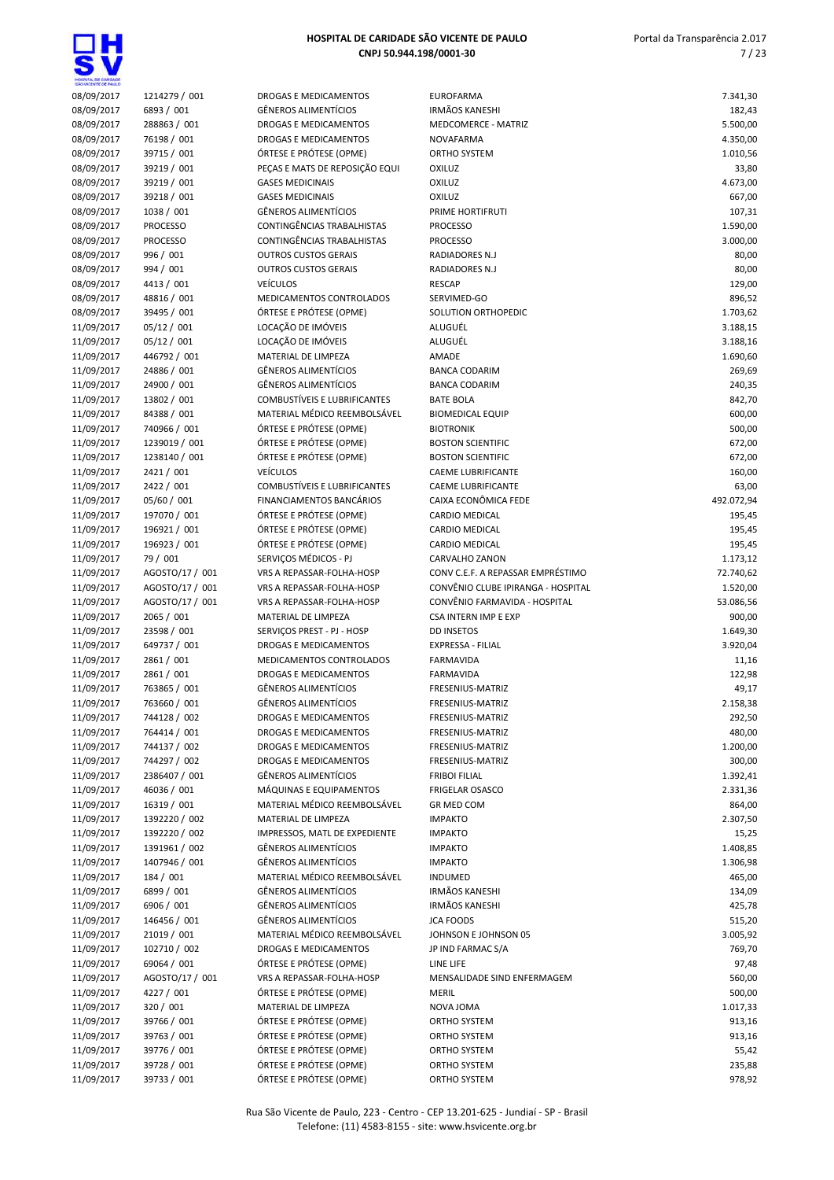| | | | | |
|---|---|---|---|---|
| 08/09/2017 | 1214279 / 001 | DROGAS E MEDICAMENTOS | EUROFARMA | 7.341,30 |
| 08/09/2017 | 6893 / 001 | GÊNEROS ALIMENTÍCIOS | IRMÃOS KANESHI | 182,43 |
| 08/09/2017 | 288863 / 001 | DROGAS E MEDICAMENTOS | MEDCOMERCE - MATRIZ | 5.500,00 |
| 08/09/2017 | 76198 / 001 | DROGAS E MEDICAMENTOS | NOVAFARMA | 4.350,00 |
| 08/09/2017 | 39715 / 001 | ÓRTESE E PRÓTESE (OPME) | ORTHO SYSTEM | 1.010,56 |
| 08/09/2017 | 39219 / 001 | PEÇAS E MATS DE REPOSIÇÃO EQUI | OXILUZ | 33,80 |
| 08/09/2017 | 39219 / 001 | GASES MEDICINAIS | OXILUZ | 4.673,00 |
| 08/09/2017 | 39218 / 001 | GASES MEDICINAIS | OXILUZ | 667,00 |
| 08/09/2017 | 1038 / 001 | GÊNEROS ALIMENTÍCIOS | PRIME HORTIFRUTI | 107,31 |
| 08/09/2017 | PROCESSO | CONTINGÊNCIAS TRABALHISTAS | PROCESSO | 1.590,00 |
| 08/09/2017 | PROCESSO | CONTINGÊNCIAS TRABALHISTAS | PROCESSO | 3.000,00 |
| 08/09/2017 | 996 / 001 | OUTROS CUSTOS GERAIS | RADIADORES N.J | 80,00 |
| 08/09/2017 | 994 / 001 | OUTROS CUSTOS GERAIS | RADIADORES N.J | 80,00 |
| 08/09/2017 | 4413 / 001 | VEÍCULOS | RESCAP | 129,00 |
| 08/09/2017 | 48816 / 001 | MEDICAMENTOS CONTROLADOS | SERVIMED-GO | 896,52 |
| 08/09/2017 | 39495 / 001 | ÓRTESE E PRÓTESE (OPME) | SOLUTION ORTHOPEDIC | 1.703,62 |
| 11/09/2017 | 05/12 / 001 | LOCAÇÃO DE IMÓVEIS | ALUGUÉL | 3.188,15 |
| 11/09/2017 | 05/12 / 001 | LOCAÇÃO DE IMÓVEIS | ALUGUÉL | 3.188,16 |
| 11/09/2017 | 446792 / 001 | MATERIAL DE LIMPEZA | AMADE | 1.690,60 |
| 11/09/2017 | 24886 / 001 | GÊNEROS ALIMENTÍCIOS | BANCA CODARIM | 269,69 |
| 11/09/2017 | 24900 / 001 | GÊNEROS ALIMENTÍCIOS | BANCA CODARIM | 240,35 |
| 11/09/2017 | 13802 / 001 | COMBUSTÍVEIS E LUBRIFICANTES | BATE BOLA | 842,70 |
| 11/09/2017 | 84388 / 001 | MATERIAL MÉDICO REEMBOLSÁVEL | BIOMEDICAL EQUIP | 600,00 |
| 11/09/2017 | 740966 / 001 | ÓRTESE E PRÓTESE (OPME) | BIOTRONIK | 500,00 |
| 11/09/2017 | 1239019 / 001 | ÓRTESE E PRÓTESE (OPME) | BOSTON SCIENTIFIC | 672,00 |
| 11/09/2017 | 1238140 / 001 | ÓRTESE E PRÓTESE (OPME) | BOSTON SCIENTIFIC | 672,00 |
| 11/09/2017 | 2421 / 001 | VEÍCULOS | CAEME LUBRIFICANTE | 160,00 |
| 11/09/2017 | 2422 / 001 | COMBUSTÍVEIS E LUBRIFICANTES | CAEME LUBRIFICANTE | 63,00 |
| 11/09/2017 | 05/60 / 001 | FINANCIAMENTOS BANCÁRIOS | CAIXA ECONÔMICA FEDE | 492.072,94 |
| 11/09/2017 | 197070 / 001 | ÓRTESE E PRÓTESE (OPME) | CARDIO MEDICAL | 195,45 |
| 11/09/2017 | 196921 / 001 | ÓRTESE E PRÓTESE (OPME) | CARDIO MEDICAL | 195,45 |
| 11/09/2017 | 196923 / 001 | ÓRTESE E PRÓTESE (OPME) | CARDIO MEDICAL | 195,45 |
| 11/09/2017 | 79 / 001 | SERVIÇOS MÉDICOS - PJ | CARVALHO ZANON | 1.173,12 |
| 11/09/2017 | AGOSTO/17 / 001 | VRS A REPASSAR-FOLHA-HOSP | CONV C.E.F. A REPASSAR EMPRÉSTIMO | 72.740,62 |
| 11/09/2017 | AGOSTO/17 / 001 | VRS A REPASSAR-FOLHA-HOSP | CONVÊNIO CLUBE IPIRANGA - HOSPITAL | 1.520,00 |
| 11/09/2017 | AGOSTO/17 / 001 | VRS A REPASSAR-FOLHA-HOSP | CONVÊNIO FARMAVIDA - HOSPITAL | 53.086,56 |
| 11/09/2017 | 2065 / 001 | MATERIAL DE LIMPEZA | CSA INTERN IMP E EXP | 900,00 |
| 11/09/2017 | 23598 / 001 | SERVIÇOS PREST - PJ - HOSP | DD INSETOS | 1.649,30 |
| 11/09/2017 | 649737 / 001 | DROGAS E MEDICAMENTOS | EXPRESSA - FILIAL | 3.920,04 |
| 11/09/2017 | 2861 / 001 | MEDICAMENTOS CONTROLADOS | FARMAVIDA | 11,16 |
| 11/09/2017 | 2861 / 001 | DROGAS E MEDICAMENTOS | FARMAVIDA | 122,98 |
| 11/09/2017 | 763865 / 001 | GÊNEROS ALIMENTÍCIOS | FRESENIUS-MATRIZ | 49,17 |
| 11/09/2017 | 763660 / 001 | GÊNEROS ALIMENTÍCIOS | FRESENIUS-MATRIZ | 2.158,38 |
| 11/09/2017 | 744128 / 002 | DROGAS E MEDICAMENTOS | FRESENIUS-MATRIZ | 292,50 |
| 11/09/2017 | 764414 / 001 | DROGAS E MEDICAMENTOS | FRESENIUS-MATRIZ | 480,00 |
| 11/09/2017 | 744137 / 002 | DROGAS E MEDICAMENTOS | FRESENIUS-MATRIZ | 1.200,00 |
| 11/09/2017 | 744297 / 002 | DROGAS E MEDICAMENTOS | FRESENIUS-MATRIZ | 300,00 |
| 11/09/2017 | 2386407 / 001 | GÊNEROS ALIMENTÍCIOS | FRIBOI FILIAL | 1.392,41 |
| 11/09/2017 | 46036 / 001 | MÁQUINAS E EQUIPAMENTOS | FRIGELAR OSASCO | 2.331,36 |
| 11/09/2017 | 16319 / 001 | MATERIAL MÉDICO REEMBOLSÁVEL | GR MED COM | 864,00 |
| 11/09/2017 | 1392220 / 002 | MATERIAL DE LIMPEZA | IMPAKTO | 2.307,50 |
| 11/09/2017 | 1392220 / 002 | IMPRESSOS, MATL DE EXPEDIENTE | IMPAKTO | 15,25 |
| 11/09/2017 | 1391961 / 002 | GÊNEROS ALIMENTÍCIOS | IMPAKTO | 1.408,85 |
| 11/09/2017 | 1407946 / 001 | GÊNEROS ALIMENTÍCIOS | IMPAKTO | 1.306,98 |
| 11/09/2017 | 184 / 001 | MATERIAL MÉDICO REEMBOLSÁVEL | INDUMED | 465,00 |
| 11/09/2017 | 6899 / 001 | GÊNEROS ALIMENTÍCIOS | IRMÃOS KANESHI | 134,09 |
| 11/09/2017 | 6906 / 001 | GÊNEROS ALIMENTÍCIOS | IRMÃOS KANESHI | 425,78 |
| 11/09/2017 | 146456 / 001 | GÊNEROS ALIMENTÍCIOS | JCA FOODS | 515,20 |
| 11/09/2017 | 21019 / 001 | MATERIAL MÉDICO REEMBOLSÁVEL | JOHNSON E JOHNSON 05 | 3.005,92 |
| 11/09/2017 | 102710 / 002 | DROGAS E MEDICAMENTOS | JP IND FARMAC S/A | 769,70 |
| 11/09/2017 | 69064 / 001 | ÓRTESE E PRÓTESE (OPME) | LINE LIFE | 97,48 |
| 11/09/2017 | AGOSTO/17 / 001 | VRS A REPASSAR-FOLHA-HOSP | MENSALIDADE SIND ENFERMAGEM | 560,00 |
| 11/09/2017 | 4227 / 001 | ÓRTESE E PRÓTESE (OPME) | MERIL | 500,00 |
| 11/09/2017 | 320 / 001 | MATERIAL DE LIMPEZA | NOVA JOMA | 1.017,33 |
| 11/09/2017 | 39766 / 001 | ÓRTESE E PRÓTESE (OPME) | ORTHO SYSTEM | 913,16 |
| 11/09/2017 | 39763 / 001 | ÓRTESE E PRÓTESE (OPME) | ORTHO SYSTEM | 913,16 |
| 11/09/2017 | 39776 / 001 | ÓRTESE E PRÓTESE (OPME) | ORTHO SYSTEM | 55,42 |
| 11/09/2017 | 39728 / 001 | ÓRTESE E PRÓTESE (OPME) | ORTHO SYSTEM | 235,88 |
| 11/09/2017 | 39733 / 001 | ÓRTESE E PRÓTESE (OPME) | ORTHO SYSTEM | 978,92 |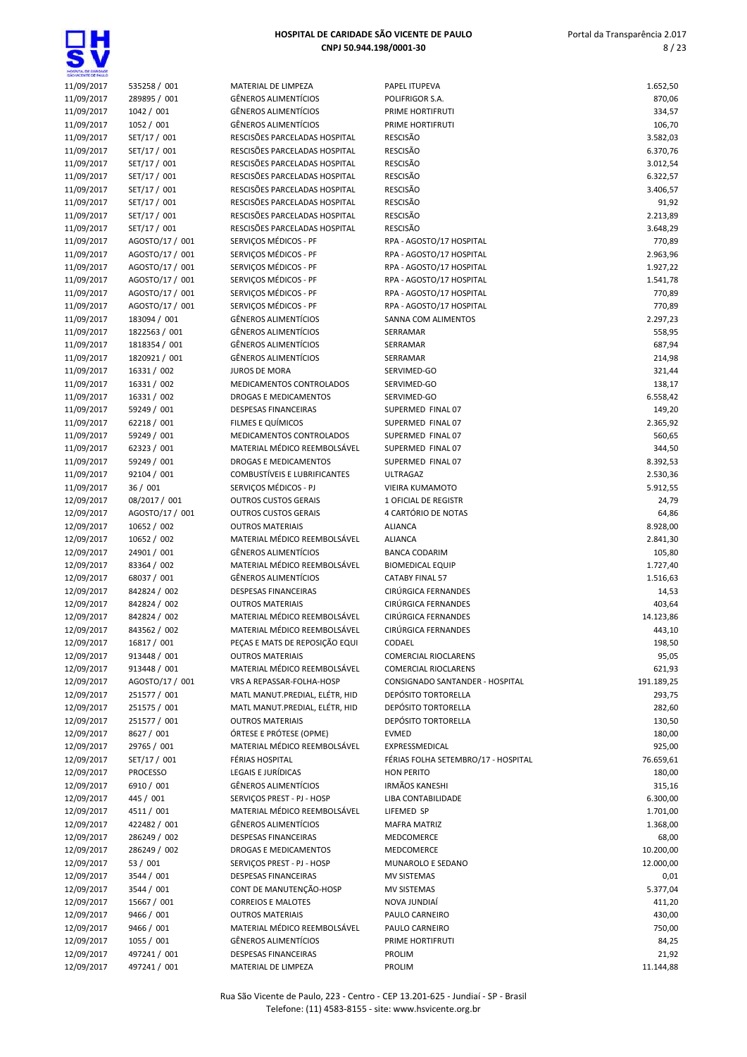| | | | | |
|---|---|---|---|---|
| 11/09/2017 | 535258 / 001 | MATERIAL DE LIMPEZA | PAPEL ITUPEVA | 1.652,50 |
| 11/09/2017 | 289895 / 001 | GÊNEROS ALIMENTÍCIOS | POLIFRIGOR S.A. | 870,06 |
| 11/09/2017 | 1042 / 001 | GÊNEROS ALIMENTÍCIOS | PRIME HORTIFRUTI | 334,57 |
| 11/09/2017 | 1052 / 001 | GÊNEROS ALIMENTÍCIOS | PRIME HORTIFRUTI | 106,70 |
| 11/09/2017 | SET/17 / 001 | RESCISÕES PARCELADAS HOSPITAL | RESCISÃO | 3.582,03 |
| 11/09/2017 | SET/17 / 001 | RESCISÕES PARCELADAS HOSPITAL | RESCISÃO | 6.370,76 |
| 11/09/2017 | SET/17 / 001 | RESCISÕES PARCELADAS HOSPITAL | RESCISÃO | 3.012,54 |
| 11/09/2017 | SET/17 / 001 | RESCISÕES PARCELADAS HOSPITAL | RESCISÃO | 6.322,57 |
| 11/09/2017 | SET/17 / 001 | RESCISÕES PARCELADAS HOSPITAL | RESCISÃO | 3.406,57 |
| 11/09/2017 | SET/17 / 001 | RESCISÕES PARCELADAS HOSPITAL | RESCISÃO | 91,92 |
| 11/09/2017 | SET/17 / 001 | RESCISÕES PARCELADAS HOSPITAL | RESCISÃO | 2.213,89 |
| 11/09/2017 | SET/17 / 001 | RESCISÕES PARCELADAS HOSPITAL | RESCISÃO | 3.648,29 |
| 11/09/2017 | AGOSTO/17 / 001 | SERVIÇOS MÉDICOS - PF | RPA - AGOSTO/17 HOSPITAL | 770,89 |
| 11/09/2017 | AGOSTO/17 / 001 | SERVIÇOS MÉDICOS - PF | RPA - AGOSTO/17 HOSPITAL | 2.963,96 |
| 11/09/2017 | AGOSTO/17 / 001 | SERVIÇOS MÉDICOS - PF | RPA - AGOSTO/17 HOSPITAL | 1.927,22 |
| 11/09/2017 | AGOSTO/17 / 001 | SERVIÇOS MÉDICOS - PF | RPA - AGOSTO/17 HOSPITAL | 1.541,78 |
| 11/09/2017 | AGOSTO/17 / 001 | SERVIÇOS MÉDICOS - PF | RPA - AGOSTO/17 HOSPITAL | 770,89 |
| 11/09/2017 | AGOSTO/17 / 001 | SERVIÇOS MÉDICOS - PF | RPA - AGOSTO/17 HOSPITAL | 770,89 |
| 11/09/2017 | 183094 / 001 | GÊNEROS ALIMENTÍCIOS | SANNA COM ALIMENTOS | 2.297,23 |
| 11/09/2017 | 1822563 / 001 | GÊNEROS ALIMENTÍCIOS | SERRAMAR | 558,95 |
| 11/09/2017 | 1818354 / 001 | GÊNEROS ALIMENTÍCIOS | SERRAMAR | 687,94 |
| 11/09/2017 | 1820921 / 001 | GÊNEROS ALIMENTÍCIOS | SERRAMAR | 214,98 |
| 11/09/2017 | 16331 / 002 | JUROS DE MORA | SERVIMED-GO | 321,44 |
| 11/09/2017 | 16331 / 002 | MEDICAMENTOS CONTROLADOS | SERVIMED-GO | 138,17 |
| 11/09/2017 | 16331 / 002 | DROGAS E MEDICAMENTOS | SERVIMED-GO | 6.558,42 |
| 11/09/2017 | 59249 / 001 | DESPESAS FINANCEIRAS | SUPERMED FINAL 07 | 149,20 |
| 11/09/2017 | 62218 / 001 | FILMES E QUÍMICOS | SUPERMED FINAL 07 | 2.365,92 |
| 11/09/2017 | 59249 / 001 | MEDICAMENTOS CONTROLADOS | SUPERMED FINAL 07 | 560,65 |
| 11/09/2017 | 62323 / 001 | MATERIAL MÉDICO REEMBOLSÁVEL | SUPERMED FINAL 07 | 344,50 |
| 11/09/2017 | 59249 / 001 | DROGAS E MEDICAMENTOS | SUPERMED FINAL 07 | 8.392,53 |
| 11/09/2017 | 92104 / 001 | COMBUSTÍVEIS E LUBRIFICANTES | ULTRAGAZ | 2.530,36 |
| 11/09/2017 | 36 / 001 | SERVIÇOS MÉDICOS - PJ | VIEIRA KUMAMOTO | 5.912,55 |
| 12/09/2017 | 08/2017 / 001 | OUTROS CUSTOS GERAIS | 1 OFICIAL DE REGISTR | 24,79 |
| 12/09/2017 | AGOSTO/17 / 001 | OUTROS CUSTOS GERAIS | 4 CARTÓRIO DE NOTAS | 64,86 |
| 12/09/2017 | 10652 / 002 | OUTROS MATERIAIS | ALIANCA | 8.928,00 |
| 12/09/2017 | 10652 / 002 | MATERIAL MÉDICO REEMBOLSÁVEL | ALIANCA | 2.841,30 |
| 12/09/2017 | 24901 / 001 | GÊNEROS ALIMENTÍCIOS | BANCA CODARIM | 105,80 |
| 12/09/2017 | 83364 / 002 | MATERIAL MÉDICO REEMBOLSÁVEL | BIOMEDICAL EQUIP | 1.727,40 |
| 12/09/2017 | 68037 / 001 | GÊNEROS ALIMENTÍCIOS | CATABY FINAL 57 | 1.516,63 |
| 12/09/2017 | 842824 / 002 | DESPESAS FINANCEIRAS | CIRÚRGICA FERNANDES | 14,53 |
| 12/09/2017 | 842824 / 002 | OUTROS MATERIAIS | CIRÚRGICA FERNANDES | 403,64 |
| 12/09/2017 | 842824 / 002 | MATERIAL MÉDICO REEMBOLSÁVEL | CIRÚRGICA FERNANDES | 14.123,86 |
| 12/09/2017 | 843562 / 002 | MATERIAL MÉDICO REEMBOLSÁVEL | CIRÚRGICA FERNANDES | 443,10 |
| 12/09/2017 | 16817 / 001 | PEÇAS E MATS DE REPOSIÇÃO EQUI | CODAEL | 198,50 |
| 12/09/2017 | 913448 / 001 | OUTROS MATERIAIS | COMERCIAL RIOCLARENS | 95,05 |
| 12/09/2017 | 913448 / 001 | MATERIAL MÉDICO REEMBOLSÁVEL | COMERCIAL RIOCLARENS | 621,93 |
| 12/09/2017 | AGOSTO/17 / 001 | VRS A REPASSAR-FOLHA-HOSP | CONSIGNADO SANTANDER - HOSPITAL | 191.189,25 |
| 12/09/2017 | 251577 / 001 | MATL MANUT.PREDIAL, ELÉTR, HID | DEPÓSITO TORTORELLA | 293,75 |
| 12/09/2017 | 251575 / 001 | MATL MANUT.PREDIAL, ELÉTR, HID | DEPÓSITO TORTORELLA | 282,60 |
| 12/09/2017 | 251577 / 001 | OUTROS MATERIAIS | DEPÓSITO TORTORELLA | 130,50 |
| 12/09/2017 | 8627 / 001 | ÓRTESE E PRÓTESE (OPME) | EVMED | 180,00 |
| 12/09/2017 | 29765 / 001 | MATERIAL MÉDICO REEMBOLSÁVEL | EXPRESSMEDICAL | 925,00 |
| 12/09/2017 | SET/17 / 001 | FÉRIAS HOSPITAL | FÉRIAS FOLHA SETEMBRO/17 - HOSPITAL | 76.659,61 |
| 12/09/2017 | PROCESSO | LEGAIS E JURÍDICAS | HON PERITO | 180,00 |
| 12/09/2017 | 6910 / 001 | GÊNEROS ALIMENTÍCIOS | IRMÃOS KANESHI | 315,16 |
| 12/09/2017 | 445 / 001 | SERVIÇOS PREST - PJ - HOSP | LIBA CONTABILIDADE | 6.300,00 |
| 12/09/2017 | 4511 / 001 | MATERIAL MÉDICO REEMBOLSÁVEL | LIFEMED SP | 1.701,00 |
| 12/09/2017 | 422482 / 001 | GÊNEROS ALIMENTÍCIOS | MAFRA MATRIZ | 1.368,00 |
| 12/09/2017 | 286249 / 002 | DESPESAS FINANCEIRAS | MEDCOMERCE | 68,00 |
| 12/09/2017 | 286249 / 002 | DROGAS E MEDICAMENTOS | MEDCOMERCE | 10.200,00 |
| 12/09/2017 | 53 / 001 | SERVIÇOS PREST - PJ - HOSP | MUNAROLO E SEDANO | 12.000,00 |
| 12/09/2017 | 3544 / 001 | DESPESAS FINANCEIRAS | MV SISTEMAS | 0,01 |
| 12/09/2017 | 3544 / 001 | CONT DE MANUTENÇÃO-HOSP | MV SISTEMAS | 5.377,04 |
| 12/09/2017 | 15667 / 001 | CORREIOS E MALOTES | NOVA JUNDIAÍ | 411,20 |
| 12/09/2017 | 9466 / 001 | OUTROS MATERIAIS | PAULO CARNEIRO | 430,00 |
| 12/09/2017 | 9466 / 001 | MATERIAL MÉDICO REEMBOLSÁVEL | PAULO CARNEIRO | 750,00 |
| 12/09/2017 | 1055 / 001 | GÊNEROS ALIMENTÍCIOS | PRIME HORTIFRUTI | 84,25 |
| 12/09/2017 | 497241 / 001 | DESPESAS FINANCEIRAS | PROLIM | 21,92 |
| 12/09/2017 | 497241 / 001 | MATERIAL DE LIMPEZA | PROLIM | 11.144,88 |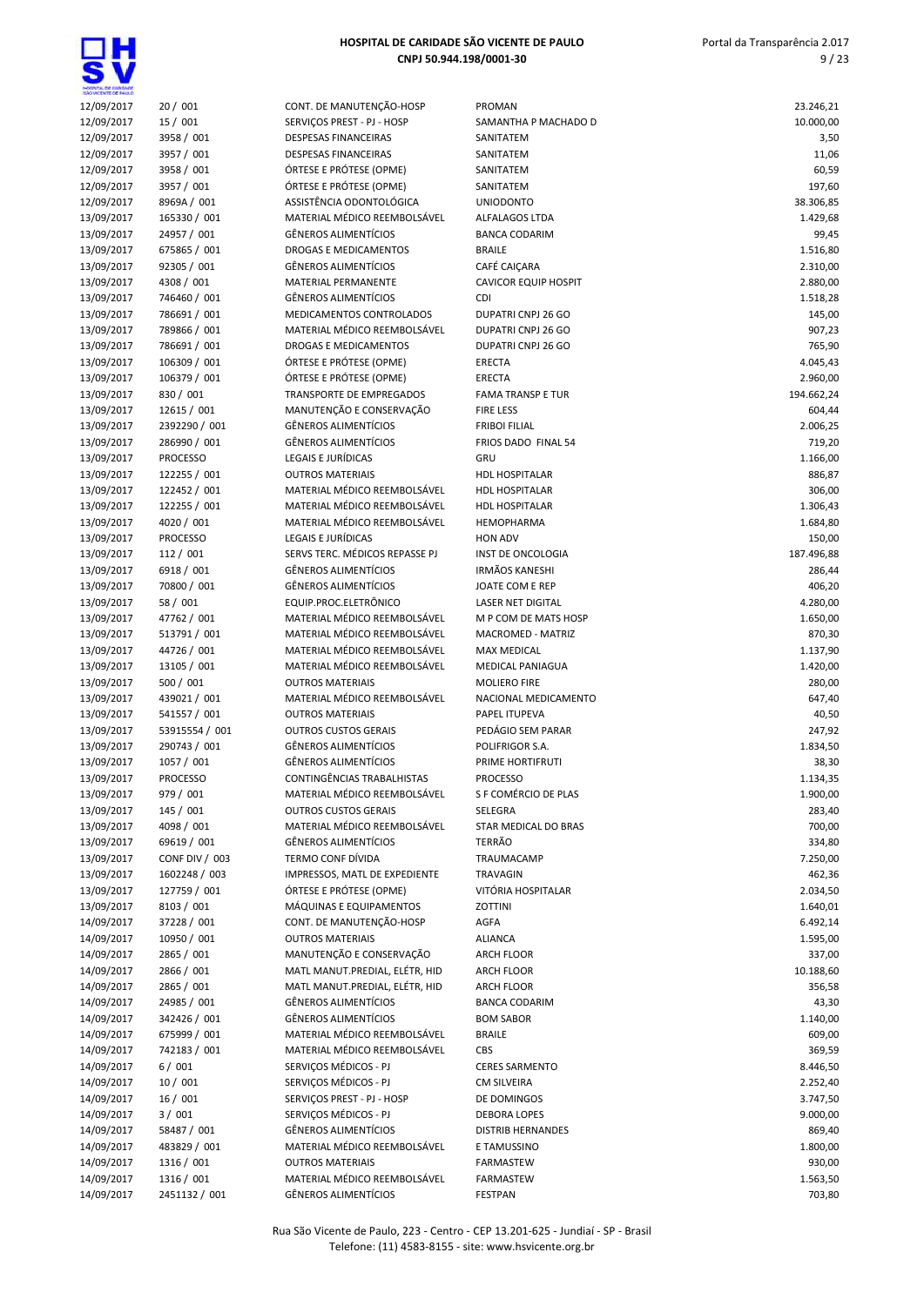| | | | | |
|---|---|---|---|---|
| 12/09/2017 | 20 / 001 | CONT. DE MANUTENÇÃO-HOSP | PROMAN | 23.246,21 |
| 12/09/2017 | 15 / 001 | SERVIÇOS PREST - PJ - HOSP | SAMANTHA P MACHADO D | 10.000,00 |
| 12/09/2017 | 3958 / 001 | DESPESAS FINANCEIRAS | SANITATEM | 3,50 |
| 12/09/2017 | 3957 / 001 | DESPESAS FINANCEIRAS | SANITATEM | 11,06 |
| 12/09/2017 | 3958 / 001 | ÓRTESE E PRÓTESE (OPME) | SANITATEM | 60,59 |
| 12/09/2017 | 3957 / 001 | ÓRTESE E PRÓTESE (OPME) | SANITATEM | 197,60 |
| 12/09/2017 | 8969A / 001 | ASSISTÊNCIA ODONTOLÓGICA | UNIODONTO | 38.306,85 |
| 13/09/2017 | 165330 / 001 | MATERIAL MÉDICO REEMBOLSÁVEL | ALFALAGOS LTDA | 1.429,68 |
| 13/09/2017 | 24957 / 001 | GÊNEROS ALIMENTÍCIOS | BANCA CODARIM | 99,45 |
| 13/09/2017 | 675865 / 001 | DROGAS E MEDICAMENTOS | BRAILE | 1.516,80 |
| 13/09/2017 | 92305 / 001 | GÊNEROS ALIMENTÍCIOS | CAFÉ CAIÇARA | 2.310,00 |
| 13/09/2017 | 4308 / 001 | MATERIAL PERMANENTE | CAVICOR EQUIP HOSPIT | 2.880,00 |
| 13/09/2017 | 746460 / 001 | GÊNEROS ALIMENTÍCIOS | CDI | 1.518,28 |
| 13/09/2017 | 786691 / 001 | MEDICAMENTOS CONTROLADOS | DUPATRI CNPJ 26 GO | 145,00 |
| 13/09/2017 | 789866 / 001 | MATERIAL MÉDICO REEMBOLSÁVEL | DUPATRI CNPJ 26 GO | 907,23 |
| 13/09/2017 | 786691 / 001 | DROGAS E MEDICAMENTOS | DUPATRI CNPJ 26 GO | 765,90 |
| 13/09/2017 | 106309 / 001 | ÓRTESE E PRÓTESE (OPME) | ERECTA | 4.045,43 |
| 13/09/2017 | 106379 / 001 | ÓRTESE E PRÓTESE (OPME) | ERECTA | 2.960,00 |
| 13/09/2017 | 830 / 001 | TRANSPORTE DE EMPREGADOS | FAMA TRANSP E TUR | 194.662,24 |
| 13/09/2017 | 12615 / 001 | MANUTENÇÃO E CONSERVAÇÃO | FIRE LESS | 604,44 |
| 13/09/2017 | 2392290 / 001 | GÊNEROS ALIMENTÍCIOS | FRIBOI FILIAL | 2.006,25 |
| 13/09/2017 | 286990 / 001 | GÊNEROS ALIMENTÍCIOS | FRIOS DADO FINAL 54 | 719,20 |
| 13/09/2017 | PROCESSO | LEGAIS E JURÍDICAS | GRU | 1.166,00 |
| 13/09/2017 | 122255 / 001 | OUTROS MATERIAIS | HDL HOSPITALAR | 886,87 |
| 13/09/2017 | 122452 / 001 | MATERIAL MÉDICO REEMBOLSÁVEL | HDL HOSPITALAR | 306,00 |
| 13/09/2017 | 122255 / 001 | MATERIAL MÉDICO REEMBOLSÁVEL | HDL HOSPITALAR | 1.306,43 |
| 13/09/2017 | 4020 / 001 | MATERIAL MÉDICO REEMBOLSÁVEL | HEMOPHARMA | 1.684,80 |
| 13/09/2017 | PROCESSO | LEGAIS E JURÍDICAS | HON ADV | 150,00 |
| 13/09/2017 | 112 / 001 | SERVS TERC. MÉDICOS REPASSE PJ | INST DE ONCOLOGIA | 187.496,88 |
| 13/09/2017 | 6918 / 001 | GÊNEROS ALIMENTÍCIOS | IRMÃOS KANESHI | 286,44 |
| 13/09/2017 | 70800 / 001 | GÊNEROS ALIMENTÍCIOS | JOATE COM E REP | 406,20 |
| 13/09/2017 | 58 / 001 | EQUIP.PROC.ELETRÔNICO | LASER NET DIGITAL | 4.280,00 |
| 13/09/2017 | 47762 / 001 | MATERIAL MÉDICO REEMBOLSÁVEL | M P COM DE MATS HOSP | 1.650,00 |
| 13/09/2017 | 513791 / 001 | MATERIAL MÉDICO REEMBOLSÁVEL | MACROMED - MATRIZ | 870,30 |
| 13/09/2017 | 44726 / 001 | MATERIAL MÉDICO REEMBOLSÁVEL | MAX MEDICAL | 1.137,90 |
| 13/09/2017 | 13105 / 001 | MATERIAL MÉDICO REEMBOLSÁVEL | MEDICAL PANIAGUA | 1.420,00 |
| 13/09/2017 | 500 / 001 | OUTROS MATERIAIS | MOLIERO FIRE | 280,00 |
| 13/09/2017 | 439021 / 001 | MATERIAL MÉDICO REEMBOLSÁVEL | NACIONAL MEDICAMENTO | 647,40 |
| 13/09/2017 | 541557 / 001 | OUTROS MATERIAIS | PAPEL ITUPEVA | 40,50 |
| 13/09/2017 | 53915554 / 001 | OUTROS CUSTOS GERAIS | PEDÁGIO SEM PARAR | 247,92 |
| 13/09/2017 | 290743 / 001 | GÊNEROS ALIMENTÍCIOS | POLIFRIGOR S.A. | 1.834,50 |
| 13/09/2017 | 1057 / 001 | GÊNEROS ALIMENTÍCIOS | PRIME HORTIFRUTI | 38,30 |
| 13/09/2017 | PROCESSO | CONTINGÊNCIAS TRABALHISTAS | PROCESSO | 1.134,35 |
| 13/09/2017 | 979 / 001 | MATERIAL MÉDICO REEMBOLSÁVEL | S F COMÉRCIO DE PLAS | 1.900,00 |
| 13/09/2017 | 145 / 001 | OUTROS CUSTOS GERAIS | SELEGRA | 283,40 |
| 13/09/2017 | 4098 / 001 | MATERIAL MÉDICO REEMBOLSÁVEL | STAR MEDICAL DO BRAS | 700,00 |
| 13/09/2017 | 69619 / 001 | GÊNEROS ALIMENTÍCIOS | TERRÃO | 334,80 |
| 13/09/2017 | CONF DIV / 003 | TERMO CONF DÍVIDA | TRAUMACAMP | 7.250,00 |
| 13/09/2017 | 1602248 / 003 | IMPRESSOS, MATL DE EXPEDIENTE | TRAVAGIN | 462,36 |
| 13/09/2017 | 127759 / 001 | ÓRTESE E PRÓTESE (OPME) | VITÓRIA HOSPITALAR | 2.034,50 |
| 13/09/2017 | 8103 / 001 | MÁQUINAS E EQUIPAMENTOS | ZOTTINI | 1.640,01 |
| 14/09/2017 | 37228 / 001 | CONT. DE MANUTENÇÃO-HOSP | AGFA | 6.492,14 |
| 14/09/2017 | 10950 / 001 | OUTROS MATERIAIS | ALIANCA | 1.595,00 |
| 14/09/2017 | 2865 / 001 | MANUTENÇÃO E CONSERVAÇÃO | ARCH FLOOR | 337,00 |
| 14/09/2017 | 2866 / 001 | MATL MANUT.PREDIAL, ELÉTR, HID | ARCH FLOOR | 10.188,60 |
| 14/09/2017 | 2865 / 001 | MATL MANUT.PREDIAL, ELÉTR, HID | ARCH FLOOR | 356,58 |
| 14/09/2017 | 24985 / 001 | GÊNEROS ALIMENTÍCIOS | BANCA CODARIM | 43,30 |
| 14/09/2017 | 342426 / 001 | GÊNEROS ALIMENTÍCIOS | BOM SABOR | 1.140,00 |
| 14/09/2017 | 675999 / 001 | MATERIAL MÉDICO REEMBOLSÁVEL | BRAILE | 609,00 |
| 14/09/2017 | 742183 / 001 | MATERIAL MÉDICO REEMBOLSÁVEL | CBS | 369,59 |
| 14/09/2017 | 6 / 001 | SERVIÇOS MÉDICOS - PJ | CERES SARMENTO | 8.446,50 |
| 14/09/2017 | 10 / 001 | SERVIÇOS MÉDICOS - PJ | CM SILVEIRA | 2.252,40 |
| 14/09/2017 | 16 / 001 | SERVIÇOS PREST - PJ - HOSP | DE DOMINGOS | 3.747,50 |
| 14/09/2017 | 3 / 001 | SERVIÇOS MÉDICOS - PJ | DEBORA LOPES | 9.000,00 |
| 14/09/2017 | 58487 / 001 | GÊNEROS ALIMENTÍCIOS | DISTRIB HERNANDES | 869,40 |
| 14/09/2017 | 483829 / 001 | MATERIAL MÉDICO REEMBOLSÁVEL | E TAMUSSINO | 1.800,00 |
| 14/09/2017 | 1316 / 001 | OUTROS MATERIAIS | FARMASTEW | 930,00 |
| 14/09/2017 | 1316 / 001 | MATERIAL MÉDICO REEMBOLSÁVEL | FARMASTEW | 1.563,50 |
| 14/09/2017 | 2451132 / 001 | GÊNEROS ALIMENTÍCIOS | FESTPAN | 703,80 |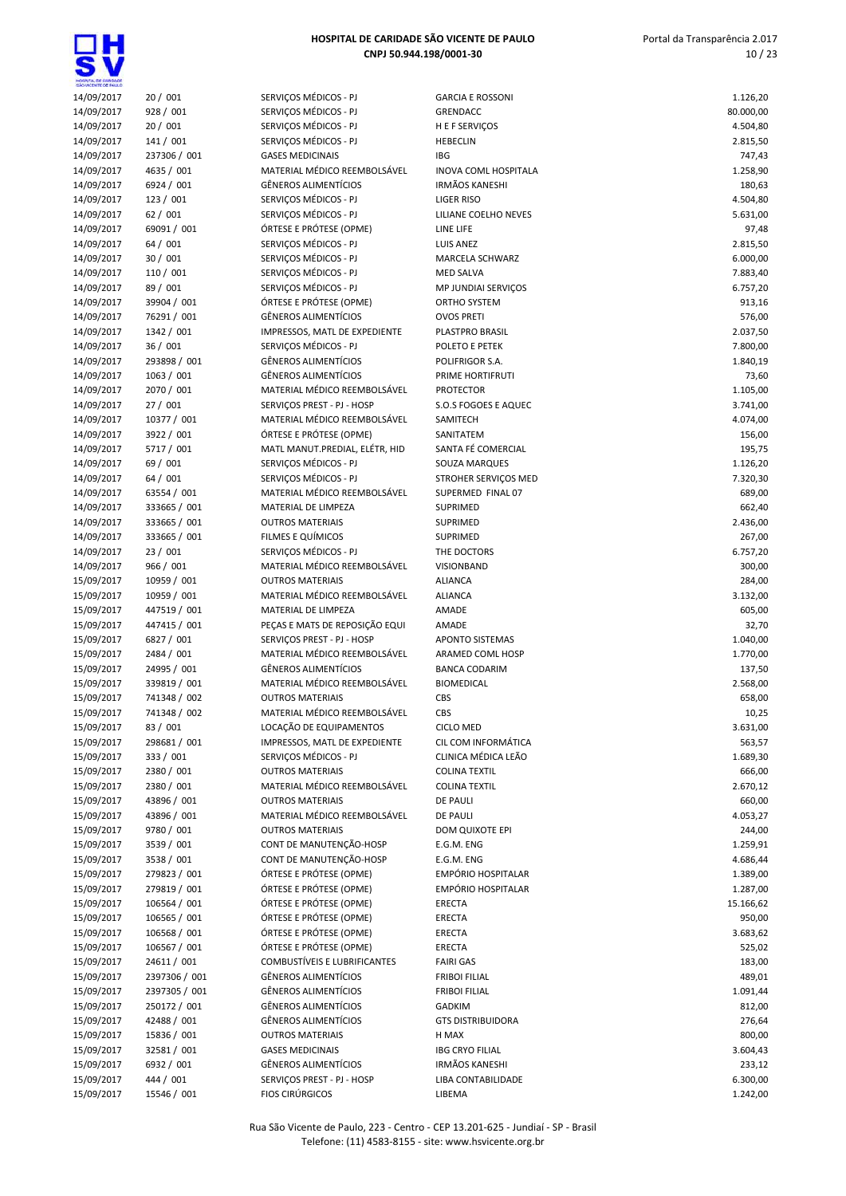| | | | | |
|---|---|---|---|---|
| 14/09/2017 | 20 / 001 | SERVIÇOS MÉDICOS - PJ | GARCIA E ROSSONI | 1.126,20 |
| 14/09/2017 | 928 / 001 | SERVIÇOS MÉDICOS - PJ | GRENDACC | 80.000,00 |
| 14/09/2017 | 20 / 001 | SERVIÇOS MÉDICOS - PJ | H E F SERVIÇOS | 4.504,80 |
| 14/09/2017 | 141 / 001 | SERVIÇOS MÉDICOS - PJ | HEBECLIN | 2.815,50 |
| 14/09/2017 | 237306 / 001 | GASES MEDICINAIS | IBG | 747,43 |
| 14/09/2017 | 4635 / 001 | MATERIAL MÉDICO REEMBOLSÁVEL | INOVA COML HOSPITALA | 1.258,90 |
| 14/09/2017 | 6924 / 001 | GÊNEROS ALIMENTÍCIOS | IRMÃOS KANESHI | 180,63 |
| 14/09/2017 | 123 / 001 | SERVIÇOS MÉDICOS - PJ | LIGER RISO | 4.504,80 |
| 14/09/2017 | 62 / 001 | SERVIÇOS MÉDICOS - PJ | LILIANE COELHO NEVES | 5.631,00 |
| 14/09/2017 | 69091 / 001 | ÓRTESE E PRÓTESE (OPME) | LINE LIFE | 97,48 |
| 14/09/2017 | 64 / 001 | SERVIÇOS MÉDICOS - PJ | LUIS ANEZ | 2.815,50 |
| 14/09/2017 | 30 / 001 | SERVIÇOS MÉDICOS - PJ | MARCELA SCHWARZ | 6.000,00 |
| 14/09/2017 | 110 / 001 | SERVIÇOS MÉDICOS - PJ | MED SALVA | 7.883,40 |
| 14/09/2017 | 89 / 001 | SERVIÇOS MÉDICOS - PJ | MP JUNDIAI SERVIÇOS | 6.757,20 |
| 14/09/2017 | 39904 / 001 | ÓRTESE E PRÓTESE (OPME) | ORTHO SYSTEM | 913,16 |
| 14/09/2017 | 76291 / 001 | GÊNEROS ALIMENTÍCIOS | OVOS PRETI | 576,00 |
| 14/09/2017 | 1342 / 001 | IMPRESSOS, MATL DE EXPEDIENTE | PLASTPRO BRASIL | 2.037,50 |
| 14/09/2017 | 36 / 001 | SERVIÇOS MÉDICOS - PJ | POLETO E PETEK | 7.800,00 |
| 14/09/2017 | 293898 / 001 | GÊNEROS ALIMENTÍCIOS | POLIFRIGOR S.A. | 1.840,19 |
| 14/09/2017 | 1063 / 001 | GÊNEROS ALIMENTÍCIOS | PRIME HORTIFRUTI | 73,60 |
| 14/09/2017 | 2070 / 001 | MATERIAL MÉDICO REEMBOLSÁVEL | PROTECTOR | 1.105,00 |
| 14/09/2017 | 27 / 001 | SERVIÇOS PREST - PJ - HOSP | S.O.S FOGOES E AQUEC | 3.741,00 |
| 14/09/2017 | 10377 / 001 | MATERIAL MÉDICO REEMBOLSÁVEL | SAMITECH | 4.074,00 |
| 14/09/2017 | 3922 / 001 | ÓRTESE E PRÓTESE (OPME) | SANITATEM | 156,00 |
| 14/09/2017 | 5717 / 001 | MATL MANUT.PREDIAL, ELÉTR, HID | SANTA FÉ COMERCIAL | 195,75 |
| 14/09/2017 | 69 / 001 | SERVIÇOS MÉDICOS - PJ | SOUZA MARQUES | 1.126,20 |
| 14/09/2017 | 64 / 001 | SERVIÇOS MÉDICOS - PJ | STROHER SERVIÇOS MED | 7.320,30 |
| 14/09/2017 | 63554 / 001 | MATERIAL MÉDICO REEMBOLSÁVEL | SUPERMED FINAL 07 | 689,00 |
| 14/09/2017 | 333665 / 001 | MATERIAL DE LIMPEZA | SUPRIMED | 662,40 |
| 14/09/2017 | 333665 / 001 | OUTROS MATERIAIS | SUPRIMED | 2.436,00 |
| 14/09/2017 | 333665 / 001 | FILMES E QUÍMICOS | SUPRIMED | 267,00 |
| 14/09/2017 | 23 / 001 | SERVIÇOS MÉDICOS - PJ | THE DOCTORS | 6.757,20 |
| 14/09/2017 | 966 / 001 | MATERIAL MÉDICO REEMBOLSÁVEL | VISIONBAND | 300,00 |
| 15/09/2017 | 10959 / 001 | OUTROS MATERIAIS | ALIANCA | 284,00 |
| 15/09/2017 | 10959 / 001 | MATERIAL MÉDICO REEMBOLSÁVEL | ALIANCA | 3.132,00 |
| 15/09/2017 | 447519 / 001 | MATERIAL DE LIMPEZA | AMADE | 605,00 |
| 15/09/2017 | 447415 / 001 | PEÇAS E MATS DE REPOSIÇÃO EQUI | AMADE | 32,70 |
| 15/09/2017 | 6827 / 001 | SERVIÇOS PREST - PJ - HOSP | APONTO SISTEMAS | 1.040,00 |
| 15/09/2017 | 2484 / 001 | MATERIAL MÉDICO REEMBOLSÁVEL | ARAMED COML HOSP | 1.770,00 |
| 15/09/2017 | 24995 / 001 | GÊNEROS ALIMENTÍCIOS | BANCA CODARIM | 137,50 |
| 15/09/2017 | 339819 / 001 | MATERIAL MÉDICO REEMBOLSÁVEL | BIOMEDICAL | 2.568,00 |
| 15/09/2017 | 741348 / 002 | OUTROS MATERIAIS | CBS | 658,00 |
| 15/09/2017 | 741348 / 002 | MATERIAL MÉDICO REEMBOLSÁVEL | CBS | 10,25 |
| 15/09/2017 | 83 / 001 | LOCAÇÃO DE EQUIPAMENTOS | CICLO MED | 3.631,00 |
| 15/09/2017 | 298681 / 001 | IMPRESSOS, MATL DE EXPEDIENTE | CIL COM INFORMÁTICA | 563,57 |
| 15/09/2017 | 333 / 001 | SERVIÇOS MÉDICOS - PJ | CLINICA MÉDICA LEÃO | 1.689,30 |
| 15/09/2017 | 2380 / 001 | OUTROS MATERIAIS | COLINA TEXTIL | 666,00 |
| 15/09/2017 | 2380 / 001 | MATERIAL MÉDICO REEMBOLSÁVEL | COLINA TEXTIL | 2.670,12 |
| 15/09/2017 | 43896 / 001 | OUTROS MATERIAIS | DE PAULI | 660,00 |
| 15/09/2017 | 43896 / 001 | MATERIAL MÉDICO REEMBOLSÁVEL | DE PAULI | 4.053,27 |
| 15/09/2017 | 9780 / 001 | OUTROS MATERIAIS | DOM QUIXOTE EPI | 244,00 |
| 15/09/2017 | 3539 / 001 | CONT DE MANUTENÇÃO-HOSP | E.G.M. ENG | 1.259,91 |
| 15/09/2017 | 3538 / 001 | CONT DE MANUTENÇÃO-HOSP | E.G.M. ENG | 4.686,44 |
| 15/09/2017 | 279823 / 001 | ÓRTESE E PRÓTESE (OPME) | EMPÓRIO HOSPITALAR | 1.389,00 |
| 15/09/2017 | 279819 / 001 | ÓRTESE E PRÓTESE (OPME) | EMPÓRIO HOSPITALAR | 1.287,00 |
| 15/09/2017 | 106564 / 001 | ÓRTESE E PRÓTESE (OPME) | ERECTA | 15.166,62 |
| 15/09/2017 | 106565 / 001 | ÓRTESE E PRÓTESE (OPME) | ERECTA | 950,00 |
| 15/09/2017 | 106568 / 001 | ÓRTESE E PRÓTESE (OPME) | ERECTA | 3.683,62 |
| 15/09/2017 | 106567 / 001 | ÓRTESE E PRÓTESE (OPME) | ERECTA | 525,02 |
| 15/09/2017 | 24611 / 001 | COMBUSTÍVEIS E LUBRIFICANTES | FAIRI GAS | 183,00 |
| 15/09/2017 | 2397306 / 001 | GÊNEROS ALIMENTÍCIOS | FRIBOI FILIAL | 489,01 |
| 15/09/2017 | 2397305 / 001 | GÊNEROS ALIMENTÍCIOS | FRIBOI FILIAL | 1.091,44 |
| 15/09/2017 | 250172 / 001 | GÊNEROS ALIMENTÍCIOS | GADKIM | 812,00 |
| 15/09/2017 | 42488 / 001 | GÊNEROS ALIMENTÍCIOS | GTS DISTRIBUIDORA | 276,64 |
| 15/09/2017 | 15836 / 001 | OUTROS MATERIAIS | H MAX | 800,00 |
| 15/09/2017 | 32581 / 001 | GASES MEDICINAIS | IBG CRYO FILIAL | 3.604,43 |
| 15/09/2017 | 6932 / 001 | GÊNEROS ALIMENTÍCIOS | IRMÃOS KANESHI | 233,12 |
| 15/09/2017 | 444 / 001 | SERVIÇOS PREST - PJ - HOSP | LIBA CONTABILIDADE | 6.300,00 |
| 15/09/2017 | 15546 / 001 | FIOS CIRÚRGICOS | LIBEMA | 1.242,00 |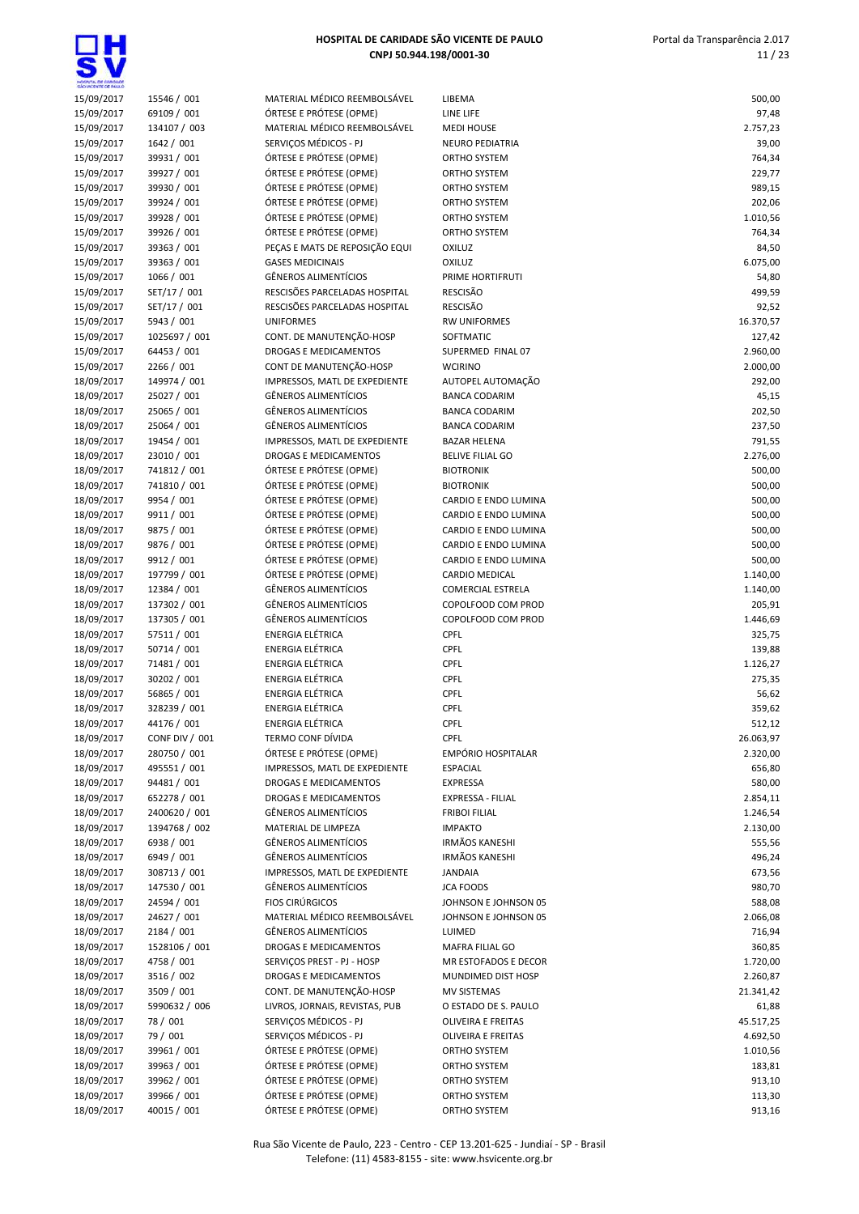**HOSPITAL DE CARIDADE SÃO VICENTE DE PAULO**
**CNPJ 50.944.198/0001-30**

| | | | | |
|---|---|---|---|---|
| 15/09/2017 | 15546 / 001 | MATERIAL MÉDICO REEMBOLSÁVEL | LIBEMA | 500,00 |
| 15/09/2017 | 69109 / 001 | ÓRTESE E PRÓTESE (OPME) | LINE LIFE | 97,48 |
| 15/09/2017 | 134107 / 003 | MATERIAL MÉDICO REEMBOLSÁVEL | MEDI HOUSE | 2.757,23 |
| 15/09/2017 | 1642 / 001 | SERVIÇOS MÉDICOS - PJ | NEURO PEDIATRIA | 39,00 |
| 15/09/2017 | 39931 / 001 | ÓRTESE E PRÓTESE (OPME) | ORTHO SYSTEM | 764,34 |
| 15/09/2017 | 39927 / 001 | ÓRTESE E PRÓTESE (OPME) | ORTHO SYSTEM | 229,77 |
| 15/09/2017 | 39930 / 001 | ÓRTESE E PRÓTESE (OPME) | ORTHO SYSTEM | 989,15 |
| 15/09/2017 | 39924 / 001 | ÓRTESE E PRÓTESE (OPME) | ORTHO SYSTEM | 202,06 |
| 15/09/2017 | 39928 / 001 | ÓRTESE E PRÓTESE (OPME) | ORTHO SYSTEM | 1.010,56 |
| 15/09/2017 | 39926 / 001 | ÓRTESE E PRÓTESE (OPME) | ORTHO SYSTEM | 764,34 |
| 15/09/2017 | 39363 / 001 | PEÇAS E MATS DE REPOSIÇÃO EQUI | OXILUZ | 84,50 |
| 15/09/2017 | 39363 / 001 | GASES MEDICINAIS | OXILUZ | 6.075,00 |
| 15/09/2017 | 1066 / 001 | GÊNEROS ALIMENTÍCIOS | PRIME HORTIFRUTI | 54,80 |
| 15/09/2017 | SET/17 / 001 | RESCISÕES PARCELADAS HOSPITAL | RESCISÃO | 499,59 |
| 15/09/2017 | SET/17 / 001 | RESCISÕES PARCELADAS HOSPITAL | RESCISÃO | 92,52 |
| 15/09/2017 | 5943 / 001 | UNIFORMES | RW UNIFORMES | 16.370,57 |
| 15/09/2017 | 1025697 / 001 | CONT. DE MANUTENÇÃO-HOSP | SOFTMATIC | 127,42 |
| 15/09/2017 | 64453 / 001 | DROGAS E MEDICAMENTOS | SUPERMED FINAL 07 | 2.960,00 |
| 15/09/2017 | 2266 / 001 | CONT DE MANUTENÇÃO-HOSP | WCIRINO | 2.000,00 |
| 18/09/2017 | 149974 / 001 | IMPRESSOS, MATL DE EXPEDIENTE | AUTOPEL AUTOMAÇÃO | 292,00 |
| 18/09/2017 | 25027 / 001 | GÊNEROS ALIMENTÍCIOS | BANCA CODARIM | 45,15 |
| 18/09/2017 | 25065 / 001 | GÊNEROS ALIMENTÍCIOS | BANCA CODARIM | 202,50 |
| 18/09/2017 | 25064 / 001 | GÊNEROS ALIMENTÍCIOS | BANCA CODARIM | 237,50 |
| 18/09/2017 | 19454 / 001 | IMPRESSOS, MATL DE EXPEDIENTE | BAZAR HELENA | 791,55 |
| 18/09/2017 | 23010 / 001 | DROGAS E MEDICAMENTOS | BELIVE FILIAL GO | 2.276,00 |
| 18/09/2017 | 741812 / 001 | ÓRTESE E PRÓTESE (OPME) | BIOTRONIK | 500,00 |
| 18/09/2017 | 741810 / 001 | ÓRTESE E PRÓTESE (OPME) | BIOTRONIK | 500,00 |
| 18/09/2017 | 9954 / 001 | ÓRTESE E PRÓTESE (OPME) | CARDIO E ENDO LUMINA | 500,00 |
| 18/09/2017 | 9911 / 001 | ÓRTESE E PRÓTESE (OPME) | CARDIO E ENDO LUMINA | 500,00 |
| 18/09/2017 | 9875 / 001 | ÓRTESE E PRÓTESE (OPME) | CARDIO E ENDO LUMINA | 500,00 |
| 18/09/2017 | 9876 / 001 | ÓRTESE E PRÓTESE (OPME) | CARDIO E ENDO LUMINA | 500,00 |
| 18/09/2017 | 9912 / 001 | ÓRTESE E PRÓTESE (OPME) | CARDIO E ENDO LUMINA | 500,00 |
| 18/09/2017 | 197799 / 001 | ÓRTESE E PRÓTESE (OPME) | CARDIO MEDICAL | 1.140,00 |
| 18/09/2017 | 12384 / 001 | GÊNEROS ALIMENTÍCIOS | COMERCIAL ESTRELA | 1.140,00 |
| 18/09/2017 | 137302 / 001 | GÊNEROS ALIMENTÍCIOS | COPOLFOOD COM PROD | 205,91 |
| 18/09/2017 | 137305 / 001 | GÊNEROS ALIMENTÍCIOS | COPOLFOOD COM PROD | 1.446,69 |
| 18/09/2017 | 57511 / 001 | ENERGIA ELÉTRICA | CPFL | 325,75 |
| 18/09/2017 | 50714 / 001 | ENERGIA ELÉTRICA | CPFL | 139,88 |
| 18/09/2017 | 71481 / 001 | ENERGIA ELÉTRICA | CPFL | 1.126,27 |
| 18/09/2017 | 30202 / 001 | ENERGIA ELÉTRICA | CPFL | 275,35 |
| 18/09/2017 | 56865 / 001 | ENERGIA ELÉTRICA | CPFL | 56,62 |
| 18/09/2017 | 328239 / 001 | ENERGIA ELÉTRICA | CPFL | 359,62 |
| 18/09/2017 | 44176 / 001 | ENERGIA ELÉTRICA | CPFL | 512,12 |
| 18/09/2017 | CONF DIV / 001 | TERMO CONF DÍVIDA | CPFL | 26.063,97 |
| 18/09/2017 | 280750 / 001 | ÓRTESE E PRÓTESE (OPME) | EMPÓRIO HOSPITALAR | 2.320,00 |
| 18/09/2017 | 495551 / 001 | IMPRESSOS, MATL DE EXPEDIENTE | ESPACIAL | 656,80 |
| 18/09/2017 | 94481 / 001 | DROGAS E MEDICAMENTOS | EXPRESSA | 580,00 |
| 18/09/2017 | 652278 / 001 | DROGAS E MEDICAMENTOS | EXPRESSA - FILIAL | 2.854,11 |
| 18/09/2017 | 2400620 / 001 | GÊNEROS ALIMENTÍCIOS | FRIBOI FILIAL | 1.246,54 |
| 18/09/2017 | 1394768 / 002 | MATERIAL DE LIMPEZA | IMPAKTO | 2.130,00 |
| 18/09/2017 | 6938 / 001 | GÊNEROS ALIMENTÍCIOS | IRMÃOS KANESHI | 555,56 |
| 18/09/2017 | 6949 / 001 | GÊNEROS ALIMENTÍCIOS | IRMÃOS KANESHI | 496,24 |
| 18/09/2017 | 308713 / 001 | IMPRESSOS, MATL DE EXPEDIENTE | JANDAIA | 673,56 |
| 18/09/2017 | 147530 / 001 | GÊNEROS ALIMENTÍCIOS | JCA FOODS | 980,70 |
| 18/09/2017 | 24594 / 001 | FIOS CIRÚRGICOS | JOHNSON E JOHNSON 05 | 588,08 |
| 18/09/2017 | 24627 / 001 | MATERIAL MÉDICO REEMBOLSÁVEL | JOHNSON E JOHNSON 05 | 2.066,08 |
| 18/09/2017 | 2184 / 001 | GÊNEROS ALIMENTÍCIOS | LUIMED | 716,94 |
| 18/09/2017 | 1528106 / 001 | DROGAS E MEDICAMENTOS | MAFRA FILIAL GO | 360,85 |
| 18/09/2017 | 4758 / 001 | SERVIÇOS PREST - PJ - HOSP | MR ESTOFADOS E DECOR | 1.720,00 |
| 18/09/2017 | 3516 / 002 | DROGAS E MEDICAMENTOS | MUNDIMED DIST HOSP | 2.260,87 |
| 18/09/2017 | 3509 / 001 | CONT. DE MANUTENÇÃO-HOSP | MV SISTEMAS | 21.341,42 |
| 18/09/2017 | 5990632 / 006 | LIVROS, JORNAIS, REVISTAS, PUB | O ESTADO DE S. PAULO | 61,88 |
| 18/09/2017 | 78 / 001 | SERVIÇOS MÉDICOS - PJ | OLIVEIRA E FREITAS | 45.517,25 |
| 18/09/2017 | 79 / 001 | SERVIÇOS MÉDICOS - PJ | OLIVEIRA E FREITAS | 4.692,50 |
| 18/09/2017 | 39961 / 001 | ÓRTESE E PRÓTESE (OPME) | ORTHO SYSTEM | 1.010,56 |
| 18/09/2017 | 39963 / 001 | ÓRTESE E PRÓTESE (OPME) | ORTHO SYSTEM | 183,81 |
| 18/09/2017 | 39962 / 001 | ÓRTESE E PRÓTESE (OPME) | ORTHO SYSTEM | 913,10 |
| 18/09/2017 | 39966 / 001 | ÓRTESE E PRÓTESE (OPME) | ORTHO SYSTEM | 113,30 |
| 18/09/2017 | 40015 / 001 | ÓRTESE E PRÓTESE (OPME) | ORTHO SYSTEM | 913,16 |

Rua São Vicente de Paulo, 223 - Centro - CEP 13.201-625 - Jundiaí - SP - Brasil
Telefone: (11) 4583-8155 - site: www.hsvicente.org.br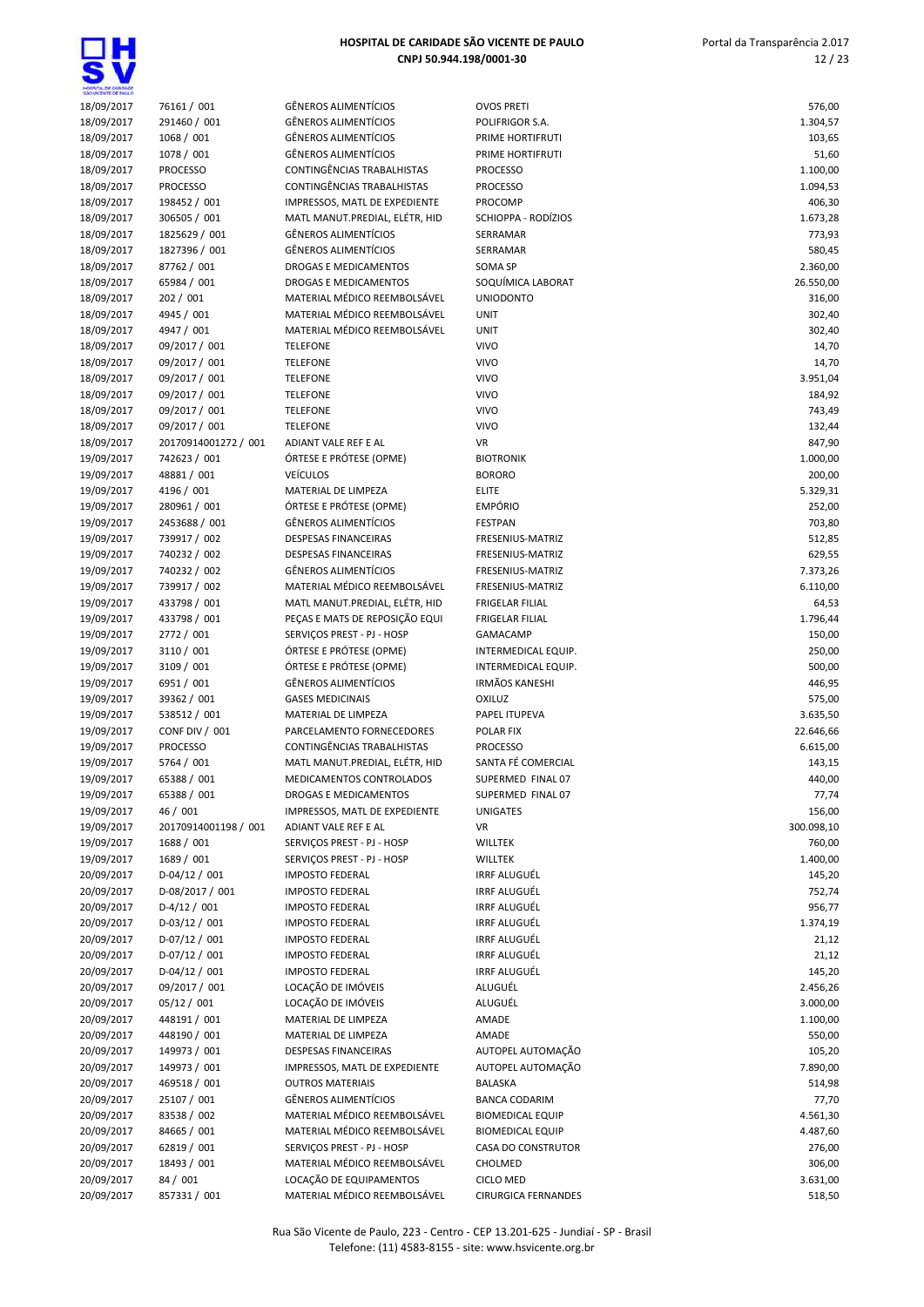**HOSPITAL DE CARIDADE SÃO VICENTE DE PAULO**
**CNPJ 50.944.198/0001-30**

| | | | | |
|---|---|---|---|---|
| 18/09/2017 | 76161 / 001 | GÊNEROS ALIMENTÍCIOS | OVOS PRETI | 576,00 |
| 18/09/2017 | 291460 / 001 | GÊNEROS ALIMENTÍCIOS | POLIFRIGOR S.A. | 1.304,57 |
| 18/09/2017 | 1068 / 001 | GÊNEROS ALIMENTÍCIOS | PRIME HORTIFRUTI | 103,65 |
| 18/09/2017 | 1078 / 001 | GÊNEROS ALIMENTÍCIOS | PRIME HORTIFRUTI | 51,60 |
| 18/09/2017 | PROCESSO | CONTINGÊNCIAS TRABALHISTAS | PROCESSO | 1.100,00 |
| 18/09/2017 | PROCESSO | CONTINGÊNCIAS TRABALHISTAS | PROCESSO | 1.094,53 |
| 18/09/2017 | 198452 / 001 | IMPRESSOS, MATL DE EXPEDIENTE | PROCOMP | 406,30 |
| 18/09/2017 | 306505 / 001 | MATL MANUT.PREDIAL, ELÉTR, HID | SCHIOPPA - RODÍZIOS | 1.673,28 |
| 18/09/2017 | 1825629 / 001 | GÊNEROS ALIMENTÍCIOS | SERRAMAR | 773,93 |
| 18/09/2017 | 1827396 / 001 | GÊNEROS ALIMENTÍCIOS | SERRAMAR | 580,45 |
| 18/09/2017 | 87762 / 001 | DROGAS E MEDICAMENTOS | SOMA SP | 2.360,00 |
| 18/09/2017 | 65984 / 001 | DROGAS E MEDICAMENTOS | SOQUÍMICA LABORAT | 26.550,00 |
| 18/09/2017 | 202 / 001 | MATERIAL MÉDICO REEMBOLSÁVEL | UNIODONTO | 316,00 |
| 18/09/2017 | 4945 / 001 | MATERIAL MÉDICO REEMBOLSÁVEL | UNIT | 302,40 |
| 18/09/2017 | 4947 / 001 | MATERIAL MÉDICO REEMBOLSÁVEL | UNIT | 302,40 |
| 18/09/2017 | 09/2017 / 001 | TELEFONE | VIVO | 14,70 |
| 18/09/2017 | 09/2017 / 001 | TELEFONE | VIVO | 14,70 |
| 18/09/2017 | 09/2017 / 001 | TELEFONE | VIVO | 3.951,04 |
| 18/09/2017 | 09/2017 / 001 | TELEFONE | VIVO | 184,92 |
| 18/09/2017 | 09/2017 / 001 | TELEFONE | VIVO | 743,49 |
| 18/09/2017 | 09/2017 / 001 | TELEFONE | VIVO | 132,44 |
| 18/09/2017 | 20170914001272 / 001 | ADIANT VALE REF E AL | VR | 847,90 |
| 19/09/2017 | 742623 / 001 | ÓRTESE E PRÓTESE (OPME) | BIOTRONIK | 1.000,00 |
| 19/09/2017 | 48881 / 001 | VEÍCULOS | BORORO | 200,00 |
| 19/09/2017 | 4196 / 001 | MATERIAL DE LIMPEZA | ELITE | 5.329,31 |
| 19/09/2017 | 280961 / 001 | ÓRTESE E PRÓTESE (OPME) | EMPÓRIO | 252,00 |
| 19/09/2017 | 2453688 / 001 | GÊNEROS ALIMENTÍCIOS | FESTPAN | 703,80 |
| 19/09/2017 | 739917 / 002 | DESPESAS FINANCEIRAS | FRESENIUS-MATRIZ | 512,85 |
| 19/09/2017 | 740232 / 002 | DESPESAS FINANCEIRAS | FRESENIUS-MATRIZ | 629,55 |
| 19/09/2017 | 740232 / 002 | GÊNEROS ALIMENTÍCIOS | FRESENIUS-MATRIZ | 7.373,26 |
| 19/09/2017 | 739917 / 002 | MATERIAL MÉDICO REEMBOLSÁVEL | FRESENIUS-MATRIZ | 6.110,00 |
| 19/09/2017 | 433798 / 001 | MATL MANUT.PREDIAL, ELÉTR, HID | FRIGELAR FILIAL | 64,53 |
| 19/09/2017 | 433798 / 001 | PEÇAS E MATS DE REPOSIÇÃO EQUI | FRIGELAR FILIAL | 1.796,44 |
| 19/09/2017 | 2772 / 001 | SERVIÇOS PREST - PJ - HOSP | GAMACAMP | 150,00 |
| 19/09/2017 | 3110 / 001 | ÓRTESE E PRÓTESE (OPME) | INTERMEDICAL EQUIP. | 250,00 |
| 19/09/2017 | 3109 / 001 | ÓRTESE E PRÓTESE (OPME) | INTERMEDICAL EQUIP. | 500,00 |
| 19/09/2017 | 6951 / 001 | GÊNEROS ALIMENTÍCIOS | IRMÃOS KANESHI | 446,95 |
| 19/09/2017 | 39362 / 001 | GASES MEDICINAIS | OXILUZ | 575,00 |
| 19/09/2017 | 538512 / 001 | MATERIAL DE LIMPEZA | PAPEL ITUPEVA | 3.635,50 |
| 19/09/2017 | CONF DIV / 001 | PARCELAMENTO FORNECEDORES | POLAR FIX | 22.646,66 |
| 19/09/2017 | PROCESSO | CONTINGÊNCIAS TRABALHISTAS | PROCESSO | 6.615,00 |
| 19/09/2017 | 5764 / 001 | MATL MANUT.PREDIAL, ELÉTR, HID | SANTA FÉ COMERCIAL | 143,15 |
| 19/09/2017 | 65388 / 001 | MEDICAMENTOS CONTROLADOS | SUPERMED FINAL 07 | 440,00 |
| 19/09/2017 | 65388 / 001 | DROGAS E MEDICAMENTOS | SUPERMED FINAL 07 | 77,74 |
| 19/09/2017 | 46 / 001 | IMPRESSOS, MATL DE EXPEDIENTE | UNIGATES | 156,00 |
| 19/09/2017 | 20170914001198 / 001 | ADIANT VALE REF E AL | VR | 300.098,10 |
| 19/09/2017 | 1688 / 001 | SERVIÇOS PREST - PJ - HOSP | WILLTEK | 760,00 |
| 19/09/2017 | 1689 / 001 | SERVIÇOS PREST - PJ - HOSP | WILLTEK | 1.400,00 |
| 20/09/2017 | D-04/12 / 001 | IMPOSTO FEDERAL | IRRF ALUGUÉL | 145,20 |
| 20/09/2017 | D-08/2017 / 001 | IMPOSTO FEDERAL | IRRF ALUGUÉL | 752,74 |
| 20/09/2017 | D-4/12 / 001 | IMPOSTO FEDERAL | IRRF ALUGUÉL | 956,77 |
| 20/09/2017 | D-03/12 / 001 | IMPOSTO FEDERAL | IRRF ALUGUÉL | 1.374,19 |
| 20/09/2017 | D-07/12 / 001 | IMPOSTO FEDERAL | IRRF ALUGUÉL | 21,12 |
| 20/09/2017 | D-07/12 / 001 | IMPOSTO FEDERAL | IRRF ALUGUÉL | 21,12 |
| 20/09/2017 | D-04/12 / 001 | IMPOSTO FEDERAL | IRRF ALUGUÉL | 145,20 |
| 20/09/2017 | 09/2017 / 001 | LOCAÇÃO DE IMÓVEIS | ALUGUÉL | 2.456,26 |
| 20/09/2017 | 05/12 / 001 | LOCAÇÃO DE IMÓVEIS | ALUGUÉL | 3.000,00 |
| 20/09/2017 | 448191 / 001 | MATERIAL DE LIMPEZA | AMADE | 1.100,00 |
| 20/09/2017 | 448190 / 001 | MATERIAL DE LIMPEZA | AMADE | 550,00 |
| 20/09/2017 | 149973 / 001 | DESPESAS FINANCEIRAS | AUTOPEL AUTOMAÇÃO | 105,20 |
| 20/09/2017 | 149973 / 001 | IMPRESSOS, MATL DE EXPEDIENTE | AUTOPEL AUTOMAÇÃO | 7.890,00 |
| 20/09/2017 | 469518 / 001 | OUTROS MATERIAIS | BALASKA | 514,98 |
| 20/09/2017 | 25107 / 001 | GÊNEROS ALIMENTÍCIOS | BANCA CODARIM | 77,70 |
| 20/09/2017 | 83538 / 002 | MATERIAL MÉDICO REEMBOLSÁVEL | BIOMEDICAL EQUIP | 4.561,30 |
| 20/09/2017 | 84665 / 001 | MATERIAL MÉDICO REEMBOLSÁVEL | BIOMEDICAL EQUIP | 4.487,60 |
| 20/09/2017 | 62819 / 001 | SERVIÇOS PREST - PJ - HOSP | CASA DO CONSTRUTOR | 276,00 |
| 20/09/2017 | 18493 / 001 | MATERIAL MÉDICO REEMBOLSÁVEL | CHOLMED | 306,00 |
| 20/09/2017 | 84 / 001 | LOCAÇÃO DE EQUIPAMENTOS | CICLO MED | 3.631,00 |
| 20/09/2017 | 857331 / 001 | MATERIAL MÉDICO REEMBOLSÁVEL | CIRURGICA FERNANDES | 518,50 |

Rua São Vicente de Paulo, 223 - Centro - CEP 13.201-625 - Jundiaí - SP - Brasil
Telefone: (11) 4583-8155 - site: www.hsvicente.org.br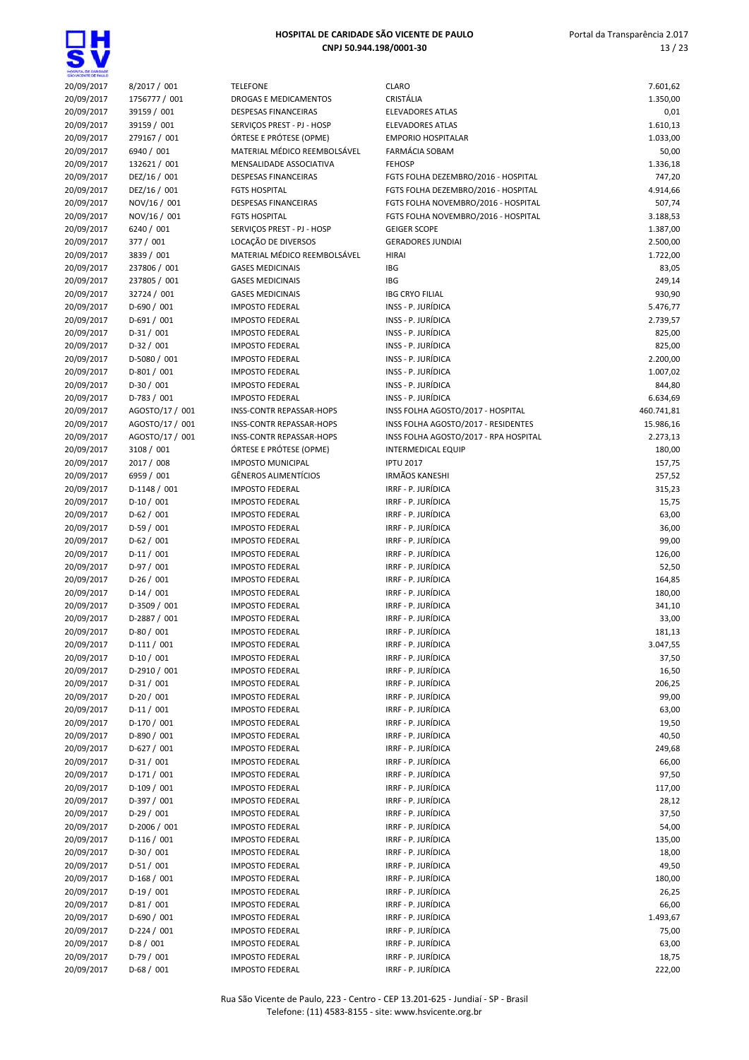| | | | | |
|---|---|---|---|---|
| 20/09/2017 | 8/2017 / 001 | TELEFONE | CLARO | 7.601,62 |
| 20/09/2017 | 1756777 / 001 | DROGAS E MEDICAMENTOS | CRISTÁLIA | 1.350,00 |
| 20/09/2017 | 39159 / 001 | DESPESAS FINANCEIRAS | ELEVADORES ATLAS | 0,01 |
| 20/09/2017 | 39159 / 001 | SERVIÇOS PREST - PJ - HOSP | ELEVADORES ATLAS | 1.610,13 |
| 20/09/2017 | 279167 / 001 | ÓRTESE E PRÓTESE (OPME) | EMPORIO HOSPITALAR | 1.033,00 |
| 20/09/2017 | 6940 / 001 | MATERIAL MÉDICO REEMBOLSÁVEL | FARMÁCIA SOBAM | 50,00 |
| 20/09/2017 | 132621 / 001 | MENSALIDADE ASSOCIATIVA | FEHOSP | 1.336,18 |
| 20/09/2017 | DEZ/16 / 001 | DESPESAS FINANCEIRAS | FGTS FOLHA DEZEMBRO/2016 - HOSPITAL | 747,20 |
| 20/09/2017 | DEZ/16 / 001 | FGTS HOSPITAL | FGTS FOLHA DEZEMBRO/2016 - HOSPITAL | 4.914,66 |
| 20/09/2017 | NOV/16 / 001 | DESPESAS FINANCEIRAS | FGTS FOLHA NOVEMBRO/2016 - HOSPITAL | 507,74 |
| 20/09/2017 | NOV/16 / 001 | FGTS HOSPITAL | FGTS FOLHA NOVEMBRO/2016 - HOSPITAL | 3.188,53 |
| 20/09/2017 | 6240 / 001 | SERVIÇOS PREST - PJ - HOSP | GEIGER SCOPE | 1.387,00 |
| 20/09/2017 | 377 / 001 | LOCAÇÃO DE DIVERSOS | GERADORES JUNDIAI | 2.500,00 |
| 20/09/2017 | 3839 / 001 | MATERIAL MÉDICO REEMBOLSÁVEL | HIRAI | 1.722,00 |
| 20/09/2017 | 237806 / 001 | GASES MEDICINAIS | IBG | 83,05 |
| 20/09/2017 | 237805 / 001 | GASES MEDICINAIS | IBG | 249,14 |
| 20/09/2017 | 32724 / 001 | GASES MEDICINAIS | IBG CRYO FILIAL | 930,90 |
| 20/09/2017 | D-690 / 001 | IMPOSTO FEDERAL | INSS - P. JURÍDICA | 5.476,77 |
| 20/09/2017 | D-691 / 001 | IMPOSTO FEDERAL | INSS - P. JURÍDICA | 2.739,57 |
| 20/09/2017 | D-31 / 001 | IMPOSTO FEDERAL | INSS - P. JURÍDICA | 825,00 |
| 20/09/2017 | D-32 / 001 | IMPOSTO FEDERAL | INSS - P. JURÍDICA | 825,00 |
| 20/09/2017 | D-5080 / 001 | IMPOSTO FEDERAL | INSS - P. JURÍDICA | 2.200,00 |
| 20/09/2017 | D-801 / 001 | IMPOSTO FEDERAL | INSS - P. JURÍDICA | 1.007,02 |
| 20/09/2017 | D-30 / 001 | IMPOSTO FEDERAL | INSS - P. JURÍDICA | 844,80 |
| 20/09/2017 | D-783 / 001 | IMPOSTO FEDERAL | INSS - P. JURÍDICA | 6.634,69 |
| 20/09/2017 | AGOSTO/17 / 001 | INSS-CONTR REPASSAR-HOPS | INSS FOLHA AGOSTO/2017 - HOSPITAL | 460.741,81 |
| 20/09/2017 | AGOSTO/17 / 001 | INSS-CONTR REPASSAR-HOPS | INSS FOLHA AGOSTO/2017 - RESIDENTES | 15.986,16 |
| 20/09/2017 | AGOSTO/17 / 001 | INSS-CONTR REPASSAR-HOPS | INSS FOLHA AGOSTO/2017 - RPA HOSPITAL | 2.273,13 |
| 20/09/2017 | 3108 / 001 | ÓRTESE E PRÓTESE (OPME) | INTERMEDICAL EQUIP | 180,00 |
| 20/09/2017 | 2017 / 008 | IMPOSTO MUNICIPAL | IPTU 2017 | 157,75 |
| 20/09/2017 | 6959 / 001 | GÊNEROS ALIMENTÍCIOS | IRMÃOS KANESHI | 257,52 |
| 20/09/2017 | D-1148 / 001 | IMPOSTO FEDERAL | IRRF - P. JURÍDICA | 315,23 |
| 20/09/2017 | D-10 / 001 | IMPOSTO FEDERAL | IRRF - P. JURÍDICA | 15,75 |
| 20/09/2017 | D-62 / 001 | IMPOSTO FEDERAL | IRRF - P. JURÍDICA | 63,00 |
| 20/09/2017 | D-59 / 001 | IMPOSTO FEDERAL | IRRF - P. JURÍDICA | 36,00 |
| 20/09/2017 | D-62 / 001 | IMPOSTO FEDERAL | IRRF - P. JURÍDICA | 99,00 |
| 20/09/2017 | D-11 / 001 | IMPOSTO FEDERAL | IRRF - P. JURÍDICA | 126,00 |
| 20/09/2017 | D-97 / 001 | IMPOSTO FEDERAL | IRRF - P. JURÍDICA | 52,50 |
| 20/09/2017 | D-26 / 001 | IMPOSTO FEDERAL | IRRF - P. JURÍDICA | 164,85 |
| 20/09/2017 | D-14 / 001 | IMPOSTO FEDERAL | IRRF - P. JURÍDICA | 180,00 |
| 20/09/2017 | D-3509 / 001 | IMPOSTO FEDERAL | IRRF - P. JURÍDICA | 341,10 |
| 20/09/2017 | D-2887 / 001 | IMPOSTO FEDERAL | IRRF - P. JURÍDICA | 33,00 |
| 20/09/2017 | D-80 / 001 | IMPOSTO FEDERAL | IRRF - P. JURÍDICA | 181,13 |
| 20/09/2017 | D-111 / 001 | IMPOSTO FEDERAL | IRRF - P. JURÍDICA | 3.047,55 |
| 20/09/2017 | D-10 / 001 | IMPOSTO FEDERAL | IRRF - P. JURÍDICA | 37,50 |
| 20/09/2017 | D-2910 / 001 | IMPOSTO FEDERAL | IRRF - P. JURÍDICA | 16,50 |
| 20/09/2017 | D-31 / 001 | IMPOSTO FEDERAL | IRRF - P. JURÍDICA | 206,25 |
| 20/09/2017 | D-20 / 001 | IMPOSTO FEDERAL | IRRF - P. JURÍDICA | 99,00 |
| 20/09/2017 | D-11 / 001 | IMPOSTO FEDERAL | IRRF - P. JURÍDICA | 63,00 |
| 20/09/2017 | D-170 / 001 | IMPOSTO FEDERAL | IRRF - P. JURÍDICA | 19,50 |
| 20/09/2017 | D-890 / 001 | IMPOSTO FEDERAL | IRRF - P. JURÍDICA | 40,50 |
| 20/09/2017 | D-627 / 001 | IMPOSTO FEDERAL | IRRF - P. JURÍDICA | 249,68 |
| 20/09/2017 | D-31 / 001 | IMPOSTO FEDERAL | IRRF - P. JURÍDICA | 66,00 |
| 20/09/2017 | D-171 / 001 | IMPOSTO FEDERAL | IRRF - P. JURÍDICA | 97,50 |
| 20/09/2017 | D-109 / 001 | IMPOSTO FEDERAL | IRRF - P. JURÍDICA | 117,00 |
| 20/09/2017 | D-397 / 001 | IMPOSTO FEDERAL | IRRF - P. JURÍDICA | 28,12 |
| 20/09/2017 | D-29 / 001 | IMPOSTO FEDERAL | IRRF - P. JURÍDICA | 37,50 |
| 20/09/2017 | D-2006 / 001 | IMPOSTO FEDERAL | IRRF - P. JURÍDICA | 54,00 |
| 20/09/2017 | D-116 / 001 | IMPOSTO FEDERAL | IRRF - P. JURÍDICA | 135,00 |
| 20/09/2017 | D-30 / 001 | IMPOSTO FEDERAL | IRRF - P. JURÍDICA | 18,00 |
| 20/09/2017 | D-51 / 001 | IMPOSTO FEDERAL | IRRF - P. JURÍDICA | 49,50 |
| 20/09/2017 | D-168 / 001 | IMPOSTO FEDERAL | IRRF - P. JURÍDICA | 180,00 |
| 20/09/2017 | D-19 / 001 | IMPOSTO FEDERAL | IRRF - P. JURÍDICA | 26,25 |
| 20/09/2017 | D-81 / 001 | IMPOSTO FEDERAL | IRRF - P. JURÍDICA | 66,00 |
| 20/09/2017 | D-690 / 001 | IMPOSTO FEDERAL | IRRF - P. JURÍDICA | 1.493,67 |
| 20/09/2017 | D-224 / 001 | IMPOSTO FEDERAL | IRRF - P. JURÍDICA | 75,00 |
| 20/09/2017 | D-8 / 001 | IMPOSTO FEDERAL | IRRF - P. JURÍDICA | 63,00 |
| 20/09/2017 | D-79 / 001 | IMPOSTO FEDERAL | IRRF - P. JURÍDICA | 18,75 |
| 20/09/2017 | D-68 / 001 | IMPOSTO FEDERAL | IRRF - P. JURÍDICA | 222,00 |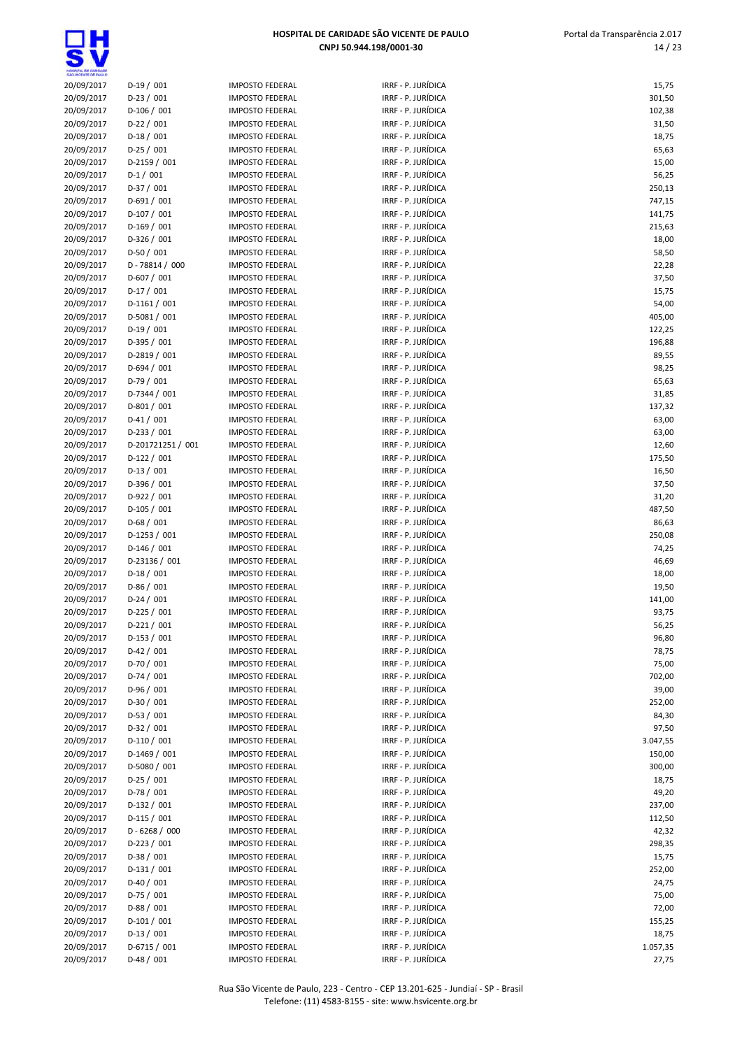| | | | | |
|---|---|---|---|---|
| 20/09/2017 | D-19 / 001 | IMPOSTO FEDERAL | IRRF - P. JURÍDICA | 15,75 |
| 20/09/2017 | D-23 / 001 | IMPOSTO FEDERAL | IRRF - P. JURÍDICA | 301,50 |
| 20/09/2017 | D-106 / 001 | IMPOSTO FEDERAL | IRRF - P. JURÍDICA | 102,38 |
| 20/09/2017 | D-22 / 001 | IMPOSTO FEDERAL | IRRF - P. JURÍDICA | 31,50 |
| 20/09/2017 | D-18 / 001 | IMPOSTO FEDERAL | IRRF - P. JURÍDICA | 18,75 |
| 20/09/2017 | D-25 / 001 | IMPOSTO FEDERAL | IRRF - P. JURÍDICA | 65,63 |
| 20/09/2017 | D-2159 / 001 | IMPOSTO FEDERAL | IRRF - P. JURÍDICA | 15,00 |
| 20/09/2017 | D-1 / 001 | IMPOSTO FEDERAL | IRRF - P. JURÍDICA | 56,25 |
| 20/09/2017 | D-37 / 001 | IMPOSTO FEDERAL | IRRF - P. JURÍDICA | 250,13 |
| 20/09/2017 | D-691 / 001 | IMPOSTO FEDERAL | IRRF - P. JURÍDICA | 747,15 |
| 20/09/2017 | D-107 / 001 | IMPOSTO FEDERAL | IRRF - P. JURÍDICA | 141,75 |
| 20/09/2017 | D-169 / 001 | IMPOSTO FEDERAL | IRRF - P. JURÍDICA | 215,63 |
| 20/09/2017 | D-326 / 001 | IMPOSTO FEDERAL | IRRF - P. JURÍDICA | 18,00 |
| 20/09/2017 | D-50 / 001 | IMPOSTO FEDERAL | IRRF - P. JURÍDICA | 58,50 |
| 20/09/2017 | D - 78814 / 000 | IMPOSTO FEDERAL | IRRF - P. JURÍDICA | 22,28 |
| 20/09/2017 | D-607 / 001 | IMPOSTO FEDERAL | IRRF - P. JURÍDICA | 37,50 |
| 20/09/2017 | D-17 / 001 | IMPOSTO FEDERAL | IRRF - P. JURÍDICA | 15,75 |
| 20/09/2017 | D-1161 / 001 | IMPOSTO FEDERAL | IRRF - P. JURÍDICA | 54,00 |
| 20/09/2017 | D-5081 / 001 | IMPOSTO FEDERAL | IRRF - P. JURÍDICA | 405,00 |
| 20/09/2017 | D-19 / 001 | IMPOSTO FEDERAL | IRRF - P. JURÍDICA | 122,25 |
| 20/09/2017 | D-395 / 001 | IMPOSTO FEDERAL | IRRF - P. JURÍDICA | 196,88 |
| 20/09/2017 | D-2819 / 001 | IMPOSTO FEDERAL | IRRF - P. JURÍDICA | 89,55 |
| 20/09/2017 | D-694 / 001 | IMPOSTO FEDERAL | IRRF - P. JURÍDICA | 98,25 |
| 20/09/2017 | D-79 / 001 | IMPOSTO FEDERAL | IRRF - P. JURÍDICA | 65,63 |
| 20/09/2017 | D-7344 / 001 | IMPOSTO FEDERAL | IRRF - P. JURÍDICA | 31,85 |
| 20/09/2017 | D-801 / 001 | IMPOSTO FEDERAL | IRRF - P. JURÍDICA | 137,32 |
| 20/09/2017 | D-41 / 001 | IMPOSTO FEDERAL | IRRF - P. JURÍDICA | 63,00 |
| 20/09/2017 | D-233 / 001 | IMPOSTO FEDERAL | IRRF - P. JURÍDICA | 63,00 |
| 20/09/2017 | D-201721251 / 001 | IMPOSTO FEDERAL | IRRF - P. JURÍDICA | 12,60 |
| 20/09/2017 | D-122 / 001 | IMPOSTO FEDERAL | IRRF - P. JURÍDICA | 175,50 |
| 20/09/2017 | D-13 / 001 | IMPOSTO FEDERAL | IRRF - P. JURÍDICA | 16,50 |
| 20/09/2017 | D-396 / 001 | IMPOSTO FEDERAL | IRRF - P. JURÍDICA | 37,50 |
| 20/09/2017 | D-922 / 001 | IMPOSTO FEDERAL | IRRF - P. JURÍDICA | 31,20 |
| 20/09/2017 | D-105 / 001 | IMPOSTO FEDERAL | IRRF - P. JURÍDICA | 487,50 |
| 20/09/2017 | D-68 / 001 | IMPOSTO FEDERAL | IRRF - P. JURÍDICA | 86,63 |
| 20/09/2017 | D-1253 / 001 | IMPOSTO FEDERAL | IRRF - P. JURÍDICA | 250,08 |
| 20/09/2017 | D-146 / 001 | IMPOSTO FEDERAL | IRRF - P. JURÍDICA | 74,25 |
| 20/09/2017 | D-23136 / 001 | IMPOSTO FEDERAL | IRRF - P. JURÍDICA | 46,69 |
| 20/09/2017 | D-18 / 001 | IMPOSTO FEDERAL | IRRF - P. JURÍDICA | 18,00 |
| 20/09/2017 | D-86 / 001 | IMPOSTO FEDERAL | IRRF - P. JURÍDICA | 19,50 |
| 20/09/2017 | D-24 / 001 | IMPOSTO FEDERAL | IRRF - P. JURÍDICA | 141,00 |
| 20/09/2017 | D-225 / 001 | IMPOSTO FEDERAL | IRRF - P. JURÍDICA | 93,75 |
| 20/09/2017 | D-221 / 001 | IMPOSTO FEDERAL | IRRF - P. JURÍDICA | 56,25 |
| 20/09/2017 | D-153 / 001 | IMPOSTO FEDERAL | IRRF - P. JURÍDICA | 96,80 |
| 20/09/2017 | D-42 / 001 | IMPOSTO FEDERAL | IRRF - P. JURÍDICA | 78,75 |
| 20/09/2017 | D-70 / 001 | IMPOSTO FEDERAL | IRRF - P. JURÍDICA | 75,00 |
| 20/09/2017 | D-74 / 001 | IMPOSTO FEDERAL | IRRF - P. JURÍDICA | 702,00 |
| 20/09/2017 | D-96 / 001 | IMPOSTO FEDERAL | IRRF - P. JURÍDICA | 39,00 |
| 20/09/2017 | D-30 / 001 | IMPOSTO FEDERAL | IRRF - P. JURÍDICA | 252,00 |
| 20/09/2017 | D-53 / 001 | IMPOSTO FEDERAL | IRRF - P. JURÍDICA | 84,30 |
| 20/09/2017 | D-32 / 001 | IMPOSTO FEDERAL | IRRF - P. JURÍDICA | 97,50 |
| 20/09/2017 | D-110 / 001 | IMPOSTO FEDERAL | IRRF - P. JURÍDICA | 3.047,55 |
| 20/09/2017 | D-1469 / 001 | IMPOSTO FEDERAL | IRRF - P. JURÍDICA | 150,00 |
| 20/09/2017 | D-5080 / 001 | IMPOSTO FEDERAL | IRRF - P. JURÍDICA | 300,00 |
| 20/09/2017 | D-25 / 001 | IMPOSTO FEDERAL | IRRF - P. JURÍDICA | 18,75 |
| 20/09/2017 | D-78 / 001 | IMPOSTO FEDERAL | IRRF - P. JURÍDICA | 49,20 |
| 20/09/2017 | D-132 / 001 | IMPOSTO FEDERAL | IRRF - P. JURÍDICA | 237,00 |
| 20/09/2017 | D-115 / 001 | IMPOSTO FEDERAL | IRRF - P. JURÍDICA | 112,50 |
| 20/09/2017 | D - 6268 / 000 | IMPOSTO FEDERAL | IRRF - P. JURÍDICA | 42,32 |
| 20/09/2017 | D-223 / 001 | IMPOSTO FEDERAL | IRRF - P. JURÍDICA | 298,35 |
| 20/09/2017 | D-38 / 001 | IMPOSTO FEDERAL | IRRF - P. JURÍDICA | 15,75 |
| 20/09/2017 | D-131 / 001 | IMPOSTO FEDERAL | IRRF - P. JURÍDICA | 252,00 |
| 20/09/2017 | D-40 / 001 | IMPOSTO FEDERAL | IRRF - P. JURÍDICA | 24,75 |
| 20/09/2017 | D-75 / 001 | IMPOSTO FEDERAL | IRRF - P. JURÍDICA | 75,00 |
| 20/09/2017 | D-88 / 001 | IMPOSTO FEDERAL | IRRF - P. JURÍDICA | 72,00 |
| 20/09/2017 | D-101 / 001 | IMPOSTO FEDERAL | IRRF - P. JURÍDICA | 155,25 |
| 20/09/2017 | D-13 / 001 | IMPOSTO FEDERAL | IRRF - P. JURÍDICA | 18,75 |
| 20/09/2017 | D-6715 / 001 | IMPOSTO FEDERAL | IRRF - P. JURÍDICA | 1.057,35 |
| 20/09/2017 | D-48 / 001 | IMPOSTO FEDERAL | IRRF - P. JURÍDICA | 27,75 |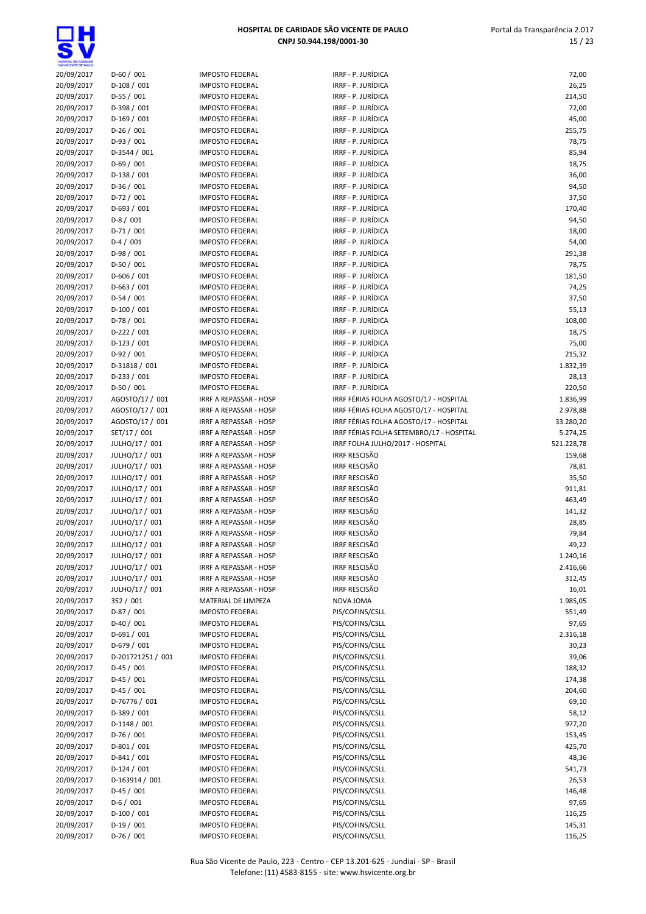| | | | | |
|---|---|---|---|---|
| 20/09/2017 | D-60 / 001 | IMPOSTO FEDERAL | IRRF - P. JURÍDICA | 72,00 |
| 20/09/2017 | D-108 / 001 | IMPOSTO FEDERAL | IRRF - P. JURÍDICA | 26,25 |
| 20/09/2017 | D-55 / 001 | IMPOSTO FEDERAL | IRRF - P. JURÍDICA | 214,50 |
| 20/09/2017 | D-398 / 001 | IMPOSTO FEDERAL | IRRF - P. JURÍDICA | 72,00 |
| 20/09/2017 | D-169 / 001 | IMPOSTO FEDERAL | IRRF - P. JURÍDICA | 45,00 |
| 20/09/2017 | D-26 / 001 | IMPOSTO FEDERAL | IRRF - P. JURÍDICA | 255,75 |
| 20/09/2017 | D-93 / 001 | IMPOSTO FEDERAL | IRRF - P. JURÍDICA | 78,75 |
| 20/09/2017 | D-3544 / 001 | IMPOSTO FEDERAL | IRRF - P. JURÍDICA | 85,94 |
| 20/09/2017 | D-69 / 001 | IMPOSTO FEDERAL | IRRF - P. JURÍDICA | 18,75 |
| 20/09/2017 | D-138 / 001 | IMPOSTO FEDERAL | IRRF - P. JURÍDICA | 36,00 |
| 20/09/2017 | D-36 / 001 | IMPOSTO FEDERAL | IRRF - P. JURÍDICA | 94,50 |
| 20/09/2017 | D-72 / 001 | IMPOSTO FEDERAL | IRRF - P. JURÍDICA | 37,50 |
| 20/09/2017 | D-693 / 001 | IMPOSTO FEDERAL | IRRF - P. JURÍDICA | 170,40 |
| 20/09/2017 | D-8 / 001 | IMPOSTO FEDERAL | IRRF - P. JURÍDICA | 94,50 |
| 20/09/2017 | D-71 / 001 | IMPOSTO FEDERAL | IRRF - P. JURÍDICA | 18,00 |
| 20/09/2017 | D-4 / 001 | IMPOSTO FEDERAL | IRRF - P. JURÍDICA | 54,00 |
| 20/09/2017 | D-98 / 001 | IMPOSTO FEDERAL | IRRF - P. JURÍDICA | 291,38 |
| 20/09/2017 | D-50 / 001 | IMPOSTO FEDERAL | IRRF - P. JURÍDICA | 78,75 |
| 20/09/2017 | D-606 / 001 | IMPOSTO FEDERAL | IRRF - P. JURÍDICA | 181,50 |
| 20/09/2017 | D-663 / 001 | IMPOSTO FEDERAL | IRRF - P. JURÍDICA | 74,25 |
| 20/09/2017 | D-54 / 001 | IMPOSTO FEDERAL | IRRF - P. JURÍDICA | 37,50 |
| 20/09/2017 | D-100 / 001 | IMPOSTO FEDERAL | IRRF - P. JURÍDICA | 55,13 |
| 20/09/2017 | D-78 / 001 | IMPOSTO FEDERAL | IRRF - P. JURÍDICA | 108,00 |
| 20/09/2017 | D-222 / 001 | IMPOSTO FEDERAL | IRRF - P. JURÍDICA | 18,75 |
| 20/09/2017 | D-123 / 001 | IMPOSTO FEDERAL | IRRF - P. JURÍDICA | 75,00 |
| 20/09/2017 | D-92 / 001 | IMPOSTO FEDERAL | IRRF - P. JURÍDICA | 215,32 |
| 20/09/2017 | D-31818 / 001 | IMPOSTO FEDERAL | IRRF - P. JURÍDICA | 1.832,39 |
| 20/09/2017 | D-233 / 001 | IMPOSTO FEDERAL | IRRF - P. JURÍDICA | 28,13 |
| 20/09/2017 | D-50 / 001 | IMPOSTO FEDERAL | IRRF - P. JURÍDICA | 220,50 |
| 20/09/2017 | AGOSTO/17 / 001 | IRRF A REPASSAR - HOSP | IRRF FÉRIAS FOLHA AGOSTO/17 - HOSPITAL | 1.836,99 |
| 20/09/2017 | AGOSTO/17 / 001 | IRRF A REPASSAR - HOSP | IRRF FÉRIAS FOLHA AGOSTO/17 - HOSPITAL | 2.978,88 |
| 20/09/2017 | AGOSTO/17 / 001 | IRRF A REPASSAR - HOSP | IRRF FÉRIAS FOLHA AGOSTO/17 - HOSPITAL | 33.280,20 |
| 20/09/2017 | SET/17 / 001 | IRRF A REPASSAR - HOSP | IRRF FÉRIAS FOLHA SETEMBRO/17 - HOSPITAL | 5.274,25 |
| 20/09/2017 | JULHO/17 / 001 | IRRF A REPASSAR - HOSP | IRRF FOLHA JULHO/2017 - HOSPITAL | 521.228,78 |
| 20/09/2017 | JULHO/17 / 001 | IRRF A REPASSAR - HOSP | IRRF RESCISÃO | 159,68 |
| 20/09/2017 | JULHO/17 / 001 | IRRF A REPASSAR - HOSP | IRRF RESCISÃO | 78,81 |
| 20/09/2017 | JULHO/17 / 001 | IRRF A REPASSAR - HOSP | IRRF RESCISÃO | 35,50 |
| 20/09/2017 | JULHO/17 / 001 | IRRF A REPASSAR - HOSP | IRRF RESCISÃO | 911,81 |
| 20/09/2017 | JULHO/17 / 001 | IRRF A REPASSAR - HOSP | IRRF RESCISÃO | 463,49 |
| 20/09/2017 | JULHO/17 / 001 | IRRF A REPASSAR - HOSP | IRRF RESCISÃO | 141,32 |
| 20/09/2017 | JULHO/17 / 001 | IRRF A REPASSAR - HOSP | IRRF RESCISÃO | 28,85 |
| 20/09/2017 | JULHO/17 / 001 | IRRF A REPASSAR - HOSP | IRRF RESCISÃO | 79,84 |
| 20/09/2017 | JULHO/17 / 001 | IRRF A REPASSAR - HOSP | IRRF RESCISÃO | 49,22 |
| 20/09/2017 | JULHO/17 / 001 | IRRF A REPASSAR - HOSP | IRRF RESCISÃO | 1.240,16 |
| 20/09/2017 | JULHO/17 / 001 | IRRF A REPASSAR - HOSP | IRRF RESCISÃO | 2.416,66 |
| 20/09/2017 | JULHO/17 / 001 | IRRF A REPASSAR - HOSP | IRRF RESCISÃO | 312,45 |
| 20/09/2017 | JULHO/17 / 001 | IRRF A REPASSAR - HOSP | IRRF RESCISÃO | 16,01 |
| 20/09/2017 | 352 / 001 | MATERIAL DE LIMPEZA | NOVA JOMA | 1.985,05 |
| 20/09/2017 | D-87 / 001 | IMPOSTO FEDERAL | PIS/COFINS/CSLL | 551,49 |
| 20/09/2017 | D-40 / 001 | IMPOSTO FEDERAL | PIS/COFINS/CSLL | 97,65 |
| 20/09/2017 | D-691 / 001 | IMPOSTO FEDERAL | PIS/COFINS/CSLL | 2.316,18 |
| 20/09/2017 | D-679 / 001 | IMPOSTO FEDERAL | PIS/COFINS/CSLL | 30,23 |
| 20/09/2017 | D-201721251 / 001 | IMPOSTO FEDERAL | PIS/COFINS/CSLL | 39,06 |
| 20/09/2017 | D-45 / 001 | IMPOSTO FEDERAL | PIS/COFINS/CSLL | 188,32 |
| 20/09/2017 | D-45 / 001 | IMPOSTO FEDERAL | PIS/COFINS/CSLL | 174,38 |
| 20/09/2017 | D-45 / 001 | IMPOSTO FEDERAL | PIS/COFINS/CSLL | 204,60 |
| 20/09/2017 | D-76776 / 001 | IMPOSTO FEDERAL | PIS/COFINS/CSLL | 69,10 |
| 20/09/2017 | D-389 / 001 | IMPOSTO FEDERAL | PIS/COFINS/CSLL | 58,12 |
| 20/09/2017 | D-1148 / 001 | IMPOSTO FEDERAL | PIS/COFINS/CSLL | 977,20 |
| 20/09/2017 | D-76 / 001 | IMPOSTO FEDERAL | PIS/COFINS/CSLL | 153,45 |
| 20/09/2017 | D-801 / 001 | IMPOSTO FEDERAL | PIS/COFINS/CSLL | 425,70 |
| 20/09/2017 | D-841 / 001 | IMPOSTO FEDERAL | PIS/COFINS/CSLL | 48,36 |
| 20/09/2017 | D-124 / 001 | IMPOSTO FEDERAL | PIS/COFINS/CSLL | 541,73 |
| 20/09/2017 | D-163914 / 001 | IMPOSTO FEDERAL | PIS/COFINS/CSLL | 26,53 |
| 20/09/2017 | D-45 / 001 | IMPOSTO FEDERAL | PIS/COFINS/CSLL | 146,48 |
| 20/09/2017 | D-6 / 001 | IMPOSTO FEDERAL | PIS/COFINS/CSLL | 97,65 |
| 20/09/2017 | D-100 / 001 | IMPOSTO FEDERAL | PIS/COFINS/CSLL | 116,25 |
| 20/09/2017 | D-19 / 001 | IMPOSTO FEDERAL | PIS/COFINS/CSLL | 145,31 |
| 20/09/2017 | D-76 / 001 | IMPOSTO FEDERAL | PIS/COFINS/CSLL | 116,25 |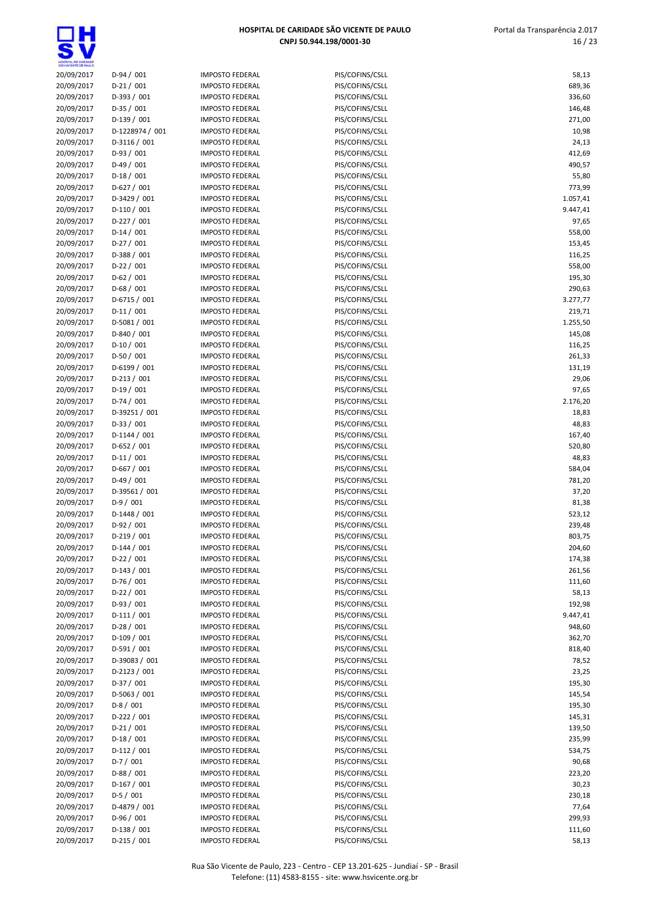| | | | | |
|---|---|---|---|---|
| 20/09/2017 | D-94 / 001 | IMPOSTO FEDERAL | PIS/COFINS/CSLL | 58,13 |
| 20/09/2017 | D-21 / 001 | IMPOSTO FEDERAL | PIS/COFINS/CSLL | 689,36 |
| 20/09/2017 | D-393 / 001 | IMPOSTO FEDERAL | PIS/COFINS/CSLL | 336,60 |
| 20/09/2017 | D-35 / 001 | IMPOSTO FEDERAL | PIS/COFINS/CSLL | 146,48 |
| 20/09/2017 | D-139 / 001 | IMPOSTO FEDERAL | PIS/COFINS/CSLL | 271,00 |
| 20/09/2017 | D-1228974 / 001 | IMPOSTO FEDERAL | PIS/COFINS/CSLL | 10,98 |
| 20/09/2017 | D-3116 / 001 | IMPOSTO FEDERAL | PIS/COFINS/CSLL | 24,13 |
| 20/09/2017 | D-93 / 001 | IMPOSTO FEDERAL | PIS/COFINS/CSLL | 412,69 |
| 20/09/2017 | D-49 / 001 | IMPOSTO FEDERAL | PIS/COFINS/CSLL | 490,57 |
| 20/09/2017 | D-18 / 001 | IMPOSTO FEDERAL | PIS/COFINS/CSLL | 55,80 |
| 20/09/2017 | D-627 / 001 | IMPOSTO FEDERAL | PIS/COFINS/CSLL | 773,99 |
| 20/09/2017 | D-3429 / 001 | IMPOSTO FEDERAL | PIS/COFINS/CSLL | 1.057,41 |
| 20/09/2017 | D-110 / 001 | IMPOSTO FEDERAL | PIS/COFINS/CSLL | 9.447,41 |
| 20/09/2017 | D-227 / 001 | IMPOSTO FEDERAL | PIS/COFINS/CSLL | 97,65 |
| 20/09/2017 | D-14 / 001 | IMPOSTO FEDERAL | PIS/COFINS/CSLL | 558,00 |
| 20/09/2017 | D-27 / 001 | IMPOSTO FEDERAL | PIS/COFINS/CSLL | 153,45 |
| 20/09/2017 | D-388 / 001 | IMPOSTO FEDERAL | PIS/COFINS/CSLL | 116,25 |
| 20/09/2017 | D-22 / 001 | IMPOSTO FEDERAL | PIS/COFINS/CSLL | 558,00 |
| 20/09/2017 | D-62 / 001 | IMPOSTO FEDERAL | PIS/COFINS/CSLL | 195,30 |
| 20/09/2017 | D-68 / 001 | IMPOSTO FEDERAL | PIS/COFINS/CSLL | 290,63 |
| 20/09/2017 | D-6715 / 001 | IMPOSTO FEDERAL | PIS/COFINS/CSLL | 3.277,77 |
| 20/09/2017 | D-11 / 001 | IMPOSTO FEDERAL | PIS/COFINS/CSLL | 219,71 |
| 20/09/2017 | D-5081 / 001 | IMPOSTO FEDERAL | PIS/COFINS/CSLL | 1.255,50 |
| 20/09/2017 | D-840 / 001 | IMPOSTO FEDERAL | PIS/COFINS/CSLL | 145,08 |
| 20/09/2017 | D-10 / 001 | IMPOSTO FEDERAL | PIS/COFINS/CSLL | 116,25 |
| 20/09/2017 | D-50 / 001 | IMPOSTO FEDERAL | PIS/COFINS/CSLL | 261,33 |
| 20/09/2017 | D-6199 / 001 | IMPOSTO FEDERAL | PIS/COFINS/CSLL | 131,19 |
| 20/09/2017 | D-213 / 001 | IMPOSTO FEDERAL | PIS/COFINS/CSLL | 29,06 |
| 20/09/2017 | D-19 / 001 | IMPOSTO FEDERAL | PIS/COFINS/CSLL | 97,65 |
| 20/09/2017 | D-74 / 001 | IMPOSTO FEDERAL | PIS/COFINS/CSLL | 2.176,20 |
| 20/09/2017 | D-39251 / 001 | IMPOSTO FEDERAL | PIS/COFINS/CSLL | 18,83 |
| 20/09/2017 | D-33 / 001 | IMPOSTO FEDERAL | PIS/COFINS/CSLL | 48,83 |
| 20/09/2017 | D-1144 / 001 | IMPOSTO FEDERAL | PIS/COFINS/CSLL | 167,40 |
| 20/09/2017 | D-652 / 001 | IMPOSTO FEDERAL | PIS/COFINS/CSLL | 520,80 |
| 20/09/2017 | D-11 / 001 | IMPOSTO FEDERAL | PIS/COFINS/CSLL | 48,83 |
| 20/09/2017 | D-667 / 001 | IMPOSTO FEDERAL | PIS/COFINS/CSLL | 584,04 |
| 20/09/2017 | D-49 / 001 | IMPOSTO FEDERAL | PIS/COFINS/CSLL | 781,20 |
| 20/09/2017 | D-39561 / 001 | IMPOSTO FEDERAL | PIS/COFINS/CSLL | 37,20 |
| 20/09/2017 | D-9 / 001 | IMPOSTO FEDERAL | PIS/COFINS/CSLL | 81,38 |
| 20/09/2017 | D-1448 / 001 | IMPOSTO FEDERAL | PIS/COFINS/CSLL | 523,12 |
| 20/09/2017 | D-92 / 001 | IMPOSTO FEDERAL | PIS/COFINS/CSLL | 239,48 |
| 20/09/2017 | D-219 / 001 | IMPOSTO FEDERAL | PIS/COFINS/CSLL | 803,75 |
| 20/09/2017 | D-144 / 001 | IMPOSTO FEDERAL | PIS/COFINS/CSLL | 204,60 |
| 20/09/2017 | D-22 / 001 | IMPOSTO FEDERAL | PIS/COFINS/CSLL | 174,38 |
| 20/09/2017 | D-143 / 001 | IMPOSTO FEDERAL | PIS/COFINS/CSLL | 261,56 |
| 20/09/2017 | D-76 / 001 | IMPOSTO FEDERAL | PIS/COFINS/CSLL | 111,60 |
| 20/09/2017 | D-22 / 001 | IMPOSTO FEDERAL | PIS/COFINS/CSLL | 58,13 |
| 20/09/2017 | D-93 / 001 | IMPOSTO FEDERAL | PIS/COFINS/CSLL | 192,98 |
| 20/09/2017 | D-111 / 001 | IMPOSTO FEDERAL | PIS/COFINS/CSLL | 9.447,41 |
| 20/09/2017 | D-28 / 001 | IMPOSTO FEDERAL | PIS/COFINS/CSLL | 948,60 |
| 20/09/2017 | D-109 / 001 | IMPOSTO FEDERAL | PIS/COFINS/CSLL | 362,70 |
| 20/09/2017 | D-591 / 001 | IMPOSTO FEDERAL | PIS/COFINS/CSLL | 818,40 |
| 20/09/2017 | D-39083 / 001 | IMPOSTO FEDERAL | PIS/COFINS/CSLL | 78,52 |
| 20/09/2017 | D-2123 / 001 | IMPOSTO FEDERAL | PIS/COFINS/CSLL | 23,25 |
| 20/09/2017 | D-37 / 001 | IMPOSTO FEDERAL | PIS/COFINS/CSLL | 195,30 |
| 20/09/2017 | D-5063 / 001 | IMPOSTO FEDERAL | PIS/COFINS/CSLL | 145,54 |
| 20/09/2017 | D-8 / 001 | IMPOSTO FEDERAL | PIS/COFINS/CSLL | 195,30 |
| 20/09/2017 | D-222 / 001 | IMPOSTO FEDERAL | PIS/COFINS/CSLL | 145,31 |
| 20/09/2017 | D-21 / 001 | IMPOSTO FEDERAL | PIS/COFINS/CSLL | 139,50 |
| 20/09/2017 | D-18 / 001 | IMPOSTO FEDERAL | PIS/COFINS/CSLL | 235,99 |
| 20/09/2017 | D-112 / 001 | IMPOSTO FEDERAL | PIS/COFINS/CSLL | 534,75 |
| 20/09/2017 | D-7 / 001 | IMPOSTO FEDERAL | PIS/COFINS/CSLL | 90,68 |
| 20/09/2017 | D-88 / 001 | IMPOSTO FEDERAL | PIS/COFINS/CSLL | 223,20 |
| 20/09/2017 | D-167 / 001 | IMPOSTO FEDERAL | PIS/COFINS/CSLL | 30,23 |
| 20/09/2017 | D-5 / 001 | IMPOSTO FEDERAL | PIS/COFINS/CSLL | 230,18 |
| 20/09/2017 | D-4879 / 001 | IMPOSTO FEDERAL | PIS/COFINS/CSLL | 77,64 |
| 20/09/2017 | D-96 / 001 | IMPOSTO FEDERAL | PIS/COFINS/CSLL | 299,93 |
| 20/09/2017 | D-138 / 001 | IMPOSTO FEDERAL | PIS/COFINS/CSLL | 111,60 |
| 20/09/2017 | D-215 / 001 | IMPOSTO FEDERAL | PIS/COFINS/CSLL | 58,13 |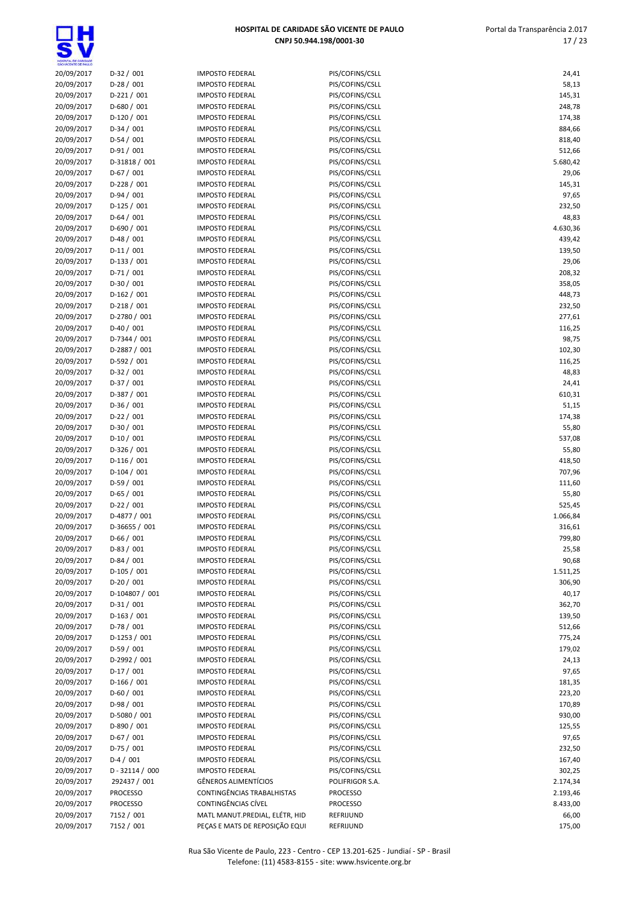# HOSPITAL DE CARIDADE SÃO VICENTE DE PAULO
**CNPJ 50.944.198/0001-30**

| | | | | |
|---|---|---|---|---|
| 20/09/2017 | D-32 / 001 | IMPOSTO FEDERAL | PIS/COFINS/CSLL | 24,41 |
| 20/09/2017 | D-28 / 001 | IMPOSTO FEDERAL | PIS/COFINS/CSLL | 58,13 |
| 20/09/2017 | D-221 / 001 | IMPOSTO FEDERAL | PIS/COFINS/CSLL | 145,31 |
| 20/09/2017 | D-680 / 001 | IMPOSTO FEDERAL | PIS/COFINS/CSLL | 248,78 |
| 20/09/2017 | D-120 / 001 | IMPOSTO FEDERAL | PIS/COFINS/CSLL | 174,38 |
| 20/09/2017 | D-34 / 001 | IMPOSTO FEDERAL | PIS/COFINS/CSLL | 884,66 |
| 20/09/2017 | D-54 / 001 | IMPOSTO FEDERAL | PIS/COFINS/CSLL | 818,40 |
| 20/09/2017 | D-91 / 001 | IMPOSTO FEDERAL | PIS/COFINS/CSLL | 512,66 |
| 20/09/2017 | D-31818 / 001 | IMPOSTO FEDERAL | PIS/COFINS/CSLL | 5.680,42 |
| 20/09/2017 | D-67 / 001 | IMPOSTO FEDERAL | PIS/COFINS/CSLL | 29,06 |
| 20/09/2017 | D-228 / 001 | IMPOSTO FEDERAL | PIS/COFINS/CSLL | 145,31 |
| 20/09/2017 | D-94 / 001 | IMPOSTO FEDERAL | PIS/COFINS/CSLL | 97,65 |
| 20/09/2017 | D-125 / 001 | IMPOSTO FEDERAL | PIS/COFINS/CSLL | 232,50 |
| 20/09/2017 | D-64 / 001 | IMPOSTO FEDERAL | PIS/COFINS/CSLL | 48,83 |
| 20/09/2017 | D-690 / 001 | IMPOSTO FEDERAL | PIS/COFINS/CSLL | 4.630,36 |
| 20/09/2017 | D-48 / 001 | IMPOSTO FEDERAL | PIS/COFINS/CSLL | 439,42 |
| 20/09/2017 | D-11 / 001 | IMPOSTO FEDERAL | PIS/COFINS/CSLL | 139,50 |
| 20/09/2017 | D-133 / 001 | IMPOSTO FEDERAL | PIS/COFINS/CSLL | 29,06 |
| 20/09/2017 | D-71 / 001 | IMPOSTO FEDERAL | PIS/COFINS/CSLL | 208,32 |
| 20/09/2017 | D-30 / 001 | IMPOSTO FEDERAL | PIS/COFINS/CSLL | 358,05 |
| 20/09/2017 | D-162 / 001 | IMPOSTO FEDERAL | PIS/COFINS/CSLL | 448,73 |
| 20/09/2017 | D-218 / 001 | IMPOSTO FEDERAL | PIS/COFINS/CSLL | 232,50 |
| 20/09/2017 | D-2780 / 001 | IMPOSTO FEDERAL | PIS/COFINS/CSLL | 277,61 |
| 20/09/2017 | D-40 / 001 | IMPOSTO FEDERAL | PIS/COFINS/CSLL | 116,25 |
| 20/09/2017 | D-7344 / 001 | IMPOSTO FEDERAL | PIS/COFINS/CSLL | 98,75 |
| 20/09/2017 | D-2887 / 001 | IMPOSTO FEDERAL | PIS/COFINS/CSLL | 102,30 |
| 20/09/2017 | D-592 / 001 | IMPOSTO FEDERAL | PIS/COFINS/CSLL | 116,25 |
| 20/09/2017 | D-32 / 001 | IMPOSTO FEDERAL | PIS/COFINS/CSLL | 48,83 |
| 20/09/2017 | D-37 / 001 | IMPOSTO FEDERAL | PIS/COFINS/CSLL | 24,41 |
| 20/09/2017 | D-387 / 001 | IMPOSTO FEDERAL | PIS/COFINS/CSLL | 610,31 |
| 20/09/2017 | D-36 / 001 | IMPOSTO FEDERAL | PIS/COFINS/CSLL | 51,15 |
| 20/09/2017 | D-22 / 001 | IMPOSTO FEDERAL | PIS/COFINS/CSLL | 174,38 |
| 20/09/2017 | D-30 / 001 | IMPOSTO FEDERAL | PIS/COFINS/CSLL | 55,80 |
| 20/09/2017 | D-10 / 001 | IMPOSTO FEDERAL | PIS/COFINS/CSLL | 537,08 |
| 20/09/2017 | D-326 / 001 | IMPOSTO FEDERAL | PIS/COFINS/CSLL | 55,80 |
| 20/09/2017 | D-116 / 001 | IMPOSTO FEDERAL | PIS/COFINS/CSLL | 418,50 |
| 20/09/2017 | D-104 / 001 | IMPOSTO FEDERAL | PIS/COFINS/CSLL | 707,96 |
| 20/09/2017 | D-59 / 001 | IMPOSTO FEDERAL | PIS/COFINS/CSLL | 111,60 |
| 20/09/2017 | D-65 / 001 | IMPOSTO FEDERAL | PIS/COFINS/CSLL | 55,80 |
| 20/09/2017 | D-22 / 001 | IMPOSTO FEDERAL | PIS/COFINS/CSLL | 525,45 |
| 20/09/2017 | D-4877 / 001 | IMPOSTO FEDERAL | PIS/COFINS/CSLL | 1.066,84 |
| 20/09/2017 | D-36655 / 001 | IMPOSTO FEDERAL | PIS/COFINS/CSLL | 316,61 |
| 20/09/2017 | D-66 / 001 | IMPOSTO FEDERAL | PIS/COFINS/CSLL | 799,80 |
| 20/09/2017 | D-83 / 001 | IMPOSTO FEDERAL | PIS/COFINS/CSLL | 25,58 |
| 20/09/2017 | D-84 / 001 | IMPOSTO FEDERAL | PIS/COFINS/CSLL | 90,68 |
| 20/09/2017 | D-105 / 001 | IMPOSTO FEDERAL | PIS/COFINS/CSLL | 1.511,25 |
| 20/09/2017 | D-20 / 001 | IMPOSTO FEDERAL | PIS/COFINS/CSLL | 306,90 |
| 20/09/2017 | D-104807 / 001 | IMPOSTO FEDERAL | PIS/COFINS/CSLL | 40,17 |
| 20/09/2017 | D-31 / 001 | IMPOSTO FEDERAL | PIS/COFINS/CSLL | 362,70 |
| 20/09/2017 | D-163 / 001 | IMPOSTO FEDERAL | PIS/COFINS/CSLL | 139,50 |
| 20/09/2017 | D-78 / 001 | IMPOSTO FEDERAL | PIS/COFINS/CSLL | 512,66 |
| 20/09/2017 | D-1253 / 001 | IMPOSTO FEDERAL | PIS/COFINS/CSLL | 775,24 |
| 20/09/2017 | D-59 / 001 | IMPOSTO FEDERAL | PIS/COFINS/CSLL | 179,02 |
| 20/09/2017 | D-2992 / 001 | IMPOSTO FEDERAL | PIS/COFINS/CSLL | 24,13 |
| 20/09/2017 | D-17 / 001 | IMPOSTO FEDERAL | PIS/COFINS/CSLL | 97,65 |
| 20/09/2017 | D-166 / 001 | IMPOSTO FEDERAL | PIS/COFINS/CSLL | 181,35 |
| 20/09/2017 | D-60 / 001 | IMPOSTO FEDERAL | PIS/COFINS/CSLL | 223,20 |
| 20/09/2017 | D-98 / 001 | IMPOSTO FEDERAL | PIS/COFINS/CSLL | 170,89 |
| 20/09/2017 | D-5080 / 001 | IMPOSTO FEDERAL | PIS/COFINS/CSLL | 930,00 |
| 20/09/2017 | D-890 / 001 | IMPOSTO FEDERAL | PIS/COFINS/CSLL | 125,55 |
| 20/09/2017 | D-67 / 001 | IMPOSTO FEDERAL | PIS/COFINS/CSLL | 97,65 |
| 20/09/2017 | D-75 / 001 | IMPOSTO FEDERAL | PIS/COFINS/CSLL | 232,50 |
| 20/09/2017 | D-4 / 001 | IMPOSTO FEDERAL | PIS/COFINS/CSLL | 167,40 |
| 20/09/2017 | D - 32114 / 000 | IMPOSTO FEDERAL | PIS/COFINS/CSLL | 302,25 |
| 20/09/2017 | 292437 / 001 | GÊNEROS ALIMENTÍCIOS | POLIFRIGOR S.A. | 2.174,34 |
| 20/09/2017 | PROCESSO | CONTINGÊNCIAS TRABALHISTAS | PROCESSO | 2.193,46 |
| 20/09/2017 | PROCESSO | CONTINGÊNCIAS CÍVEL | PROCESSO | 8.433,00 |
| 20/09/2017 | 7152 / 001 | MATL MANUT.PREDIAL, ELÉTR, HID | REFRIJUND | 66,00 |
| 20/09/2017 | 7152 / 001 | PEÇAS E MATS DE REPOSIÇÃO EQUI | REFRIJUND | 175,00 |

Rua São Vicente de Paulo, 223 - Centro - CEP 13.201-625 - Jundiaí - SP - Brasil
Telefone: (11) 4583-8155 - site: www.hsvicente.org.br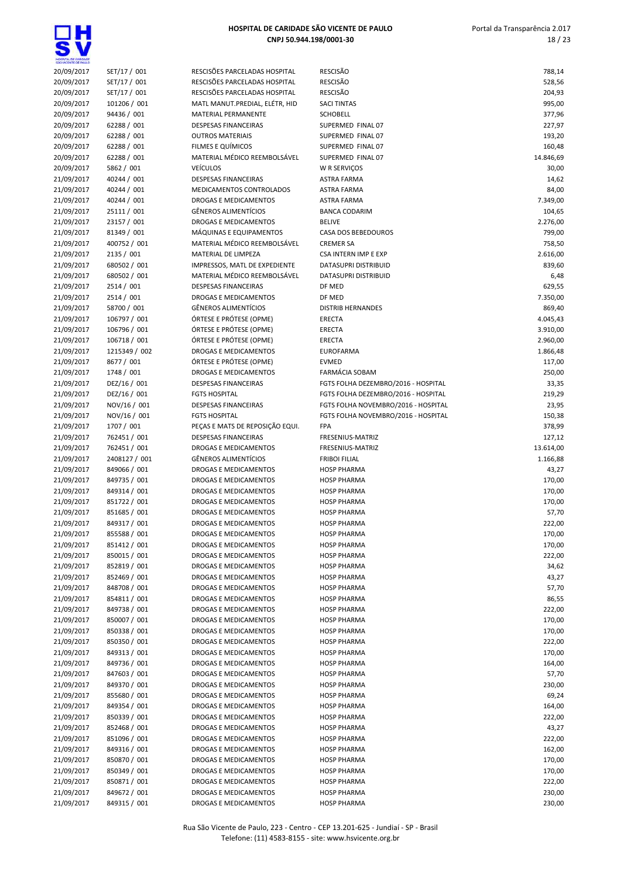# HOSPITAL DE CARIDADE SÃO VICENTE DE PAULO
**CNPJ 50.944.198/0001-30**

| | | | | |
|---|---|---|---|---|
| 20/09/2017 | SET/17 / 001 | RESCISÕES PARCELADAS HOSPITAL | RESCISÃO | 788,14 |
| 20/09/2017 | SET/17 / 001 | RESCISÕES PARCELADAS HOSPITAL | RESCISÃO | 528,56 |
| 20/09/2017 | SET/17 / 001 | RESCISÕES PARCELADAS HOSPITAL | RESCISÃO | 204,93 |
| 20/09/2017 | 101206 / 001 | MATL MANUT.PREDIAL, ELÉTR, HID | SACI TINTAS | 995,00 |
| 20/09/2017 | 94436 / 001 | MATERIAL PERMANENTE | SCHOBELL | 377,96 |
| 20/09/2017 | 62288 / 001 | DESPESAS FINANCEIRAS | SUPERMED FINAL 07 | 227,97 |
| 20/09/2017 | 62288 / 001 | OUTROS MATERIAIS | SUPERMED FINAL 07 | 193,20 |
| 20/09/2017 | 62288 / 001 | FILMES E QUÍMICOS | SUPERMED FINAL 07 | 160,48 |
| 20/09/2017 | 62288 / 001 | MATERIAL MÉDICO REEMBOLSÁVEL | SUPERMED FINAL 07 | 14.846,69 |
| 20/09/2017 | 5862 / 001 | VEÍCULOS | W R SERVIÇOS | 30,00 |
| 21/09/2017 | 40244 / 001 | DESPESAS FINANCEIRAS | ASTRA FARMA | 14,62 |
| 21/09/2017 | 40244 / 001 | MEDICAMENTOS CONTROLADOS | ASTRA FARMA | 84,00 |
| 21/09/2017 | 40244 / 001 | DROGAS E MEDICAMENTOS | ASTRA FARMA | 7.349,00 |
| 21/09/2017 | 25111 / 001 | GÊNEROS ALIMENTÍCIOS | BANCA CODARIM | 104,65 |
| 21/09/2017 | 23157 / 001 | DROGAS E MEDICAMENTOS | BELIVE | 2.276,00 |
| 21/09/2017 | 81349 / 001 | MÁQUINAS E EQUIPAMENTOS | CASA DOS BEBEDOUROS | 799,00 |
| 21/09/2017 | 400752 / 001 | MATERIAL MÉDICO REEMBOLSÁVEL | CREMER SA | 758,50 |
| 21/09/2017 | 2135 / 001 | MATERIAL DE LIMPEZA | CSA INTERN IMP E EXP | 2.616,00 |
| 21/09/2017 | 680502 / 001 | IMPRESSOS, MATL DE EXPEDIENTE | DATASUPRI DISTRIBUID | 839,60 |
| 21/09/2017 | 680502 / 001 | MATERIAL MÉDICO REEMBOLSÁVEL | DATASUPRI DISTRIBUID | 6,48 |
| 21/09/2017 | 2514 / 001 | DESPESAS FINANCEIRAS | DF MED | 629,55 |
| 21/09/2017 | 2514 / 001 | DROGAS E MEDICAMENTOS | DF MED | 7.350,00 |
| 21/09/2017 | 58700 / 001 | GÊNEROS ALIMENTÍCIOS | DISTRIB HERNANDES | 869,40 |
| 21/09/2017 | 106797 / 001 | ÓRTESE E PRÓTESE (OPME) | ERECTA | 4.045,43 |
| 21/09/2017 | 106796 / 001 | ÓRTESE E PRÓTESE (OPME) | ERECTA | 3.910,00 |
| 21/09/2017 | 106718 / 001 | ÓRTESE E PRÓTESE (OPME) | ERECTA | 2.960,00 |
| 21/09/2017 | 1215349 / 002 | DROGAS E MEDICAMENTOS | EUROFARMA | 1.866,48 |
| 21/09/2017 | 8677 / 001 | ÓRTESE E PRÓTESE (OPME) | EVMED | 117,00 |
| 21/09/2017 | 1748 / 001 | DROGAS E MEDICAMENTOS | FARMÁCIA SOBAM | 250,00 |
| 21/09/2017 | DEZ/16 / 001 | DESPESAS FINANCEIRAS | FGTS FOLHA DEZEMBRO/2016 - HOSPITAL | 33,35 |
| 21/09/2017 | DEZ/16 / 001 | FGTS HOSPITAL | FGTS FOLHA DEZEMBRO/2016 - HOSPITAL | 219,29 |
| 21/09/2017 | NOV/16 / 001 | DESPESAS FINANCEIRAS | FGTS FOLHA NOVEMBRO/2016 - HOSPITAL | 23,95 |
| 21/09/2017 | NOV/16 / 001 | FGTS HOSPITAL | FGTS FOLHA NOVEMBRO/2016 - HOSPITAL | 150,38 |
| 21/09/2017 | 1707 / 001 | PEÇAS E MATS DE REPOSIÇÃO EQUI. | FPA | 378,99 |
| 21/09/2017 | 762451 / 001 | DESPESAS FINANCEIRAS | FRESENIUS-MATRIZ | 127,12 |
| 21/09/2017 | 762451 / 001 | DROGAS E MEDICAMENTOS | FRESENIUS-MATRIZ | 13.614,00 |
| 21/09/2017 | 2408127 / 001 | GÊNEROS ALIMENTÍCIOS | FRIBOI FILIAL | 1.166,88 |
| 21/09/2017 | 849066 / 001 | DROGAS E MEDICAMENTOS | HOSP PHARMA | 43,27 |
| 21/09/2017 | 849735 / 001 | DROGAS E MEDICAMENTOS | HOSP PHARMA | 170,00 |
| 21/09/2017 | 849314 / 001 | DROGAS E MEDICAMENTOS | HOSP PHARMA | 170,00 |
| 21/09/2017 | 851722 / 001 | DROGAS E MEDICAMENTOS | HOSP PHARMA | 170,00 |
| 21/09/2017 | 851685 / 001 | DROGAS E MEDICAMENTOS | HOSP PHARMA | 57,70 |
| 21/09/2017 | 849317 / 001 | DROGAS E MEDICAMENTOS | HOSP PHARMA | 222,00 |
| 21/09/2017 | 855588 / 001 | DROGAS E MEDICAMENTOS | HOSP PHARMA | 170,00 |
| 21/09/2017 | 851412 / 001 | DROGAS E MEDICAMENTOS | HOSP PHARMA | 170,00 |
| 21/09/2017 | 850015 / 001 | DROGAS E MEDICAMENTOS | HOSP PHARMA | 222,00 |
| 21/09/2017 | 852819 / 001 | DROGAS E MEDICAMENTOS | HOSP PHARMA | 34,62 |
| 21/09/2017 | 852469 / 001 | DROGAS E MEDICAMENTOS | HOSP PHARMA | 43,27 |
| 21/09/2017 | 848708 / 001 | DROGAS E MEDICAMENTOS | HOSP PHARMA | 57,70 |
| 21/09/2017 | 854811 / 001 | DROGAS E MEDICAMENTOS | HOSP PHARMA | 86,55 |
| 21/09/2017 | 849738 / 001 | DROGAS E MEDICAMENTOS | HOSP PHARMA | 222,00 |
| 21/09/2017 | 850007 / 001 | DROGAS E MEDICAMENTOS | HOSP PHARMA | 170,00 |
| 21/09/2017 | 850338 / 001 | DROGAS E MEDICAMENTOS | HOSP PHARMA | 170,00 |
| 21/09/2017 | 850350 / 001 | DROGAS E MEDICAMENTOS | HOSP PHARMA | 222,00 |
| 21/09/2017 | 849313 / 001 | DROGAS E MEDICAMENTOS | HOSP PHARMA | 170,00 |
| 21/09/2017 | 849736 / 001 | DROGAS E MEDICAMENTOS | HOSP PHARMA | 164,00 |
| 21/09/2017 | 847603 / 001 | DROGAS E MEDICAMENTOS | HOSP PHARMA | 57,70 |
| 21/09/2017 | 849370 / 001 | DROGAS E MEDICAMENTOS | HOSP PHARMA | 230,00 |
| 21/09/2017 | 855680 / 001 | DROGAS E MEDICAMENTOS | HOSP PHARMA | 69,24 |
| 21/09/2017 | 849354 / 001 | DROGAS E MEDICAMENTOS | HOSP PHARMA | 164,00 |
| 21/09/2017 | 850339 / 001 | DROGAS E MEDICAMENTOS | HOSP PHARMA | 222,00 |
| 21/09/2017 | 852468 / 001 | DROGAS E MEDICAMENTOS | HOSP PHARMA | 43,27 |
| 21/09/2017 | 851096 / 001 | DROGAS E MEDICAMENTOS | HOSP PHARMA | 222,00 |
| 21/09/2017 | 849316 / 001 | DROGAS E MEDICAMENTOS | HOSP PHARMA | 162,00 |
| 21/09/2017 | 850870 / 001 | DROGAS E MEDICAMENTOS | HOSP PHARMA | 170,00 |
| 21/09/2017 | 850349 / 001 | DROGAS E MEDICAMENTOS | HOSP PHARMA | 170,00 |
| 21/09/2017 | 850871 / 001 | DROGAS E MEDICAMENTOS | HOSP PHARMA | 222,00 |
| 21/09/2017 | 849672 / 001 | DROGAS E MEDICAMENTOS | HOSP PHARMA | 230,00 |
| 21/09/2017 | 849315 / 001 | DROGAS E MEDICAMENTOS | HOSP PHARMA | 230,00 |

Rua São Vicente de Paulo, 223 - Centro - CEP 13.201-625 - Jundiaí - SP - Brasil
Telefone: (11) 4583-8155 - site: www.hsvicente.org.br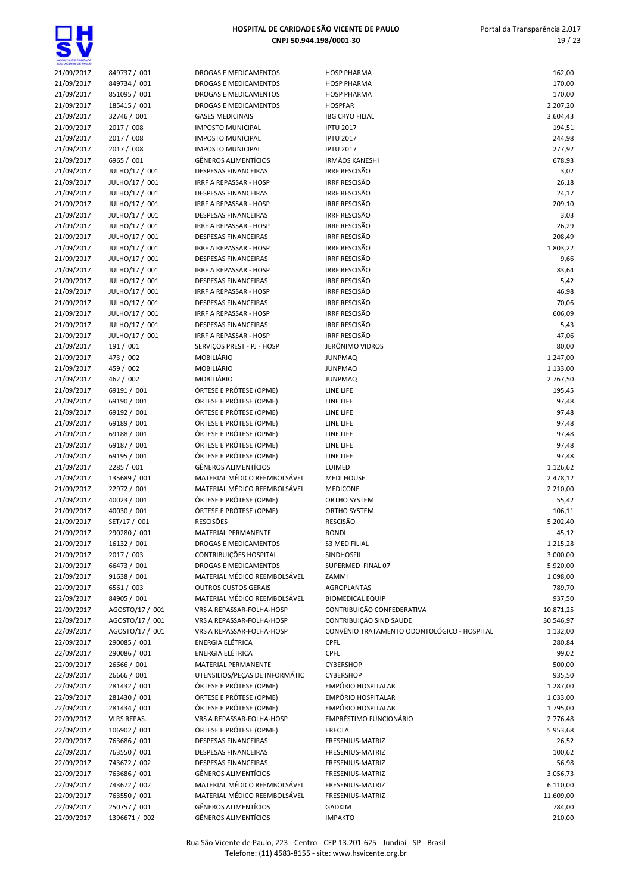| | | | | |
|---|---|---|---|---|
| 21/09/2017 | 849737 / 001 | DROGAS E MEDICAMENTOS | HOSP PHARMA | 162,00 |
| 21/09/2017 | 849734 / 001 | DROGAS E MEDICAMENTOS | HOSP PHARMA | 170,00 |
| 21/09/2017 | 851095 / 001 | DROGAS E MEDICAMENTOS | HOSP PHARMA | 170,00 |
| 21/09/2017 | 185415 / 001 | DROGAS E MEDICAMENTOS | HOSPFAR | 2.207,20 |
| 21/09/2017 | 32746 / 001 | GASES MEDICINAIS | IBG CRYO FILIAL | 3.604,43 |
| 21/09/2017 | 2017 / 008 | IMPOSTO MUNICIPAL | IPTU 2017 | 194,51 |
| 21/09/2017 | 2017 / 008 | IMPOSTO MUNICIPAL | IPTU 2017 | 244,98 |
| 21/09/2017 | 2017 / 008 | IMPOSTO MUNICIPAL | IPTU 2017 | 277,92 |
| 21/09/2017 | 6965 / 001 | GÊNEROS ALIMENTÍCIOS | IRMÃOS KANESHI | 678,93 |
| 21/09/2017 | JULHO/17 / 001 | DESPESAS FINANCEIRAS | IRRF RESCISÃO | 3,02 |
| 21/09/2017 | JULHO/17 / 001 | IRRF A REPASSAR - HOSP | IRRF RESCISÃO | 26,18 |
| 21/09/2017 | JULHO/17 / 001 | DESPESAS FINANCEIRAS | IRRF RESCISÃO | 24,17 |
| 21/09/2017 | JULHO/17 / 001 | IRRF A REPASSAR - HOSP | IRRF RESCISÃO | 209,10 |
| 21/09/2017 | JULHO/17 / 001 | DESPESAS FINANCEIRAS | IRRF RESCISÃO | 3,03 |
| 21/09/2017 | JULHO/17 / 001 | IRRF A REPASSAR - HOSP | IRRF RESCISÃO | 26,29 |
| 21/09/2017 | JULHO/17 / 001 | DESPESAS FINANCEIRAS | IRRF RESCISÃO | 208,49 |
| 21/09/2017 | JULHO/17 / 001 | IRRF A REPASSAR - HOSP | IRRF RESCISÃO | 1.803,22 |
| 21/09/2017 | JULHO/17 / 001 | DESPESAS FINANCEIRAS | IRRF RESCISÃO | 9,66 |
| 21/09/2017 | JULHO/17 / 001 | IRRF A REPASSAR - HOSP | IRRF RESCISÃO | 83,64 |
| 21/09/2017 | JULHO/17 / 001 | DESPESAS FINANCEIRAS | IRRF RESCISÃO | 5,42 |
| 21/09/2017 | JULHO/17 / 001 | IRRF A REPASSAR - HOSP | IRRF RESCISÃO | 46,98 |
| 21/09/2017 | JULHO/17 / 001 | DESPESAS FINANCEIRAS | IRRF RESCISÃO | 70,06 |
| 21/09/2017 | JULHO/17 / 001 | IRRF A REPASSAR - HOSP | IRRF RESCISÃO | 606,09 |
| 21/09/2017 | JULHO/17 / 001 | DESPESAS FINANCEIRAS | IRRF RESCISÃO | 5,43 |
| 21/09/2017 | JULHO/17 / 001 | IRRF A REPASSAR - HOSP | IRRF RESCISÃO | 47,06 |
| 21/09/2017 | 191 / 001 | SERVIÇOS PREST - PJ - HOSP | JERÔNIMO VIDROS | 80,00 |
| 21/09/2017 | 473 / 002 | MOBILIÁRIO | JUNPMAQ | 1.247,00 |
| 21/09/2017 | 459 / 002 | MOBILIÁRIO | JUNPMAQ | 1.133,00 |
| 21/09/2017 | 462 / 002 | MOBILIÁRIO | JUNPMAQ | 2.767,50 |
| 21/09/2017 | 69191 / 001 | ÓRTESE E PRÓTESE (OPME) | LINE LIFE | 195,45 |
| 21/09/2017 | 69190 / 001 | ÓRTESE E PRÓTESE (OPME) | LINE LIFE | 97,48 |
| 21/09/2017 | 69192 / 001 | ÓRTESE E PRÓTESE (OPME) | LINE LIFE | 97,48 |
| 21/09/2017 | 69189 / 001 | ÓRTESE E PRÓTESE (OPME) | LINE LIFE | 97,48 |
| 21/09/2017 | 69188 / 001 | ÓRTESE E PRÓTESE (OPME) | LINE LIFE | 97,48 |
| 21/09/2017 | 69187 / 001 | ÓRTESE E PRÓTESE (OPME) | LINE LIFE | 97,48 |
| 21/09/2017 | 69195 / 001 | ÓRTESE E PRÓTESE (OPME) | LINE LIFE | 97,48 |
| 21/09/2017 | 2285 / 001 | GÊNEROS ALIMENTÍCIOS | LUIMED | 1.126,62 |
| 21/09/2017 | 135689 / 001 | MATERIAL MÉDICO REEMBOLSÁVEL | MEDI HOUSE | 2.478,12 |
| 21/09/2017 | 22972 / 001 | MATERIAL MÉDICO REEMBOLSÁVEL | MEDICONE | 2.210,00 |
| 21/09/2017 | 40023 / 001 | ÓRTESE E PRÓTESE (OPME) | ORTHO SYSTEM | 55,42 |
| 21/09/2017 | 40030 / 001 | ÓRTESE E PRÓTESE (OPME) | ORTHO SYSTEM | 106,11 |
| 21/09/2017 | SET/17 / 001 | RESCISÕES | RESCISÃO | 5.202,40 |
| 21/09/2017 | 290280 / 001 | MATERIAL PERMANENTE | RONDI | 45,12 |
| 21/09/2017 | 16132 / 001 | DROGAS E MEDICAMENTOS | S3 MED FILIAL | 1.215,28 |
| 21/09/2017 | 2017 / 003 | CONTRIBUIÇÕES HOSPITAL | SINDHOSFIL | 3.000,00 |
| 21/09/2017 | 66473 / 001 | DROGAS E MEDICAMENTOS | SUPERMED FINAL 07 | 5.920,00 |
| 21/09/2017 | 91638 / 001 | MATERIAL MÉDICO REEMBOLSÁVEL | ZAMMI | 1.098,00 |
| 22/09/2017 | 6561 / 003 | OUTROS CUSTOS GERAIS | AGROPLANTAS | 789,70 |
| 22/09/2017 | 84905 / 001 | MATERIAL MÉDICO REEMBOLSÁVEL | BIOMEDICAL EQUIP | 937,50 |
| 22/09/2017 | AGOSTO/17 / 001 | VRS A REPASSAR-FOLHA-HOSP | CONTRIBUIÇÃO CONFEDERATIVA | 10.871,25 |
| 22/09/2017 | AGOSTO/17 / 001 | VRS A REPASSAR-FOLHA-HOSP | CONTRIBUIÇÃO SIND SAUDE | 30.546,97 |
| 22/09/2017 | AGOSTO/17 / 001 | VRS A REPASSAR-FOLHA-HOSP | CONVÊNIO TRATAMENTO ODONTOLÓGICO - HOSPITAL | 1.132,00 |
| 22/09/2017 | 290085 / 001 | ENERGIA ELÉTRICA | CPFL | 280,84 |
| 22/09/2017 | 290086 / 001 | ENERGIA ELÉTRICA | CPFL | 99,02 |
| 22/09/2017 | 26666 / 001 | MATERIAL PERMANENTE | CYBERSHOP | 500,00 |
| 22/09/2017 | 26666 / 001 | UTENSILIOS/PEÇAS DE INFORMÁTIC | CYBERSHOP | 935,50 |
| 22/09/2017 | 281432 / 001 | ÓRTESE E PRÓTESE (OPME) | EMPÓRIO HOSPITALAR | 1.287,00 |
| 22/09/2017 | 281430 / 001 | ÓRTESE E PRÓTESE (OPME) | EMPÓRIO HOSPITALAR | 1.033,00 |
| 22/09/2017 | 281434 / 001 | ÓRTESE E PRÓTESE (OPME) | EMPÓRIO HOSPITALAR | 1.795,00 |
| 22/09/2017 | VLRS REPAS. | VRS A REPASSAR-FOLHA-HOSP | EMPRÉSTIMO FUNCIONÁRIO | 2.776,48 |
| 22/09/2017 | 106902 / 001 | ÓRTESE E PRÓTESE (OPME) | ERECTA | 5.953,68 |
| 22/09/2017 | 763686 / 001 | DESPESAS FINANCEIRAS | FRESENIUS-MATRIZ | 26,52 |
| 22/09/2017 | 763550 / 001 | DESPESAS FINANCEIRAS | FRESENIUS-MATRIZ | 100,62 |
| 22/09/2017 | 743672 / 002 | DESPESAS FINANCEIRAS | FRESENIUS-MATRIZ | 56,98 |
| 22/09/2017 | 763686 / 001 | GÊNEROS ALIMENTÍCIOS | FRESENIUS-MATRIZ | 3.056,73 |
| 22/09/2017 | 743672 / 002 | MATERIAL MÉDICO REEMBOLSÁVEL | FRESENIUS-MATRIZ | 6.110,00 |
| 22/09/2017 | 763550 / 001 | MATERIAL MÉDICO REEMBOLSÁVEL | FRESENIUS-MATRIZ | 11.609,00 |
| 22/09/2017 | 250757 / 001 | GÊNEROS ALIMENTÍCIOS | GADKIM | 784,00 |
| 22/09/2017 | 1396671 / 002 | GÊNEROS ALIMENTÍCIOS | IMPAKTO | 210,00 |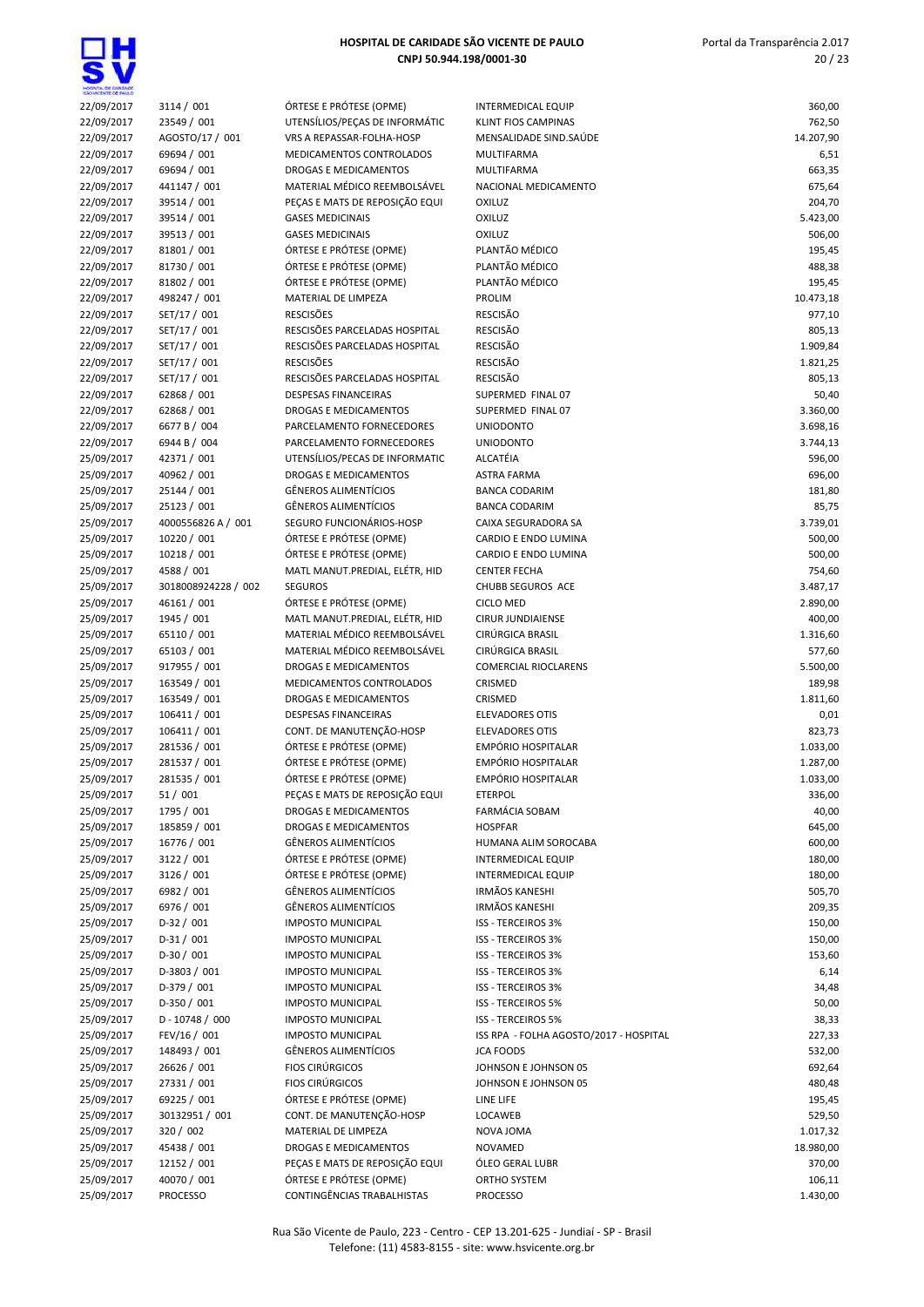| | | | | |
|---|---|---|---|---|
| 22/09/2017 | 3114 / 001 | ÓRTESE E PRÓTESE (OPME) | INTERMEDICAL EQUIP | 360,00 |
| 22/09/2017 | 23549 / 001 | UTENSÍLIOS/PEÇAS DE INFORMÁTIC | KLINT FIOS CAMPINAS | 762,50 |
| 22/09/2017 | AGOSTO/17 / 001 | VRS A REPASSAR-FOLHA-HOSP | MENSALIDADE SIND.SAÚDE | 14.207,90 |
| 22/09/2017 | 69694 / 001 | MEDICAMENTOS CONTROLADOS | MULTIFARMA | 6,51 |
| 22/09/2017 | 69694 / 001 | DROGAS E MEDICAMENTOS | MULTIFARMA | 663,35 |
| 22/09/2017 | 441147 / 001 | MATERIAL MÉDICO REEMBOLSÁVEL | NACIONAL MEDICAMENTO | 675,64 |
| 22/09/2017 | 39514 / 001 | PEÇAS E MATS DE REPOSIÇÃO EQUI | OXILUZ | 204,70 |
| 22/09/2017 | 39514 / 001 | GASES MEDICINAIS | OXILUZ | 5.423,00 |
| 22/09/2017 | 39513 / 001 | GASES MEDICINAIS | OXILUZ | 506,00 |
| 22/09/2017 | 81801 / 001 | ÓRTESE E PRÓTESE (OPME) | PLANTÃO MÉDICO | 195,45 |
| 22/09/2017 | 81730 / 001 | ÓRTESE E PRÓTESE (OPME) | PLANTÃO MÉDICO | 488,38 |
| 22/09/2017 | 81802 / 001 | ÓRTESE E PRÓTESE (OPME) | PLANTÃO MÉDICO | 195,45 |
| 22/09/2017 | 498247 / 001 | MATERIAL DE LIMPEZA | PROLIM | 10.473,18 |
| 22/09/2017 | SET/17 / 001 | RESCISÕES | RESCISÃO | 977,10 |
| 22/09/2017 | SET/17 / 001 | RESCISÕES PARCELADAS HOSPITAL | RESCISÃO | 805,13 |
| 22/09/2017 | SET/17 / 001 | RESCISÕES PARCELADAS HOSPITAL | RESCISÃO | 1.909,84 |
| 22/09/2017 | SET/17 / 001 | RESCISÕES | RESCISÃO | 1.821,25 |
| 22/09/2017 | SET/17 / 001 | RESCISÕES PARCELADAS HOSPITAL | RESCISÃO | 805,13 |
| 22/09/2017 | 62868 / 001 | DESPESAS FINANCEIRAS | SUPERMED FINAL 07 | 50,40 |
| 22/09/2017 | 62868 / 001 | DROGAS E MEDICAMENTOS | SUPERMED FINAL 07 | 3.360,00 |
| 22/09/2017 | 6677 B / 004 | PARCELAMENTO FORNECEDORES | UNIODONTO | 3.698,16 |
| 22/09/2017 | 6944 B / 004 | PARCELAMENTO FORNECEDORES | UNIODONTO | 3.744,13 |
| 25/09/2017 | 42371 / 001 | UTENSÍLIOS/PECAS DE INFORMATIC | ALCATÉIA | 596,00 |
| 25/09/2017 | 40962 / 001 | DROGAS E MEDICAMENTOS | ASTRA FARMA | 696,00 |
| 25/09/2017 | 25144 / 001 | GÊNEROS ALIMENTÍCIOS | BANCA CODARIM | 181,80 |
| 25/09/2017 | 25123 / 001 | GÊNEROS ALIMENTÍCIOS | BANCA CODARIM | 85,75 |
| 25/09/2017 | 4000556826 A / 001 | SEGURO FUNCIONÁRIOS-HOSP | CAIXA SEGURADORA SA | 3.739,01 |
| 25/09/2017 | 10220 / 001 | ÓRTESE E PRÓTESE (OPME) | CARDIO E ENDO LUMINA | 500,00 |
| 25/09/2017 | 10218 / 001 | ÓRTESE E PRÓTESE (OPME) | CARDIO E ENDO LUMINA | 500,00 |
| 25/09/2017 | 4588 / 001 | MATL MANUT.PREDIAL, ELÉTR, HID | CENTER FECHA | 754,60 |
| 25/09/2017 | 3018008924228 / 002 | SEGUROS | CHUBB SEGUROS ACE | 3.487,17 |
| 25/09/2017 | 46161 / 001 | ÓRTESE E PRÓTESE (OPME) | CICLO MED | 2.890,00 |
| 25/09/2017 | 1945 / 001 | MATL MANUT.PREDIAL, ELÉTR, HID | CIRUR JUNDIAIENSE | 400,00 |
| 25/09/2017 | 65110 / 001 | MATERIAL MÉDICO REEMBOLSÁVEL | CIRÚRGICA BRASIL | 1.316,60 |
| 25/09/2017 | 65103 / 001 | MATERIAL MÉDICO REEMBOLSÁVEL | CIRÚRGICA BRASIL | 577,60 |
| 25/09/2017 | 917955 / 001 | DROGAS E MEDICAMENTOS | COMERCIAL RIOCLARENS | 5.500,00 |
| 25/09/2017 | 163549 / 001 | MEDICAMENTOS CONTROLADOS | CRISMED | 189,98 |
| 25/09/2017 | 163549 / 001 | DROGAS E MEDICAMENTOS | CRISMED | 1.811,60 |
| 25/09/2017 | 106411 / 001 | DESPESAS FINANCEIRAS | ELEVADORES OTIS | 0,01 |
| 25/09/2017 | 106411 / 001 | CONT. DE MANUTENÇÃO-HOSP | ELEVADORES OTIS | 823,73 |
| 25/09/2017 | 281536 / 001 | ÓRTESE E PRÓTESE (OPME) | EMPÓRIO HOSPITALAR | 1.033,00 |
| 25/09/2017 | 281537 / 001 | ÓRTESE E PRÓTESE (OPME) | EMPÓRIO HOSPITALAR | 1.287,00 |
| 25/09/2017 | 281535 / 001 | ÓRTESE E PRÓTESE (OPME) | EMPÓRIO HOSPITALAR | 1.033,00 |
| 25/09/2017 | 51 / 001 | PEÇAS E MATS DE REPOSIÇÃO EQUI | ETERPOL | 336,00 |
| 25/09/2017 | 1795 / 001 | DROGAS E MEDICAMENTOS | FARMÁCIA SOBAM | 40,00 |
| 25/09/2017 | 185859 / 001 | DROGAS E MEDICAMENTOS | HOSPFAR | 645,00 |
| 25/09/2017 | 16776 / 001 | GÊNEROS ALIMENTÍCIOS | HUMANA ALIM SOROCABA | 600,00 |
| 25/09/2017 | 3122 / 001 | ÓRTESE E PRÓTESE (OPME) | INTERMEDICAL EQUIP | 180,00 |
| 25/09/2017 | 3126 / 001 | ÓRTESE E PRÓTESE (OPME) | INTERMEDICAL EQUIP | 180,00 |
| 25/09/2017 | 6982 / 001 | GÊNEROS ALIMENTÍCIOS | IRMÃOS KANESHI | 505,70 |
| 25/09/2017 | 6976 / 001 | GÊNEROS ALIMENTÍCIOS | IRMÃOS KANESHI | 209,35 |
| 25/09/2017 | D-32 / 001 | IMPOSTO MUNICIPAL | ISS - TERCEIROS 3% | 150,00 |
| 25/09/2017 | D-31 / 001 | IMPOSTO MUNICIPAL | ISS - TERCEIROS 3% | 150,00 |
| 25/09/2017 | D-30 / 001 | IMPOSTO MUNICIPAL | ISS - TERCEIROS 3% | 153,60 |
| 25/09/2017 | D-3803 / 001 | IMPOSTO MUNICIPAL | ISS - TERCEIROS 3% | 6,14 |
| 25/09/2017 | D-379 / 001 | IMPOSTO MUNICIPAL | ISS - TERCEIROS 3% | 34,48 |
| 25/09/2017 | D-350 / 001 | IMPOSTO MUNICIPAL | ISS - TERCEIROS 5% | 50,00 |
| 25/09/2017 | D - 10748 / 000 | IMPOSTO MUNICIPAL | ISS - TERCEIROS 5% | 38,33 |
| 25/09/2017 | FEV/16 / 001 | IMPOSTO MUNICIPAL | ISS RPA - FOLHA AGOSTO/2017 - HOSPITAL | 227,33 |
| 25/09/2017 | 148493 / 001 | GÊNEROS ALIMENTÍCIOS | JCA FOODS | 532,00 |
| 25/09/2017 | 26626 / 001 | FIOS CIRÚRGICOS | JOHNSON E JOHNSON 05 | 692,64 |
| 25/09/2017 | 27331 / 001 | FIOS CIRÚRGICOS | JOHNSON E JOHNSON 05 | 480,48 |
| 25/09/2017 | 69225 / 001 | ÓRTESE E PRÓTESE (OPME) | LINE LIFE | 195,45 |
| 25/09/2017 | 30132951 / 001 | CONT. DE MANUTENÇÃO-HOSP | LOCAWEB | 529,50 |
| 25/09/2017 | 320 / 002 | MATERIAL DE LIMPEZA | NOVA JOMA | 1.017,32 |
| 25/09/2017 | 45438 / 001 | DROGAS E MEDICAMENTOS | NOVAMED | 18.980,00 |
| 25/09/2017 | 12152 / 001 | PEÇAS E MATS DE REPOSIÇÃO EQUI | ÓLEO GERAL LUBR | 370,00 |
| 25/09/2017 | 40070 / 001 | ÓRTESE E PRÓTESE (OPME) | ORTHO SYSTEM | 106,11 |
| 25/09/2017 | PROCESSO | CONTINGÊNCIAS TRABALHISTAS | PROCESSO | 1.430,00 |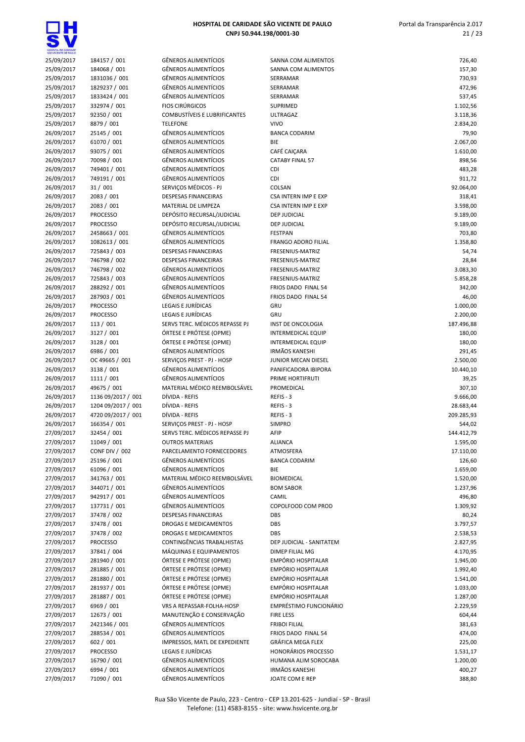| | | | | |
|---|---|---|---|---|
| 25/09/2017 | 184157 / 001 | GÊNEROS ALIMENTÍCIOS | SANNA COM ALIMENTOS | 726,40 |
| 25/09/2017 | 184068 / 001 | GÊNEROS ALIMENTÍCIOS | SANNA COM ALIMENTOS | 157,30 |
| 25/09/2017 | 1831036 / 001 | GÊNEROS ALIMENTÍCIOS | SERRAMAR | 730,93 |
| 25/09/2017 | 1829237 / 001 | GÊNEROS ALIMENTÍCIOS | SERRAMAR | 472,96 |
| 25/09/2017 | 1833424 / 001 | GÊNEROS ALIMENTÍCIOS | SERRAMAR | 537,45 |
| 25/09/2017 | 332974 / 001 | FIOS CIRÚRGICOS | SUPRIMED | 1.102,56 |
| 25/09/2017 | 92350 / 001 | COMBUSTÍVEIS E LUBRIFICANTES | ULTRAGAZ | 3.118,36 |
| 25/09/2017 | 8879 / 001 | TELEFONE | VIVO | 2.834,20 |
| 26/09/2017 | 25145 / 001 | GÊNEROS ALIMENTÍCIOS | BANCA CODARIM | 79,90 |
| 26/09/2017 | 61070 / 001 | GÊNEROS ALIMENTÍCIOS | BIE | 2.067,00 |
| 26/09/2017 | 93075 / 001 | GÊNEROS ALIMENTÍCIOS | CAFÉ CAIÇARA | 1.610,00 |
| 26/09/2017 | 70098 / 001 | GÊNEROS ALIMENTÍCIOS | CATABY FINAL 57 | 898,56 |
| 26/09/2017 | 749401 / 001 | GÊNEROS ALIMENTÍCIOS | CDI | 483,28 |
| 26/09/2017 | 749191 / 001 | GÊNEROS ALIMENTÍCIOS | CDI | 911,72 |
| 26/09/2017 | 31 / 001 | SERVIÇOS MÉDICOS - PJ | COLSAN | 92.064,00 |
| 26/09/2017 | 2083 / 001 | DESPESAS FINANCEIRAS | CSA INTERN IMP E EXP | 318,41 |
| 26/09/2017 | 2083 / 001 | MATERIAL DE LIMPEZA | CSA INTERN IMP E EXP | 3.598,00 |
| 26/09/2017 | PROCESSO | DEPÓSITO RECURSAL/JUDICIAL | DEP JUDICIAL | 9.189,00 |
| 26/09/2017 | PROCESSO | DEPÓSITO RECURSAL/JUDICIAL | DEP JUDICIAL | 9.189,00 |
| 26/09/2017 | 2458663 / 001 | GÊNEROS ALIMENTÍCIOS | FESTPAN | 703,80 |
| 26/09/2017 | 1082613 / 001 | GÊNEROS ALIMENTÍCIOS | FRANGO ADORO FILIAL | 1.358,80 |
| 26/09/2017 | 725843 / 003 | DESPESAS FINANCEIRAS | FRESENIUS-MATRIZ | 54,74 |
| 26/09/2017 | 746798 / 002 | DESPESAS FINANCEIRAS | FRESENIUS-MATRIZ | 28,84 |
| 26/09/2017 | 746798 / 002 | GÊNEROS ALIMENTÍCIOS | FRESENIUS-MATRIZ | 3.083,30 |
| 26/09/2017 | 725843 / 003 | GÊNEROS ALIMENTÍCIOS | FRESENIUS-MATRIZ | 5.858,28 |
| 26/09/2017 | 288292 / 001 | GÊNEROS ALIMENTÍCIOS | FRIOS DADO FINAL 54 | 342,00 |
| 26/09/2017 | 287903 / 001 | GÊNEROS ALIMENTÍCIOS | FRIOS DADO FINAL 54 | 46,00 |
| 26/09/2017 | PROCESSO | LEGAIS E JURÍDICAS | GRU | 1.000,00 |
| 26/09/2017 | PROCESSO | LEGAIS E JURÍDICAS | GRU | 2.200,00 |
| 26/09/2017 | 113 / 001 | SERVS TERC. MÉDICOS REPASSE PJ | INST DE ONCOLOGIA | 187.496,88 |
| 26/09/2017 | 3127 / 001 | ÓRTESE E PRÓTESE (OPME) | INTERMEDICAL EQUIP | 180,00 |
| 26/09/2017 | 3128 / 001 | ÓRTESE E PRÓTESE (OPME) | INTERMEDICAL EQUIP | 180,00 |
| 26/09/2017 | 6986 / 001 | GÊNEROS ALIMENTÍCIOS | IRMÃOS KANESHI | 291,45 |
| 26/09/2017 | OC 49665 / 001 | SERVIÇOS PREST - PJ - HOSP | JUNIOR MECAN DIESEL | 2.500,00 |
| 26/09/2017 | 3138 / 001 | GÊNEROS ALIMENTÍCIOS | PANIFICADORA IBIPORA | 10.440,10 |
| 26/09/2017 | 1111 / 001 | GÊNEROS ALIMENTÍCIOS | PRIME HORTIFRUTI | 39,25 |
| 26/09/2017 | 49675 / 001 | MATERIAL MÉDICO REEMBOLSÁVEL | PROMEDICAL | 307,10 |
| 26/09/2017 | 1136 09/2017 / 001 | DÍVIDA - REFIS | REFIS - 3 | 9.666,00 |
| 26/09/2017 | 1204 09/2017 / 001 | DÍVIDA - REFIS | REFIS - 3 | 28.683,44 |
| 26/09/2017 | 4720 09/2017 / 001 | DÍVIDA - REFIS | REFIS - 3 | 209.285,93 |
| 26/09/2017 | 166354 / 001 | SERVIÇOS PREST - PJ - HOSP | SIMPRO | 544,02 |
| 27/09/2017 | 32454 / 001 | SERVS TERC. MÉDICOS REPASSE PJ | AFIP | 144.412,79 |
| 27/09/2017 | 11049 / 001 | OUTROS MATERIAIS | ALIANCA | 1.595,00 |
| 27/09/2017 | CONF DIV / 002 | PARCELAMENTO FORNECEDORES | ATMOSFERA | 17.110,00 |
| 27/09/2017 | 25196 / 001 | GÊNEROS ALIMENTÍCIOS | BANCA CODARIM | 126,60 |
| 27/09/2017 | 61096 / 001 | GÊNEROS ALIMENTÍCIOS | BIE | 1.659,00 |
| 27/09/2017 | 341763 / 001 | MATERIAL MÉDICO REEMBOLSÁVEL | BIOMEDICAL | 1.520,00 |
| 27/09/2017 | 344071 / 001 | GÊNEROS ALIMENTÍCIOS | BOM SABOR | 1.237,96 |
| 27/09/2017 | 942917 / 001 | GÊNEROS ALIMENTÍCIOS | CAMIL | 496,80 |
| 27/09/2017 | 137731 / 001 | GÊNEROS ALIMENTÍCIOS | COPOLFOOD COM PROD | 1.309,92 |
| 27/09/2017 | 37478 / 002 | DESPESAS FINANCEIRAS | DBS | 80,24 |
| 27/09/2017 | 37478 / 001 | DROGAS E MEDICAMENTOS | DBS | 3.797,57 |
| 27/09/2017 | 37478 / 002 | DROGAS E MEDICAMENTOS | DBS | 2.538,53 |
| 27/09/2017 | PROCESSO | CONTINGÊNCIAS TRABALHISTAS | DEP JUDICIAL - SANITATEM | 2.827,95 |
| 27/09/2017 | 37841 / 004 | MÁQUINAS E EQUIPAMENTOS | DIMEP FILIAL MG | 4.170,95 |
| 27/09/2017 | 281940 / 001 | ÓRTESE E PRÓTESE (OPME) | EMPÓRIO HOSPITALAR | 1.945,00 |
| 27/09/2017 | 281885 / 001 | ÓRTESE E PRÓTESE (OPME) | EMPÓRIO HOSPITALAR | 1.992,40 |
| 27/09/2017 | 281880 / 001 | ÓRTESE E PRÓTESE (OPME) | EMPÓRIO HOSPITALAR | 1.541,00 |
| 27/09/2017 | 281937 / 001 | ÓRTESE E PRÓTESE (OPME) | EMPÓRIO HOSPITALAR | 1.033,00 |
| 27/09/2017 | 281887 / 001 | ÓRTESE E PRÓTESE (OPME) | EMPÓRIO HOSPITALAR | 1.287,00 |
| 27/09/2017 | 6969 / 001 | VRS A REPASSAR-FOLHA-HOSP | EMPRÉSTIMO FUNCIONÁRIO | 2.229,59 |
| 27/09/2017 | 12673 / 001 | MANUTENÇÃO E CONSERVAÇÃO | FIRE LESS | 604,44 |
| 27/09/2017 | 2421346 / 001 | GÊNEROS ALIMENTÍCIOS | FRIBOI FILIAL | 381,63 |
| 27/09/2017 | 288534 / 001 | GÊNEROS ALIMENTÍCIOS | FRIOS DADO FINAL 54 | 474,00 |
| 27/09/2017 | 602 / 001 | IMPRESSOS, MATL DE EXPEDIENTE | GRÁFICA MEGA FLEX | 225,00 |
| 27/09/2017 | PROCESSO | LEGAIS E JURÍDICAS | HONORÁRIOS PROCESSO | 1.531,17 |
| 27/09/2017 | 16790 / 001 | GÊNEROS ALIMENTÍCIOS | HUMANA ALIM SOROCABA | 1.200,00 |
| 27/09/2017 | 6994 / 001 | GÊNEROS ALIMENTÍCIOS | IRMÃOS KANESHI | 400,27 |
| 27/09/2017 | 71090 / 001 | GÊNEROS ALIMENTÍCIOS | JOATE COM E REP | 388,80 |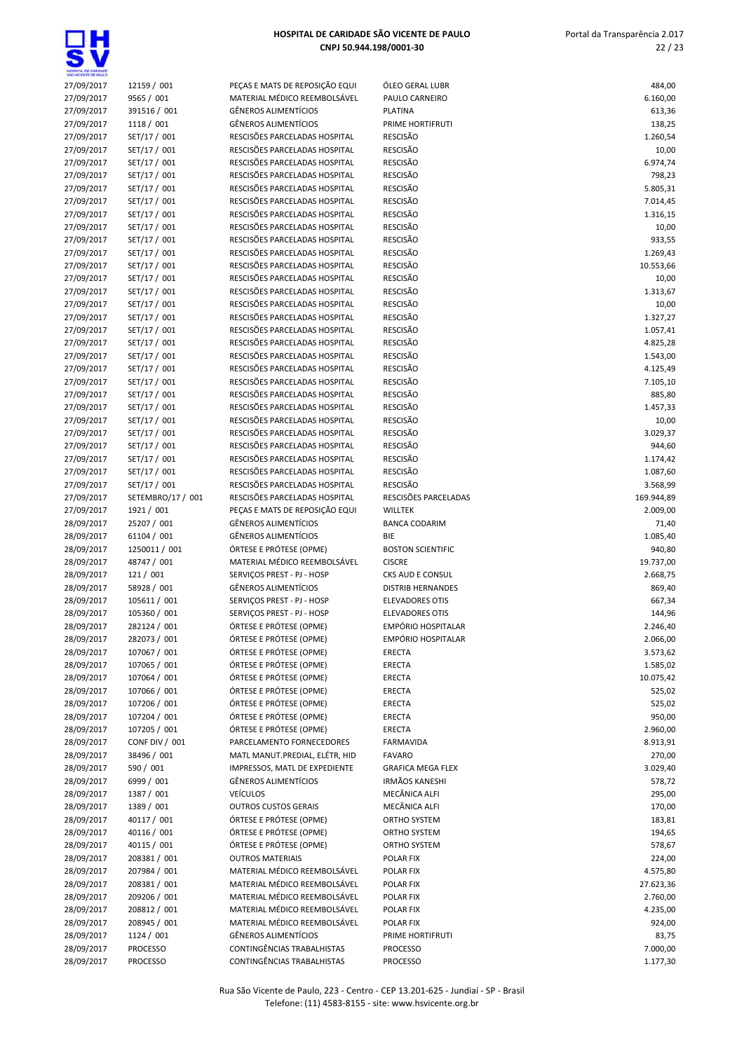| | | | | |
|---|---|---|---|---|
| 27/09/2017 | 12159 / 001 | PEÇAS E MATS DE REPOSIÇÃO EQUI | ÓLEO GERAL LUBR | 484,00 |
| 27/09/2017 | 9565 / 001 | MATERIAL MÉDICO REEMBOLSÁVEL | PAULO CARNEIRO | 6.160,00 |
| 27/09/2017 | 391516 / 001 | GÊNEROS ALIMENTÍCIOS | PLATINA | 613,36 |
| 27/09/2017 | 1118 / 001 | GÊNEROS ALIMENTÍCIOS | PRIME HORTIFRUTI | 138,25 |
| 27/09/2017 | SET/17 / 001 | RESCISÕES PARCELADAS HOSPITAL | RESCISÃO | 1.260,54 |
| 27/09/2017 | SET/17 / 001 | RESCISÕES PARCELADAS HOSPITAL | RESCISÃO | 10,00 |
| 27/09/2017 | SET/17 / 001 | RESCISÕES PARCELADAS HOSPITAL | RESCISÃO | 6.974,74 |
| 27/09/2017 | SET/17 / 001 | RESCISÕES PARCELADAS HOSPITAL | RESCISÃO | 798,23 |
| 27/09/2017 | SET/17 / 001 | RESCISÕES PARCELADAS HOSPITAL | RESCISÃO | 5.805,31 |
| 27/09/2017 | SET/17 / 001 | RESCISÕES PARCELADAS HOSPITAL | RESCISÃO | 7.014,45 |
| 27/09/2017 | SET/17 / 001 | RESCISÕES PARCELADAS HOSPITAL | RESCISÃO | 1.316,15 |
| 27/09/2017 | SET/17 / 001 | RESCISÕES PARCELADAS HOSPITAL | RESCISÃO | 10,00 |
| 27/09/2017 | SET/17 / 001 | RESCISÕES PARCELADAS HOSPITAL | RESCISÃO | 933,55 |
| 27/09/2017 | SET/17 / 001 | RESCISÕES PARCELADAS HOSPITAL | RESCISÃO | 1.269,43 |
| 27/09/2017 | SET/17 / 001 | RESCISÕES PARCELADAS HOSPITAL | RESCISÃO | 10.553,66 |
| 27/09/2017 | SET/17 / 001 | RESCISÕES PARCELADAS HOSPITAL | RESCISÃO | 10,00 |
| 27/09/2017 | SET/17 / 001 | RESCISÕES PARCELADAS HOSPITAL | RESCISÃO | 1.313,67 |
| 27/09/2017 | SET/17 / 001 | RESCISÕES PARCELADAS HOSPITAL | RESCISÃO | 10,00 |
| 27/09/2017 | SET/17 / 001 | RESCISÕES PARCELADAS HOSPITAL | RESCISÃO | 1.327,27 |
| 27/09/2017 | SET/17 / 001 | RESCISÕES PARCELADAS HOSPITAL | RESCISÃO | 1.057,41 |
| 27/09/2017 | SET/17 / 001 | RESCISÕES PARCELADAS HOSPITAL | RESCISÃO | 4.825,28 |
| 27/09/2017 | SET/17 / 001 | RESCISÕES PARCELADAS HOSPITAL | RESCISÃO | 1.543,00 |
| 27/09/2017 | SET/17 / 001 | RESCISÕES PARCELADAS HOSPITAL | RESCISÃO | 4.125,49 |
| 27/09/2017 | SET/17 / 001 | RESCISÕES PARCELADAS HOSPITAL | RESCISÃO | 7.105,10 |
| 27/09/2017 | SET/17 / 001 | RESCISÕES PARCELADAS HOSPITAL | RESCISÃO | 885,80 |
| 27/09/2017 | SET/17 / 001 | RESCISÕES PARCELADAS HOSPITAL | RESCISÃO | 1.457,33 |
| 27/09/2017 | SET/17 / 001 | RESCISÕES PARCELADAS HOSPITAL | RESCISÃO | 10,00 |
| 27/09/2017 | SET/17 / 001 | RESCISÕES PARCELADAS HOSPITAL | RESCISÃO | 3.029,37 |
| 27/09/2017 | SET/17 / 001 | RESCISÕES PARCELADAS HOSPITAL | RESCISÃO | 944,60 |
| 27/09/2017 | SET/17 / 001 | RESCISÕES PARCELADAS HOSPITAL | RESCISÃO | 1.174,42 |
| 27/09/2017 | SET/17 / 001 | RESCISÕES PARCELADAS HOSPITAL | RESCISÃO | 1.087,60 |
| 27/09/2017 | SET/17 / 001 | RESCISÕES PARCELADAS HOSPITAL | RESCISÃO | 3.568,99 |
| 27/09/2017 | SETEMBRO/17 / 001 | RESCISÕES PARCELADAS HOSPITAL | RESCISÕES PARCELADAS | 169.944,89 |
| 27/09/2017 | 1921 / 001 | PEÇAS E MATS DE REPOSIÇÃO EQUI | WILLTEK | 2.009,00 |
| 28/09/2017 | 25207 / 001 | GÊNEROS ALIMENTÍCIOS | BANCA CODARIM | 71,40 |
| 28/09/2017 | 61104 / 001 | GÊNEROS ALIMENTÍCIOS | BIE | 1.085,40 |
| 28/09/2017 | 1250011 / 001 | ÓRTESE E PRÓTESE (OPME) | BOSTON SCIENTIFIC | 940,80 |
| 28/09/2017 | 48747 / 001 | MATERIAL MÉDICO REEMBOLSÁVEL | CISCRE | 19.737,00 |
| 28/09/2017 | 121 / 001 | SERVIÇOS PREST - PJ - HOSP | CKS AUD E CONSUL | 2.668,75 |
| 28/09/2017 | 58928 / 001 | GÊNEROS ALIMENTÍCIOS | DISTRIB HERNANDES | 869,40 |
| 28/09/2017 | 105611 / 001 | SERVIÇOS PREST - PJ - HOSP | ELEVADORES OTIS | 667,34 |
| 28/09/2017 | 105360 / 001 | SERVIÇOS PREST - PJ - HOSP | ELEVADORES OTIS | 144,96 |
| 28/09/2017 | 282124 / 001 | ÓRTESE E PRÓTESE (OPME) | EMPÓRIO HOSPITALAR | 2.246,40 |
| 28/09/2017 | 282073 / 001 | ÓRTESE E PRÓTESE (OPME) | EMPÓRIO HOSPITALAR | 2.066,00 |
| 28/09/2017 | 107067 / 001 | ÓRTESE E PRÓTESE (OPME) | ERECTA | 3.573,62 |
| 28/09/2017 | 107065 / 001 | ÓRTESE E PRÓTESE (OPME) | ERECTA | 1.585,02 |
| 28/09/2017 | 107064 / 001 | ÓRTESE E PRÓTESE (OPME) | ERECTA | 10.075,42 |
| 28/09/2017 | 107066 / 001 | ÓRTESE E PRÓTESE (OPME) | ERECTA | 525,02 |
| 28/09/2017 | 107206 / 001 | ÓRTESE E PRÓTESE (OPME) | ERECTA | 525,02 |
| 28/09/2017 | 107204 / 001 | ÓRTESE E PRÓTESE (OPME) | ERECTA | 950,00 |
| 28/09/2017 | 107205 / 001 | ÓRTESE E PRÓTESE (OPME) | ERECTA | 2.960,00 |
| 28/09/2017 | CONF DIV / 001 | PARCELAMENTO FORNECEDORES | FARMAVIDA | 8.913,91 |
| 28/09/2017 | 38496 / 001 | MATL MANUT.PREDIAL, ELÉTR, HID | FAVARO | 270,00 |
| 28/09/2017 | 590 / 001 | IMPRESSOS, MATL DE EXPEDIENTE | GRAFICA MEGA FLEX | 3.029,40 |
| 28/09/2017 | 6999 / 001 | GÊNEROS ALIMENTÍCIOS | IRMÃOS KANESHI | 578,72 |
| 28/09/2017 | 1387 / 001 | VEÍCULOS | MECÂNICA ALFI | 295,00 |
| 28/09/2017 | 1389 / 001 | OUTROS CUSTOS GERAIS | MECÂNICA ALFI | 170,00 |
| 28/09/2017 | 40117 / 001 | ÓRTESE E PRÓTESE (OPME) | ORTHO SYSTEM | 183,81 |
| 28/09/2017 | 40116 / 001 | ÓRTESE E PRÓTESE (OPME) | ORTHO SYSTEM | 194,65 |
| 28/09/2017 | 40115 / 001 | ÓRTESE E PRÓTESE (OPME) | ORTHO SYSTEM | 578,67 |
| 28/09/2017 | 208381 / 001 | OUTROS MATERIAIS | POLAR FIX | 224,00 |
| 28/09/2017 | 207984 / 001 | MATERIAL MÉDICO REEMBOLSÁVEL | POLAR FIX | 4.575,80 |
| 28/09/2017 | 208381 / 001 | MATERIAL MÉDICO REEMBOLSÁVEL | POLAR FIX | 27.623,36 |
| 28/09/2017 | 209206 / 001 | MATERIAL MÉDICO REEMBOLSÁVEL | POLAR FIX | 2.760,00 |
| 28/09/2017 | 208812 / 001 | MATERIAL MÉDICO REEMBOLSÁVEL | POLAR FIX | 4.235,00 |
| 28/09/2017 | 208945 / 001 | MATERIAL MÉDICO REEMBOLSÁVEL | POLAR FIX | 924,00 |
| 28/09/2017 | 1124 / 001 | GÊNEROS ALIMENTÍCIOS | PRIME HORTIFRUTI | 83,75 |
| 28/09/2017 | PROCESSO | CONTINGÊNCIAS TRABALHISTAS | PROCESSO | 7.000,00 |
| 28/09/2017 | PROCESSO | CONTINGÊNCIAS TRABALHISTAS | PROCESSO | 1.177,30 |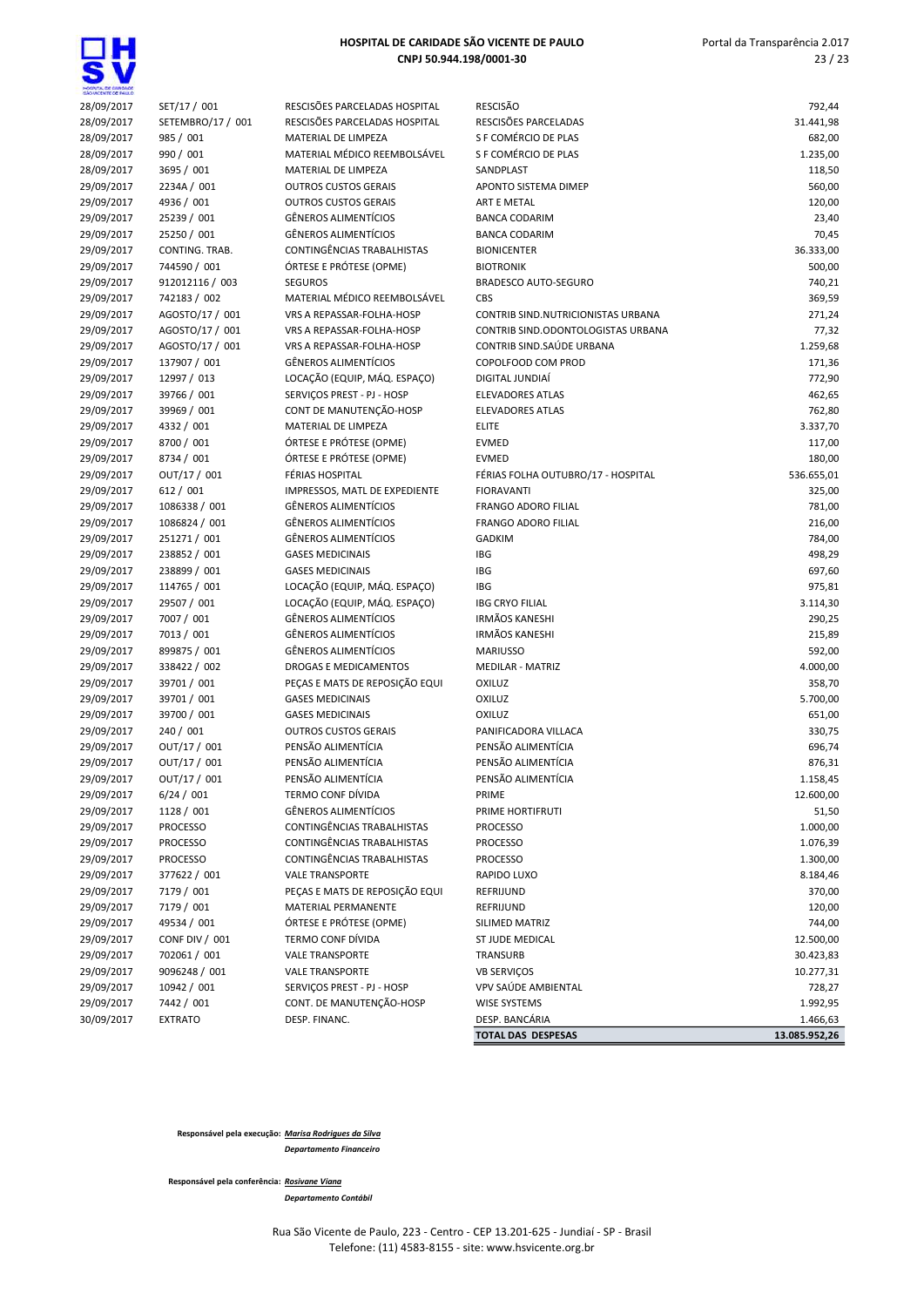**HOSPITAL DE CARIDADE SÃO VICENTE DE PAULO**
**CNPJ 50.944.198/0001-30**

Portal da Transparência 2.017

| | | | | |
|---|---|---|---|---|
| 28/09/2017 | SET/17 / 001 | RESCISÕES PARCELADAS HOSPITAL | RESCISÃO | 792,44 |
| 28/09/2017 | SETEMBRO/17 / 001 | RESCISÕES PARCELADAS HOSPITAL | RESCISÕES PARCELADAS | 31.441,98 |
| 28/09/2017 | 985 / 001 | MATERIAL DE LIMPEZA | S F COMÉRCIO DE PLAS | 682,00 |
| 28/09/2017 | 990 / 001 | MATERIAL MÉDICO REEMBOLSÁVEL | S F COMÉRCIO DE PLAS | 1.235,00 |
| 28/09/2017 | 3695 / 001 | MATERIAL DE LIMPEZA | SANDPLAST | 118,50 |
| 29/09/2017 | 2234A / 001 | OUTROS CUSTOS GERAIS | APONTO SISTEMA DIMEP | 560,00 |
| 29/09/2017 | 4936 / 001 | OUTROS CUSTOS GERAIS | ART E METAL | 120,00 |
| 29/09/2017 | 25239 / 001 | GÊNEROS ALIMENTÍCIOS | BANCA CODARIM | 23,40 |
| 29/09/2017 | 25250 / 001 | GÊNEROS ALIMENTÍCIOS | BANCA CODARIM | 70,45 |
| 29/09/2017 | CONTING. TRAB. | CONTINGÊNCIAS TRABALHISTAS | BIONICENTER | 36.333,00 |
| 29/09/2017 | 744590 / 001 | ÓRTESE E PRÓTESE (OPME) | BIOTRONIK | 500,00 |
| 29/09/2017 | 912012116 / 003 | SEGUROS | BRADESCO AUTO-SEGURO | 740,21 |
| 29/09/2017 | 742183 / 002 | MATERIAL MÉDICO REEMBOLSÁVEL | CBS | 369,59 |
| 29/09/2017 | AGOSTO/17 / 001 | VRS A REPASSAR-FOLHA-HOSP | CONTRIB SIND.NUTRICIONISTAS URBANA | 271,24 |
| 29/09/2017 | AGOSTO/17 / 001 | VRS A REPASSAR-FOLHA-HOSP | CONTRIB SIND.ODONTOLOGISTAS URBANA | 77,32 |
| 29/09/2017 | AGOSTO/17 / 001 | VRS A REPASSAR-FOLHA-HOSP | CONTRIB SIND.SAÚDE URBANA | 1.259,68 |
| 29/09/2017 | 137907 / 001 | GÊNEROS ALIMENTÍCIOS | COPOLFOOD COM PROD | 171,36 |
| 29/09/2017 | 12997 / 013 | LOCAÇÃO (EQUIP, MÁQ. ESPAÇO) | DIGITAL JUNDIAÍ | 772,90 |
| 29/09/2017 | 39766 / 001 | SERVIÇOS PREST - PJ - HOSP | ELEVADORES ATLAS | 462,65 |
| 29/09/2017 | 39969 / 001 | CONT DE MANUTENÇÃO-HOSP | ELEVADORES ATLAS | 762,80 |
| 29/09/2017 | 4332 / 001 | MATERIAL DE LIMPEZA | ELITE | 3.337,70 |
| 29/09/2017 | 8700 / 001 | ÓRTESE E PRÓTESE (OPME) | EVMED | 117,00 |
| 29/09/2017 | 8734 / 001 | ÓRTESE E PRÓTESE (OPME) | EVMED | 180,00 |
| 29/09/2017 | OUT/17 / 001 | FÉRIAS HOSPITAL | FÉRIAS FOLHA OUTUBRO/17 - HOSPITAL | 536.655,01 |
| 29/09/2017 | 612 / 001 | IMPRESSOS, MATL DE EXPEDIENTE | FIORAVANTI | 325,00 |
| 29/09/2017 | 1086338 / 001 | GÊNEROS ALIMENTÍCIOS | FRANGO ADORO FILIAL | 781,00 |
| 29/09/2017 | 1086824 / 001 | GÊNEROS ALIMENTÍCIOS | FRANGO ADORO FILIAL | 216,00 |
| 29/09/2017 | 251271 / 001 | GÊNEROS ALIMENTÍCIOS | GADKIM | 784,00 |
| 29/09/2017 | 238852 / 001 | GASES MEDICINAIS | IBG | 498,29 |
| 29/09/2017 | 238899 / 001 | GASES MEDICINAIS | IBG | 697,60 |
| 29/09/2017 | 114765 / 001 | LOCAÇÃO (EQUIP, MÁQ. ESPAÇO) | IBG | 975,81 |
| 29/09/2017 | 29507 / 001 | LOCAÇÃO (EQUIP, MÁQ. ESPAÇO) | IBG CRYO FILIAL | 3.114,30 |
| 29/09/2017 | 7007 / 001 | GÊNEROS ALIMENTÍCIOS | IRMÃOS KANESHI | 290,25 |
| 29/09/2017 | 7013 / 001 | GÊNEROS ALIMENTÍCIOS | IRMÃOS KANESHI | 215,89 |
| 29/09/2017 | 899875 / 001 | GÊNEROS ALIMENTÍCIOS | MARIUSSO | 592,00 |
| 29/09/2017 | 338422 / 002 | DROGAS E MEDICAMENTOS | MEDILAR - MATRIZ | 4.000,00 |
| 29/09/2017 | 39701 / 001 | PEÇAS E MATS DE REPOSIÇÃO EQUI | OXILUZ | 358,70 |
| 29/09/2017 | 39701 / 001 | GASES MEDICINAIS | OXILUZ | 5.700,00 |
| 29/09/2017 | 39700 / 001 | GASES MEDICINAIS | OXILUZ | 651,00 |
| 29/09/2017 | 240 / 001 | OUTROS CUSTOS GERAIS | PANIFICADORA VILLACA | 330,75 |
| 29/09/2017 | OUT/17 / 001 | PENSÃO ALIMENTÍCIA | PENSÃO ALIMENTÍCIA | 696,74 |
| 29/09/2017 | OUT/17 / 001 | PENSÃO ALIMENTÍCIA | PENSÃO ALIMENTÍCIA | 876,31 |
| 29/09/2017 | OUT/17 / 001 | PENSÃO ALIMENTÍCIA | PENSÃO ALIMENTÍCIA | 1.158,45 |
| 29/09/2017 | 6/24 / 001 | TERMO CONF DÍVIDA | PRIME | 12.600,00 |
| 29/09/2017 | 1128 / 001 | GÊNEROS ALIMENTÍCIOS | PRIME HORTIFRUTI | 51,50 |
| 29/09/2017 | PROCESSO | CONTINGÊNCIAS TRABALHISTAS | PROCESSO | 1.000,00 |
| 29/09/2017 | PROCESSO | CONTINGÊNCIAS TRABALHISTAS | PROCESSO | 1.076,39 |
| 29/09/2017 | PROCESSO | CONTINGÊNCIAS TRABALHISTAS | PROCESSO | 1.300,00 |
| 29/09/2017 | 377622 / 001 | VALE TRANSPORTE | RAPIDO LUXO | 8.184,46 |
| 29/09/2017 | 7179 / 001 | PEÇAS E MATS DE REPOSIÇÃO EQUI | REFRIJUND | 370,00 |
| 29/09/2017 | 7179 / 001 | MATERIAL PERMANENTE | REFRIJUND | 120,00 |
| 29/09/2017 | 49534 / 001 | ÓRTESE E PRÓTESE (OPME) | SILIMED MATRIZ | 744,00 |
| 29/09/2017 | CONF DIV / 001 | TERMO CONF DÍVIDA | ST JUDE MEDICAL | 12.500,00 |
| 29/09/2017 | 702061 / 001 | VALE TRANSPORTE | TRANSURB | 30.423,83 |
| 29/09/2017 | 9096248 / 001 | VALE TRANSPORTE | VB SERVIÇOS | 10.277,31 |
| 29/09/2017 | 10942 / 001 | SERVIÇOS PREST - PJ - HOSP | VPV SAÚDE AMBIENTAL | 728,27 |
| 29/09/2017 | 7442 / 001 | CONT. DE MANUTENÇÃO-HOSP | WISE SYSTEMS | 1.992,95 |
| 30/09/2017 | EXTRATO | DESP. FINANC. | DESP. BANCÁRIA | 1.466,63 |
| | | | **TOTAL DAS DESPESAS** | **13.085.952,26** |

**Responsável pela execução:** ***Marisa Rodrigues da Silva***
***Departamento Financeiro***

**Responsável pela conferência:** ***Rosivane Viana***
***Departamento Contábil***

Rua São Vicente de Paulo, 223 - Centro - CEP 13.201-625 - Jundiaí - SP - Brasil
Telefone: (11) 4583-8155 - site: www.hsvicente.org.br